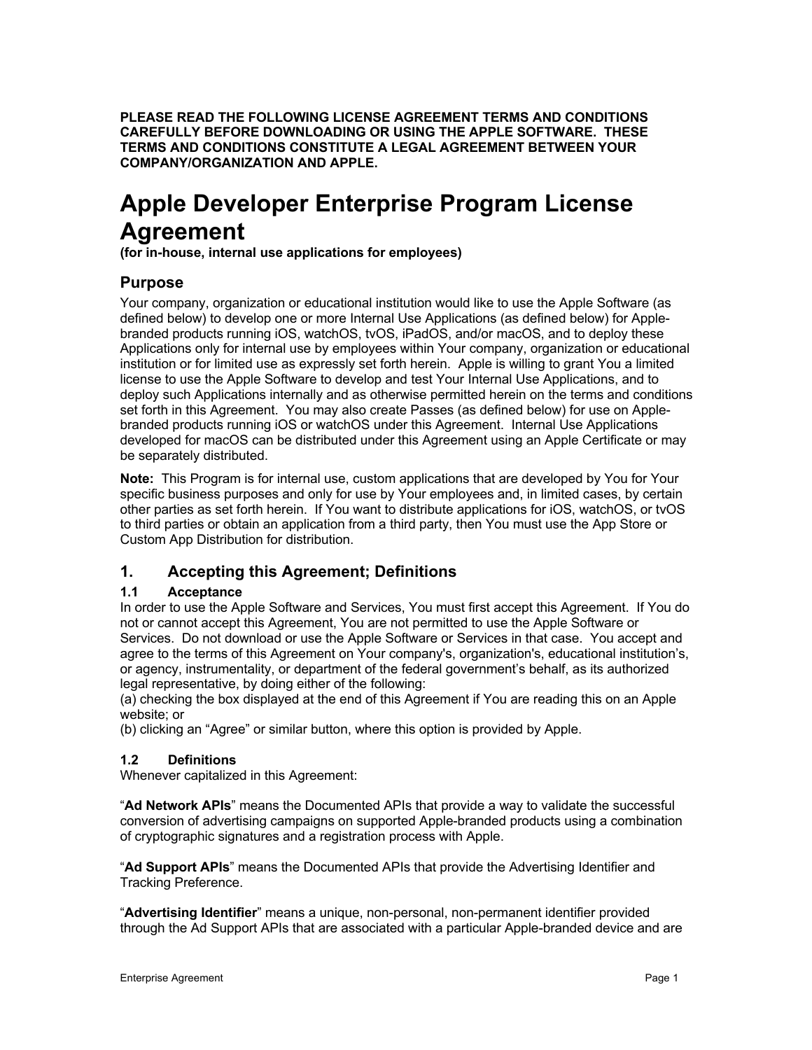**PLEASE READ THE FOLLOWING LICENSE AGREEMENT TERMS AND CONDITIONS CAREFULLY BEFORE DOWNLOADING OR USING THE APPLE SOFTWARE. THESE TERMS AND CONDITIONS CONSTITUTE A LEGAL AGREEMENT BETWEEN YOUR COMPANY/ORGANIZATION AND APPLE.**

# Apple Developer Enterprise Program License Agreement

**(for in-house, internal use applications for employees)**

## Purpose

Your company, organization or educational institution would like to use the Apple Software (as defined below) to develop one or more Internal Use Applications (as defined below) for Apple-branded products running iOS, watchOS, tvOS, iPadOS, and/or macOS, and to deploy these Applications only for internal use by employees within Your company, organization or educational institution or for limited use as expressly set forth herein. Apple is willing to grant You a limited license to use the Apple Software to develop and test Your Internal Use Applications, and to deploy such Applications internally and as otherwise permitted herein on the terms and conditions set forth in this Agreement. You may also create Passes (as defined below) for use on Apple-branded products running iOS or watchOS under this Agreement. Internal Use Applications developed for macOS can be distributed under this Agreement using an Apple Certificate or may be separately distributed.

**Note:** This Program is for internal use, custom applications that are developed by You for Your specific business purposes and only for use by Your employees and, in limited cases, by certain other parties as set forth herein. If You want to distribute applications for iOS, watchOS, or tvOS to third parties or obtain an application from a third party, then You must use the App Store or Custom App Distribution for distribution.

## 1. Accepting this Agreement; Definitions

### 1.1 Acceptance

In order to use the Apple Software and Services, You must first accept this Agreement. If You do not or cannot accept this Agreement, You are not permitted to use the Apple Software or Services. Do not download or use the Apple Software or Services in that case. You accept and agree to the terms of this Agreement on Your company's, organization's, educational institution's, or agency, instrumentality, or department of the federal government's behalf, as its authorized legal representative, by doing either of the following:

(a) checking the box displayed at the end of this Agreement if You are reading this on an Apple website; or

(b) clicking an “Agree” or similar button, where this option is provided by Apple.

### 1.2 Definitions

Whenever capitalized in this Agreement:

“**Ad Network APIs**” means the Documented APIs that provide a way to validate the successful conversion of advertising campaigns on supported Apple-branded products using a combination of cryptographic signatures and a registration process with Apple.

“**Ad Support APIs**” means the Documented APIs that provide the Advertising Identifier and Tracking Preference.

“**Advertising Identifier**” means a unique, non-personal, non-permanent identifier provided through the Ad Support APIs that are associated with a particular Apple-branded device and are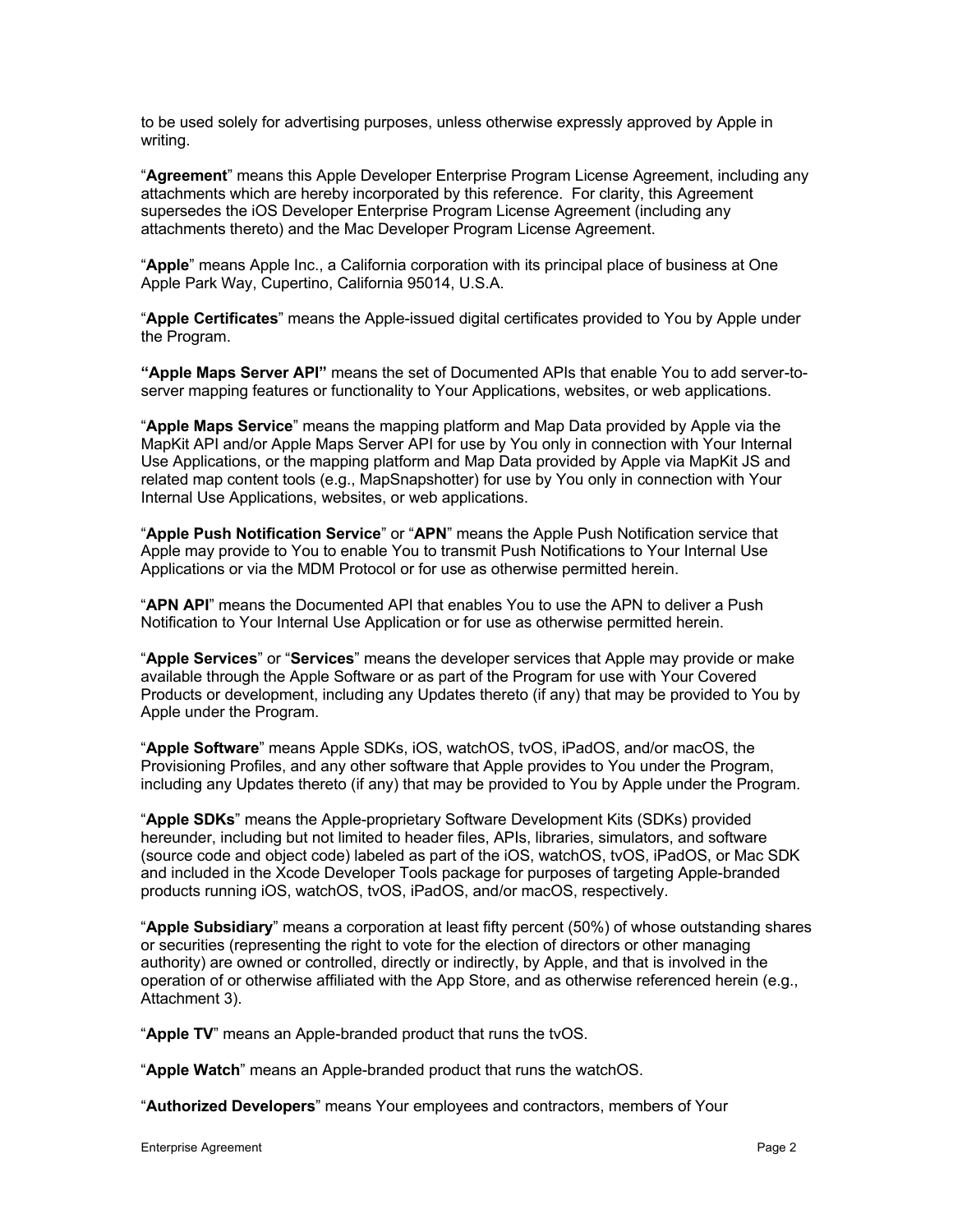to be used solely for advertising purposes, unless otherwise expressly approved by Apple in writing.

"**Agreement**" means this Apple Developer Enterprise Program License Agreement, including any attachments which are hereby incorporated by this reference. For clarity, this Agreement supersedes the iOS Developer Enterprise Program License Agreement (including any attachments thereto) and the Mac Developer Program License Agreement.

"**Apple**" means Apple Inc., a California corporation with its principal place of business at One Apple Park Way, Cupertino, California 95014, U.S.A.

"**Apple Certificates**" means the Apple-issued digital certificates provided to You by Apple under the Program.

**"Apple Maps Server API"** means the set of Documented APIs that enable You to add server-to-server mapping features or functionality to Your Applications, websites, or web applications.

"**Apple Maps Service**" means the mapping platform and Map Data provided by Apple via the MapKit API and/or Apple Maps Server API for use by You only in connection with Your Internal Use Applications, or the mapping platform and Map Data provided by Apple via MapKit JS and related map content tools (e.g., MapSnapshotter) for use by You only in connection with Your Internal Use Applications, websites, or web applications.

"**Apple Push Notification Service**" or "**APN**" means the Apple Push Notification service that Apple may provide to You to enable You to transmit Push Notifications to Your Internal Use Applications or via the MDM Protocol or for use as otherwise permitted herein.

"**APN API**" means the Documented API that enables You to use the APN to deliver a Push Notification to Your Internal Use Application or for use as otherwise permitted herein.

"**Apple Services**" or "**Services**" means the developer services that Apple may provide or make available through the Apple Software or as part of the Program for use with Your Covered Products or development, including any Updates thereto (if any) that may be provided to You by Apple under the Program.

"**Apple Software**" means Apple SDKs, iOS, watchOS, tvOS, iPadOS, and/or macOS, the Provisioning Profiles, and any other software that Apple provides to You under the Program, including any Updates thereto (if any) that may be provided to You by Apple under the Program.

"**Apple SDKs**" means the Apple-proprietary Software Development Kits (SDKs) provided hereunder, including but not limited to header files, APIs, libraries, simulators, and software (source code and object code) labeled as part of the iOS, watchOS, tvOS, iPadOS, or Mac SDK and included in the Xcode Developer Tools package for purposes of targeting Apple-branded products running iOS, watchOS, tvOS, iPadOS, and/or macOS, respectively.

"**Apple Subsidiary**" means a corporation at least fifty percent (50%) of whose outstanding shares or securities (representing the right to vote for the election of directors or other managing authority) are owned or controlled, directly or indirectly, by Apple, and that is involved in the operation of or otherwise affiliated with the App Store, and as otherwise referenced herein (e.g., Attachment 3).

"**Apple TV**" means an Apple-branded product that runs the tvOS.

"**Apple Watch**" means an Apple-branded product that runs the watchOS.

"**Authorized Developers**" means Your employees and contractors, members of Your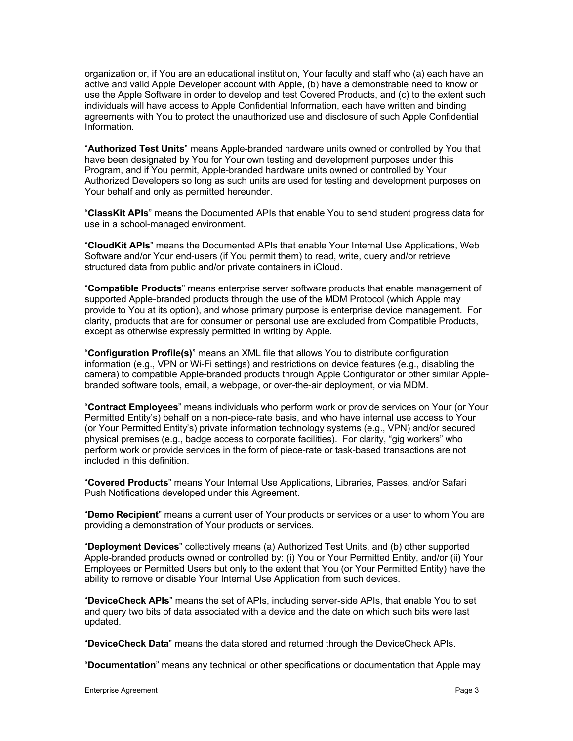organization or, if You are an educational institution, Your faculty and staff who (a) each have an active and valid Apple Developer account with Apple, (b) have a demonstrable need to know or use the Apple Software in order to develop and test Covered Products, and (c) to the extent such individuals will have access to Apple Confidential Information, each have written and binding agreements with You to protect the unauthorized use and disclosure of such Apple Confidential Information.

"**Authorized Test Units**" means Apple-branded hardware units owned or controlled by You that have been designated by You for Your own testing and development purposes under this Program, and if You permit, Apple-branded hardware units owned or controlled by Your Authorized Developers so long as such units are used for testing and development purposes on Your behalf and only as permitted hereunder.

"**ClassKit APIs**" means the Documented APIs that enable You to send student progress data for use in a school-managed environment.

"**CloudKit APIs**" means the Documented APIs that enable Your Internal Use Applications, Web Software and/or Your end-users (if You permit them) to read, write, query and/or retrieve structured data from public and/or private containers in iCloud.

"**Compatible Products**" means enterprise server software products that enable management of supported Apple-branded products through the use of the MDM Protocol (which Apple may provide to You at its option), and whose primary purpose is enterprise device management. For clarity, products that are for consumer or personal use are excluded from Compatible Products, except as otherwise expressly permitted in writing by Apple.

"**Configuration Profile(s)**" means an XML file that allows You to distribute configuration information (e.g., VPN or Wi-Fi settings) and restrictions on device features (e.g., disabling the camera) to compatible Apple-branded products through Apple Configurator or other similar Apple-branded software tools, email, a webpage, or over-the-air deployment, or via MDM.

"**Contract Employees**" means individuals who perform work or provide services on Your (or Your Permitted Entity's) behalf on a non-piece-rate basis, and who have internal use access to Your (or Your Permitted Entity's) private information technology systems (e.g., VPN) and/or secured physical premises (e.g., badge access to corporate facilities). For clarity, "gig workers" who perform work or provide services in the form of piece-rate or task-based transactions are not included in this definition.

"**Covered Products**" means Your Internal Use Applications, Libraries, Passes, and/or Safari Push Notifications developed under this Agreement.

"**Demo Recipient**" means a current user of Your products or services or a user to whom You are providing a demonstration of Your products or services.

"**Deployment Devices**" collectively means (a) Authorized Test Units, and (b) other supported Apple-branded products owned or controlled by: (i) You or Your Permitted Entity, and/or (ii) Your Employees or Permitted Users but only to the extent that You (or Your Permitted Entity) have the ability to remove or disable Your Internal Use Application from such devices.

"**DeviceCheck APIs**" means the set of APIs, including server-side APIs, that enable You to set and query two bits of data associated with a device and the date on which such bits were last updated.

"**DeviceCheck Data**" means the data stored and returned through the DeviceCheck APIs.

"**Documentation**" means any technical or other specifications or documentation that Apple may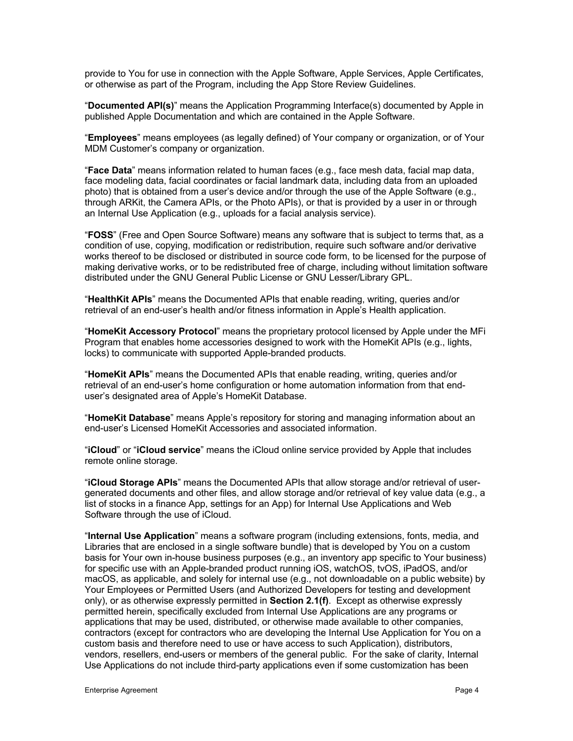provide to You for use in connection with the Apple Software, Apple Services, Apple Certificates, or otherwise as part of the Program, including the App Store Review Guidelines.

"**Documented API(s)**" means the Application Programming Interface(s) documented by Apple in published Apple Documentation and which are contained in the Apple Software.

"**Employees**" means employees (as legally defined) of Your company or organization, or of Your MDM Customer's company or organization.

"**Face Data**" means information related to human faces (e.g., face mesh data, facial map data, face modeling data, facial coordinates or facial landmark data, including data from an uploaded photo) that is obtained from a user's device and/or through the use of the Apple Software (e.g., through ARKit, the Camera APIs, or the Photo APIs), or that is provided by a user in or through an Internal Use Application (e.g., uploads for a facial analysis service).

"**FOSS**" (Free and Open Source Software) means any software that is subject to terms that, as a condition of use, copying, modification or redistribution, require such software and/or derivative works thereof to be disclosed or distributed in source code form, to be licensed for the purpose of making derivative works, or to be redistributed free of charge, including without limitation software distributed under the GNU General Public License or GNU Lesser/Library GPL.

"**HealthKit APIs**" means the Documented APIs that enable reading, writing, queries and/or retrieval of an end-user's health and/or fitness information in Apple's Health application.

"**HomeKit Accessory Protocol**" means the proprietary protocol licensed by Apple under the MFi Program that enables home accessories designed to work with the HomeKit APIs (e.g., lights, locks) to communicate with supported Apple-branded products.

"**HomeKit APIs**" means the Documented APIs that enable reading, writing, queries and/or retrieval of an end-user's home configuration or home automation information from that end-user's designated area of Apple's HomeKit Database.

"**HomeKit Database**" means Apple's repository for storing and managing information about an end-user's Licensed HomeKit Accessories and associated information.

"**iCloud**" or "**iCloud service**" means the iCloud online service provided by Apple that includes remote online storage.

"**iCloud Storage APIs**" means the Documented APIs that allow storage and/or retrieval of user-generated documents and other files, and allow storage and/or retrieval of key value data (e.g., a list of stocks in a finance App, settings for an App) for Internal Use Applications and Web Software through the use of iCloud.

"**Internal Use Application**" means a software program (including extensions, fonts, media, and Libraries that are enclosed in a single software bundle) that is developed by You on a custom basis for Your own in-house business purposes (e.g., an inventory app specific to Your business) for specific use with an Apple-branded product running iOS, watchOS, tvOS, iPadOS, and/or macOS, as applicable, and solely for internal use (e.g., not downloadable on a public website) by Your Employees or Permitted Users (and Authorized Developers for testing and development only), or as otherwise expressly permitted in **Section 2.1(f)**. Except as otherwise expressly permitted herein, specifically excluded from Internal Use Applications are any programs or applications that may be used, distributed, or otherwise made available to other companies, contractors (except for contractors who are developing the Internal Use Application for You on a custom basis and therefore need to use or have access to such Application), distributors, vendors, resellers, end-users or members of the general public. For the sake of clarity, Internal Use Applications do not include third-party applications even if some customization has been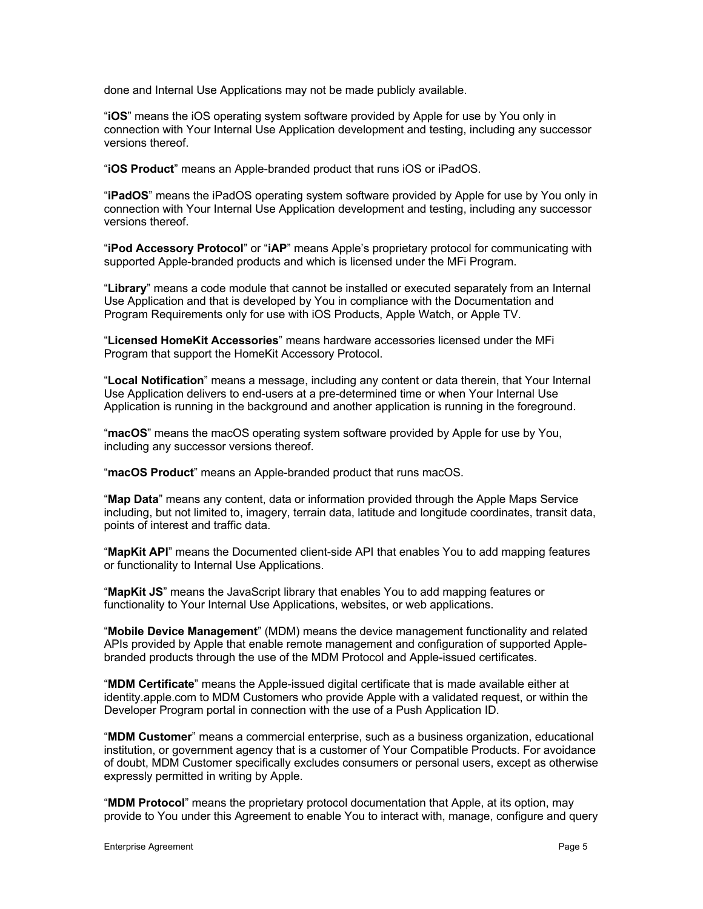done and Internal Use Applications may not be made publicly available.

"**iOS**" means the iOS operating system software provided by Apple for use by You only in connection with Your Internal Use Application development and testing, including any successor versions thereof.

"**iOS Product**" means an Apple-branded product that runs iOS or iPadOS.

"**iPadOS**" means the iPadOS operating system software provided by Apple for use by You only in connection with Your Internal Use Application development and testing, including any successor versions thereof.

"**iPod Accessory Protocol**" or "**iAP**" means Apple's proprietary protocol for communicating with supported Apple-branded products and which is licensed under the MFi Program.

"**Library**" means a code module that cannot be installed or executed separately from an Internal Use Application and that is developed by You in compliance with the Documentation and Program Requirements only for use with iOS Products, Apple Watch, or Apple TV.

"**Licensed HomeKit Accessories**" means hardware accessories licensed under the MFi Program that support the HomeKit Accessory Protocol.

"**Local Notification**" means a message, including any content or data therein, that Your Internal Use Application delivers to end-users at a pre-determined time or when Your Internal Use Application is running in the background and another application is running in the foreground.

"**macOS**" means the macOS operating system software provided by Apple for use by You, including any successor versions thereof.

"**macOS Product**" means an Apple-branded product that runs macOS.

"**Map Data**" means any content, data or information provided through the Apple Maps Service including, but not limited to, imagery, terrain data, latitude and longitude coordinates, transit data, points of interest and traffic data.

"**MapKit API**" means the Documented client-side API that enables You to add mapping features or functionality to Internal Use Applications.

"**MapKit JS**" means the JavaScript library that enables You to add mapping features or functionality to Your Internal Use Applications, websites, or web applications.

"**Mobile Device Management**" (MDM) means the device management functionality and related APIs provided by Apple that enable remote management and configuration of supported Apple-branded products through the use of the MDM Protocol and Apple-issued certificates.

"**MDM Certificate**" means the Apple-issued digital certificate that is made available either at identity.apple.com to MDM Customers who provide Apple with a validated request, or within the Developer Program portal in connection with the use of a Push Application ID.

"**MDM Customer**" means a commercial enterprise, such as a business organization, educational institution, or government agency that is a customer of Your Compatible Products. For avoidance of doubt, MDM Customer specifically excludes consumers or personal users, except as otherwise expressly permitted in writing by Apple.

"**MDM Protocol**" means the proprietary protocol documentation that Apple, at its option, may provide to You under this Agreement to enable You to interact with, manage, configure and query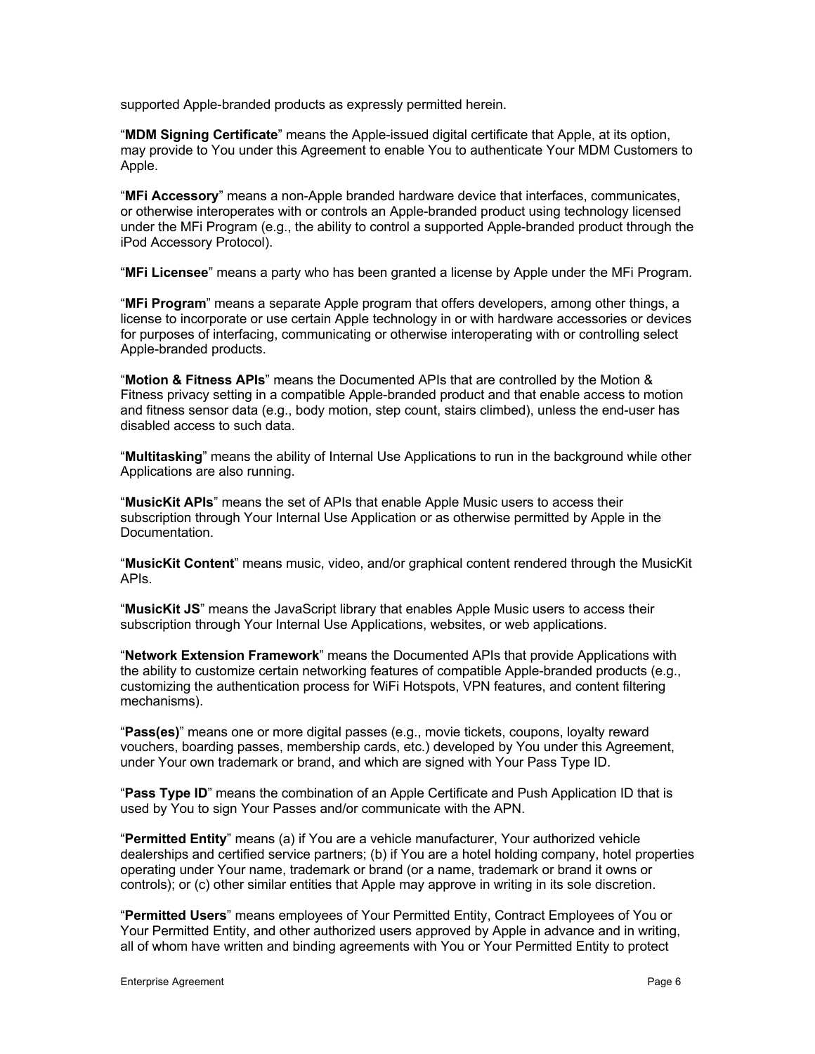supported Apple-branded products as expressly permitted herein.

“**MDM Signing Certificate**” means the Apple-issued digital certificate that Apple, at its option, may provide to You under this Agreement to enable You to authenticate Your MDM Customers to Apple.

“**MFi Accessory**” means a non-Apple branded hardware device that interfaces, communicates, or otherwise interoperates with or controls an Apple-branded product using technology licensed under the MFi Program (e.g., the ability to control a supported Apple-branded product through the iPod Accessory Protocol).

“**MFi Licensee**” means a party who has been granted a license by Apple under the MFi Program.

“**MFi Program**” means a separate Apple program that offers developers, among other things, a license to incorporate or use certain Apple technology in or with hardware accessories or devices for purposes of interfacing, communicating or otherwise interoperating with or controlling select Apple-branded products.

“**Motion & Fitness APIs**” means the Documented APIs that are controlled by the Motion & Fitness privacy setting in a compatible Apple-branded product and that enable access to motion and fitness sensor data (e.g., body motion, step count, stairs climbed), unless the end-user has disabled access to such data.

“**Multitasking**” means the ability of Internal Use Applications to run in the background while other Applications are also running.

“**MusicKit APIs**” means the set of APIs that enable Apple Music users to access their subscription through Your Internal Use Application or as otherwise permitted by Apple in the Documentation.

“**MusicKit Content**” means music, video, and/or graphical content rendered through the MusicKit APIs.

“**MusicKit JS**” means the JavaScript library that enables Apple Music users to access their subscription through Your Internal Use Applications, websites, or web applications.

“**Network Extension Framework**” means the Documented APIs that provide Applications with the ability to customize certain networking features of compatible Apple-branded products (e.g., customizing the authentication process for WiFi Hotspots, VPN features, and content filtering mechanisms).

“**Pass(es)**” means one or more digital passes (e.g., movie tickets, coupons, loyalty reward vouchers, boarding passes, membership cards, etc.) developed by You under this Agreement, under Your own trademark or brand, and which are signed with Your Pass Type ID.

“**Pass Type ID**” means the combination of an Apple Certificate and Push Application ID that is used by You to sign Your Passes and/or communicate with the APN.

“**Permitted Entity**” means (a) if You are a vehicle manufacturer, Your authorized vehicle dealerships and certified service partners; (b) if You are a hotel holding company, hotel properties operating under Your name, trademark or brand (or a name, trademark or brand it owns or controls); or (c) other similar entities that Apple may approve in writing in its sole discretion.

“**Permitted Users**” means employees of Your Permitted Entity, Contract Employees of You or Your Permitted Entity, and other authorized users approved by Apple in advance and in writing, all of whom have written and binding agreements with You or Your Permitted Entity to protect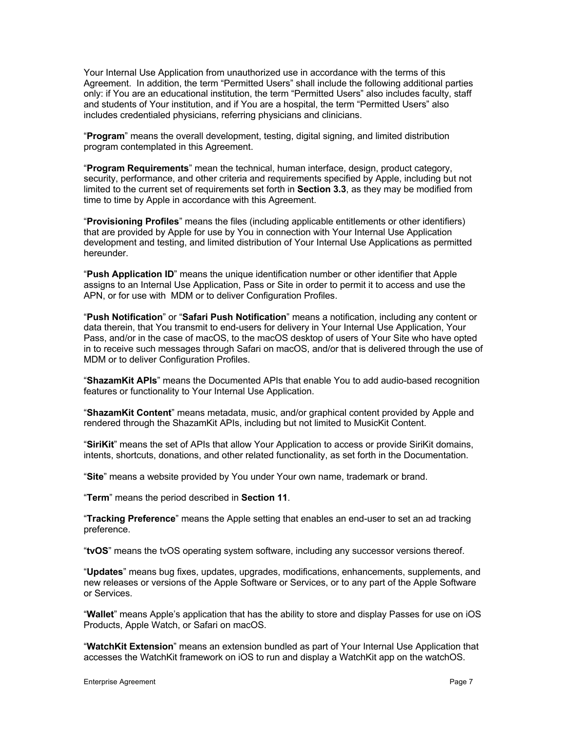Your Internal Use Application from unauthorized use in accordance with the terms of this Agreement. In addition, the term "Permitted Users" shall include the following additional parties only: if You are an educational institution, the term "Permitted Users" also includes faculty, staff and students of Your institution, and if You are a hospital, the term "Permitted Users" also includes credentialed physicians, referring physicians and clinicians.

"**Program**" means the overall development, testing, digital signing, and limited distribution program contemplated in this Agreement.

"**Program Requirements**" mean the technical, human interface, design, product category, security, performance, and other criteria and requirements specified by Apple, including but not limited to the current set of requirements set forth in **Section 3.3**, as they may be modified from time to time by Apple in accordance with this Agreement.

"**Provisioning Profiles**" means the files (including applicable entitlements or other identifiers) that are provided by Apple for use by You in connection with Your Internal Use Application development and testing, and limited distribution of Your Internal Use Applications as permitted hereunder.

"**Push Application ID**" means the unique identification number or other identifier that Apple assigns to an Internal Use Application, Pass or Site in order to permit it to access and use the APN, or for use with MDM or to deliver Configuration Profiles.

"**Push Notification**" or "**Safari Push Notification**" means a notification, including any content or data therein, that You transmit to end-users for delivery in Your Internal Use Application, Your Pass, and/or in the case of macOS, to the macOS desktop of users of Your Site who have opted in to receive such messages through Safari on macOS, and/or that is delivered through the use of MDM or to deliver Configuration Profiles.

"**ShazamKit APIs**" means the Documented APIs that enable You to add audio-based recognition features or functionality to Your Internal Use Application.

"**ShazamKit Content**" means metadata, music, and/or graphical content provided by Apple and rendered through the ShazamKit APIs, including but not limited to MusicKit Content.

"**SiriKit**" means the set of APIs that allow Your Application to access or provide SiriKit domains, intents, shortcuts, donations, and other related functionality, as set forth in the Documentation.

"**Site**" means a website provided by You under Your own name, trademark or brand.

"**Term**" means the period described in **Section 11**.

"**Tracking Preference**" means the Apple setting that enables an end-user to set an ad tracking preference.

"**tvOS**" means the tvOS operating system software, including any successor versions thereof.

"**Updates**" means bug fixes, updates, upgrades, modifications, enhancements, supplements, and new releases or versions of the Apple Software or Services, or to any part of the Apple Software or Services.

"**Wallet**" means Apple's application that has the ability to store and display Passes for use on iOS Products, Apple Watch, or Safari on macOS.

"**WatchKit Extension**" means an extension bundled as part of Your Internal Use Application that accesses the WatchKit framework on iOS to run and display a WatchKit app on the watchOS.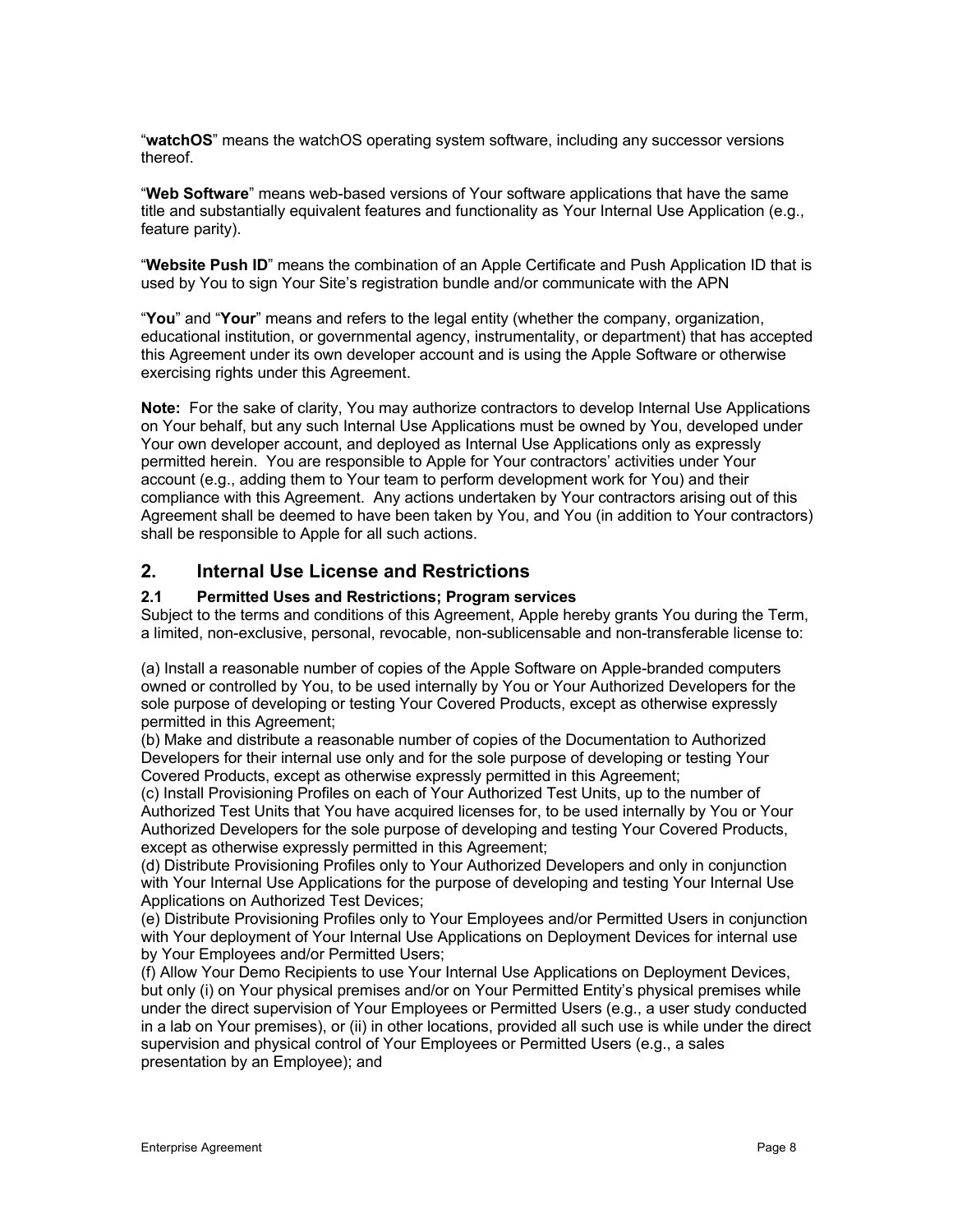"**watchOS**" means the watchOS operating system software, including any successor versions thereof.

"**Web Software**" means web-based versions of Your software applications that have the same title and substantially equivalent features and functionality as Your Internal Use Application (e.g., feature parity).

"**Website Push ID**" means the combination of an Apple Certificate and Push Application ID that is used by You to sign Your Site's registration bundle and/or communicate with the APN

"**You**" and "**Your**" means and refers to the legal entity (whether the company, organization, educational institution, or governmental agency, instrumentality, or department) that has accepted this Agreement under its own developer account and is using the Apple Software or otherwise exercising rights under this Agreement.

**Note:** For the sake of clarity, You may authorize contractors to develop Internal Use Applications on Your behalf, but any such Internal Use Applications must be owned by You, developed under Your own developer account, and deployed as Internal Use Applications only as expressly permitted herein. You are responsible to Apple for Your contractors' activities under Your account (e.g., adding them to Your team to perform development work for You) and their compliance with this Agreement. Any actions undertaken by Your contractors arising out of this Agreement shall be deemed to have been taken by You, and You (in addition to Your contractors) shall be responsible to Apple for all such actions.

## 2. Internal Use License and Restrictions

### 2.1 Permitted Uses and Restrictions; Program services

Subject to the terms and conditions of this Agreement, Apple hereby grants You during the Term, a limited, non-exclusive, personal, revocable, non-sublicensable and non-transferable license to:

(a) Install a reasonable number of copies of the Apple Software on Apple-branded computers owned or controlled by You, to be used internally by You or Your Authorized Developers for the sole purpose of developing or testing Your Covered Products, except as otherwise expressly permitted in this Agreement;
(b) Make and distribute a reasonable number of copies of the Documentation to Authorized Developers for their internal use only and for the sole purpose of developing or testing Your Covered Products, except as otherwise expressly permitted in this Agreement;
(c) Install Provisioning Profiles on each of Your Authorized Test Units, up to the number of Authorized Test Units that You have acquired licenses for, to be used internally by You or Your Authorized Developers for the sole purpose of developing and testing Your Covered Products, except as otherwise expressly permitted in this Agreement;
(d) Distribute Provisioning Profiles only to Your Authorized Developers and only in conjunction with Your Internal Use Applications for the purpose of developing and testing Your Internal Use Applications on Authorized Test Devices;
(e) Distribute Provisioning Profiles only to Your Employees and/or Permitted Users in conjunction with Your deployment of Your Internal Use Applications on Deployment Devices for internal use by Your Employees and/or Permitted Users;
(f) Allow Your Demo Recipients to use Your Internal Use Applications on Deployment Devices, but only (i) on Your physical premises and/or on Your Permitted Entity's physical premises while under the direct supervision of Your Employees or Permitted Users (e.g., a user study conducted in a lab on Your premises), or (ii) in other locations, provided all such use is while under the direct supervision and physical control of Your Employees or Permitted Users (e.g., a sales presentation by an Employee); and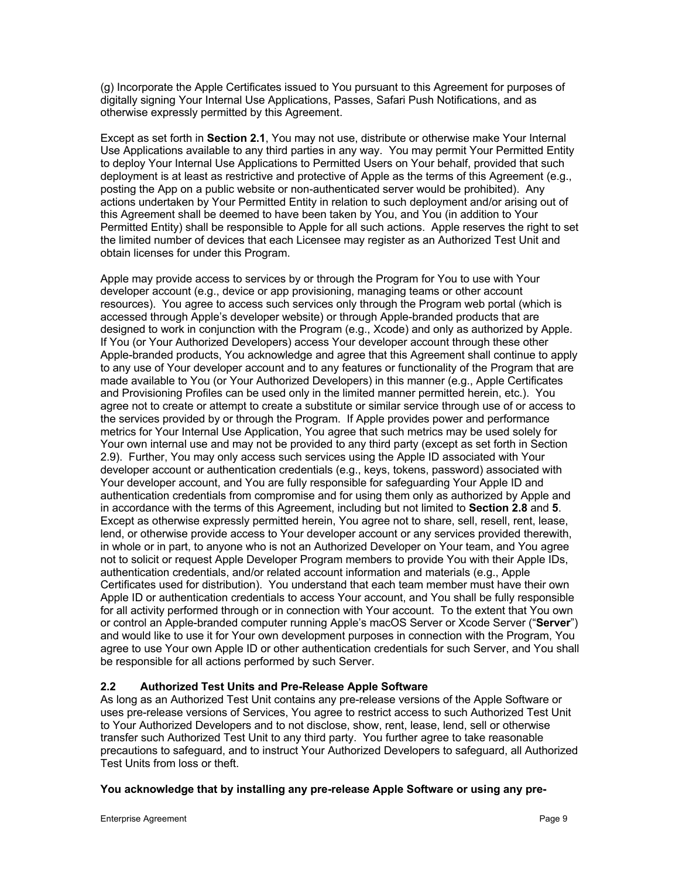(g) Incorporate the Apple Certificates issued to You pursuant to this Agreement for purposes of digitally signing Your Internal Use Applications, Passes, Safari Push Notifications, and as otherwise expressly permitted by this Agreement.

Except as set forth in **Section 2.1**, You may not use, distribute or otherwise make Your Internal Use Applications available to any third parties in any way. You may permit Your Permitted Entity to deploy Your Internal Use Applications to Permitted Users on Your behalf, provided that such deployment is at least as restrictive and protective of Apple as the terms of this Agreement (e.g., posting the App on a public website or non-authenticated server would be prohibited). Any actions undertaken by Your Permitted Entity in relation to such deployment and/or arising out of this Agreement shall be deemed to have been taken by You, and You (in addition to Your Permitted Entity) shall be responsible to Apple for all such actions. Apple reserves the right to set the limited number of devices that each Licensee may register as an Authorized Test Unit and obtain licenses for under this Program.

Apple may provide access to services by or through the Program for You to use with Your developer account (e.g., device or app provisioning, managing teams or other account resources). You agree to access such services only through the Program web portal (which is accessed through Apple's developer website) or through Apple-branded products that are designed to work in conjunction with the Program (e.g., Xcode) and only as authorized by Apple. If You (or Your Authorized Developers) access Your developer account through these other Apple-branded products, You acknowledge and agree that this Agreement shall continue to apply to any use of Your developer account and to any features or functionality of the Program that are made available to You (or Your Authorized Developers) in this manner (e.g., Apple Certificates and Provisioning Profiles can be used only in the limited manner permitted herein, etc.). You agree not to create or attempt to create a substitute or similar service through use of or access to the services provided by or through the Program. If Apple provides power and performance metrics for Your Internal Use Application, You agree that such metrics may be used solely for Your own internal use and may not be provided to any third party (except as set forth in Section 2.9). Further, You may only access such services using the Apple ID associated with Your developer account or authentication credentials (e.g., keys, tokens, password) associated with Your developer account, and You are fully responsible for safeguarding Your Apple ID and authentication credentials from compromise and for using them only as authorized by Apple and in accordance with the terms of this Agreement, including but not limited to **Section 2.8** and **5**. Except as otherwise expressly permitted herein, You agree not to share, sell, resell, rent, lease, lend, or otherwise provide access to Your developer account or any services provided therewith, in whole or in part, to anyone who is not an Authorized Developer on Your team, and You agree not to solicit or request Apple Developer Program members to provide You with their Apple IDs, authentication credentials, and/or related account information and materials (e.g., Apple Certificates used for distribution). You understand that each team member must have their own Apple ID or authentication credentials to access Your account, and You shall be fully responsible for all activity performed through or in connection with Your account. To the extent that You own or control an Apple-branded computer running Apple's macOS Server or Xcode Server ("**Server**") and would like to use it for Your own development purposes in connection with the Program, You agree to use Your own Apple ID or other authentication credentials for such Server, and You shall be responsible for all actions performed by such Server.

### 2.2 Authorized Test Units and Pre-Release Apple Software

As long as an Authorized Test Unit contains any pre-release versions of the Apple Software or uses pre-release versions of Services, You agree to restrict access to such Authorized Test Unit to Your Authorized Developers and to not disclose, show, rent, lease, lend, sell or otherwise transfer such Authorized Test Unit to any third party. You further agree to take reasonable precautions to safeguard, and to instruct Your Authorized Developers to safeguard, all Authorized Test Units from loss or theft.

**You acknowledge that by installing any pre-release Apple Software or using any pre-**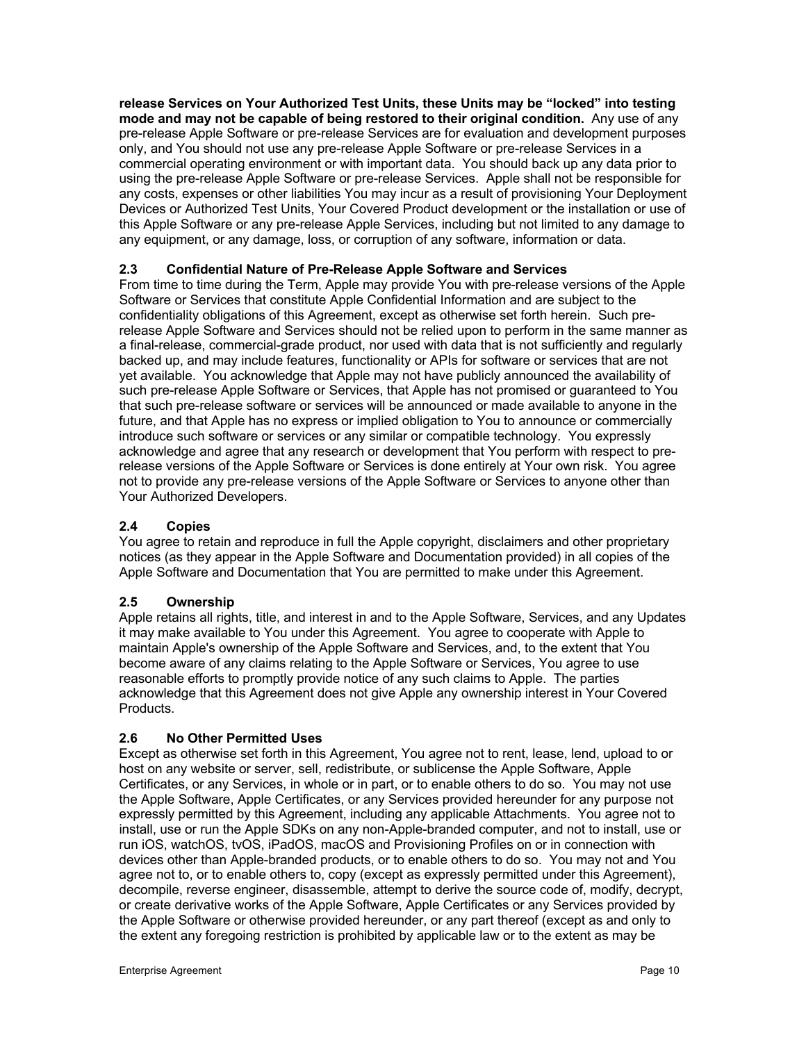**release Services on Your Authorized Test Units, these Units may be "locked" into testing mode and may not be capable of being restored to their original condition.** Any use of any pre-release Apple Software or pre-release Services are for evaluation and development purposes only, and You should not use any pre-release Apple Software or pre-release Services in a commercial operating environment or with important data. You should back up any data prior to using the pre-release Apple Software or pre-release Services. Apple shall not be responsible for any costs, expenses or other liabilities You may incur as a result of provisioning Your Deployment Devices or Authorized Test Units, Your Covered Product development or the installation or use of this Apple Software or any pre-release Apple Services, including but not limited to any damage to any equipment, or any damage, loss, or corruption of any software, information or data.

### 2.3 Confidential Nature of Pre-Release Apple Software and Services

From time to time during the Term, Apple may provide You with pre-release versions of the Apple Software or Services that constitute Apple Confidential Information and are subject to the confidentiality obligations of this Agreement, except as otherwise set forth herein. Such pre-release Apple Software and Services should not be relied upon to perform in the same manner as a final-release, commercial-grade product, nor used with data that is not sufficiently and regularly backed up, and may include features, functionality or APIs for software or services that are not yet available. You acknowledge that Apple may not have publicly announced the availability of such pre-release Apple Software or Services, that Apple has not promised or guaranteed to You that such pre-release software or services will be announced or made available to anyone in the future, and that Apple has no express or implied obligation to You to announce or commercially introduce such software or services or any similar or compatible technology. You expressly acknowledge and agree that any research or development that You perform with respect to pre-release versions of the Apple Software or Services is done entirely at Your own risk. You agree not to provide any pre-release versions of the Apple Software or Services to anyone other than Your Authorized Developers.

### 2.4 Copies

You agree to retain and reproduce in full the Apple copyright, disclaimers and other proprietary notices (as they appear in the Apple Software and Documentation provided) in all copies of the Apple Software and Documentation that You are permitted to make under this Agreement.

### 2.5 Ownership

Apple retains all rights, title, and interest in and to the Apple Software, Services, and any Updates it may make available to You under this Agreement. You agree to cooperate with Apple to maintain Apple's ownership of the Apple Software and Services, and, to the extent that You become aware of any claims relating to the Apple Software or Services, You agree to use reasonable efforts to promptly provide notice of any such claims to Apple. The parties acknowledge that this Agreement does not give Apple any ownership interest in Your Covered Products.

### 2.6 No Other Permitted Uses

Except as otherwise set forth in this Agreement, You agree not to rent, lease, lend, upload to or host on any website or server, sell, redistribute, or sublicense the Apple Software, Apple Certificates, or any Services, in whole or in part, or to enable others to do so. You may not use the Apple Software, Apple Certificates, or any Services provided hereunder for any purpose not expressly permitted by this Agreement, including any applicable Attachments. You agree not to install, use or run the Apple SDKs on any non-Apple-branded computer, and not to install, use or run iOS, watchOS, tvOS, iPadOS, macOS and Provisioning Profiles on or in connection with devices other than Apple-branded products, or to enable others to do so. You may not and You agree not to, or to enable others to, copy (except as expressly permitted under this Agreement), decompile, reverse engineer, disassemble, attempt to derive the source code of, modify, decrypt, or create derivative works of the Apple Software, Apple Certificates or any Services provided by the Apple Software or otherwise provided hereunder, or any part thereof (except as and only to the extent any foregoing restriction is prohibited by applicable law or to the extent as may be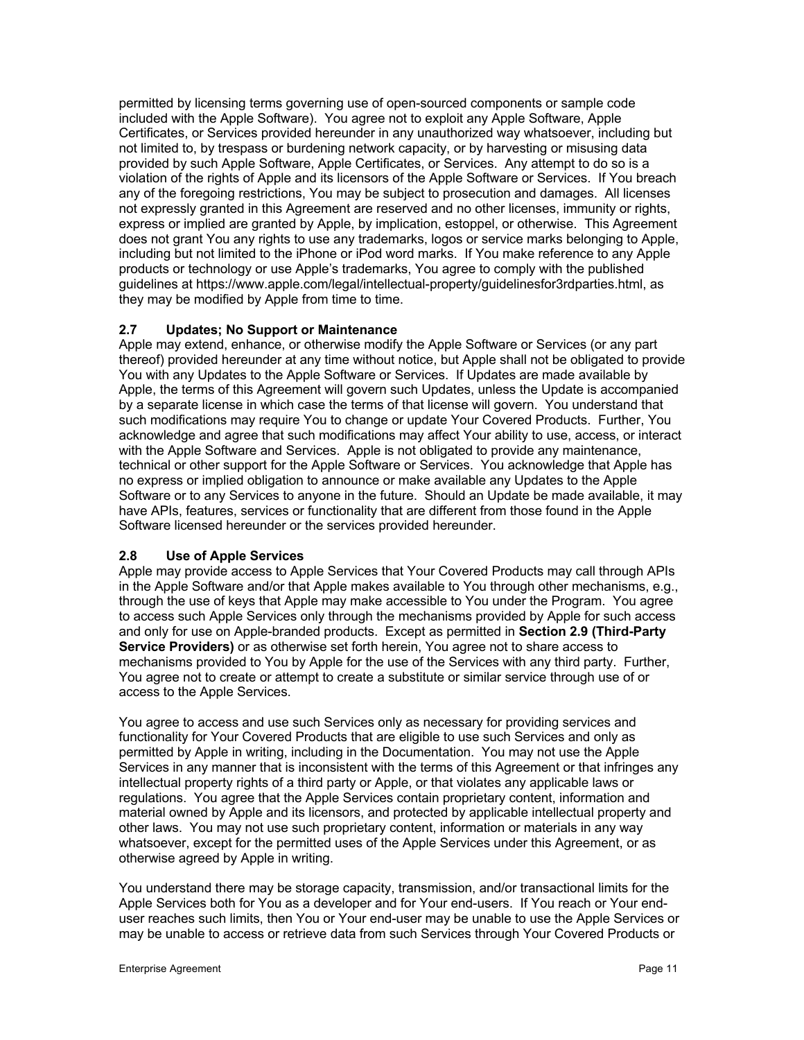permitted by licensing terms governing use of open-sourced components or sample code included with the Apple Software). You agree not to exploit any Apple Software, Apple Certificates, or Services provided hereunder in any unauthorized way whatsoever, including but not limited to, by trespass or burdening network capacity, or by harvesting or misusing data provided by such Apple Software, Apple Certificates, or Services. Any attempt to do so is a violation of the rights of Apple and its licensors of the Apple Software or Services. If You breach any of the foregoing restrictions, You may be subject to prosecution and damages. All licenses not expressly granted in this Agreement are reserved and no other licenses, immunity or rights, express or implied are granted by Apple, by implication, estoppel, or otherwise. This Agreement does not grant You any rights to use any trademarks, logos or service marks belonging to Apple, including but not limited to the iPhone or iPod word marks. If You make reference to any Apple products or technology or use Apple's trademarks, You agree to comply with the published guidelines at https://www.apple.com/legal/intellectual-property/guidelinesfor3rdparties.html, as they may be modified by Apple from time to time.

### 2.7 Updates; No Support or Maintenance

Apple may extend, enhance, or otherwise modify the Apple Software or Services (or any part thereof) provided hereunder at any time without notice, but Apple shall not be obligated to provide You with any Updates to the Apple Software or Services. If Updates are made available by Apple, the terms of this Agreement will govern such Updates, unless the Update is accompanied by a separate license in which case the terms of that license will govern. You understand that such modifications may require You to change or update Your Covered Products. Further, You acknowledge and agree that such modifications may affect Your ability to use, access, or interact with the Apple Software and Services. Apple is not obligated to provide any maintenance, technical or other support for the Apple Software or Services. You acknowledge that Apple has no express or implied obligation to announce or make available any Updates to the Apple Software or to any Services to anyone in the future. Should an Update be made available, it may have APIs, features, services or functionality that are different from those found in the Apple Software licensed hereunder or the services provided hereunder.

### 2.8 Use of Apple Services

Apple may provide access to Apple Services that Your Covered Products may call through APIs in the Apple Software and/or that Apple makes available to You through other mechanisms, e.g., through the use of keys that Apple may make accessible to You under the Program. You agree to access such Apple Services only through the mechanisms provided by Apple for such access and only for use on Apple-branded products. Except as permitted in **Section 2.9 (Third-Party Service Providers)** or as otherwise set forth herein, You agree not to share access to mechanisms provided to You by Apple for the use of the Services with any third party. Further, You agree not to create or attempt to create a substitute or similar service through use of or access to the Apple Services.

You agree to access and use such Services only as necessary for providing services and functionality for Your Covered Products that are eligible to use such Services and only as permitted by Apple in writing, including in the Documentation. You may not use the Apple Services in any manner that is inconsistent with the terms of this Agreement or that infringes any intellectual property rights of a third party or Apple, or that violates any applicable laws or regulations. You agree that the Apple Services contain proprietary content, information and material owned by Apple and its licensors, and protected by applicable intellectual property and other laws. You may not use such proprietary content, information or materials in any way whatsoever, except for the permitted uses of the Apple Services under this Agreement, or as otherwise agreed by Apple in writing.

You understand there may be storage capacity, transmission, and/or transactional limits for the Apple Services both for You as a developer and for Your end-users. If You reach or Your end-user reaches such limits, then You or Your end-user may be unable to use the Apple Services or may be unable to access or retrieve data from such Services through Your Covered Products or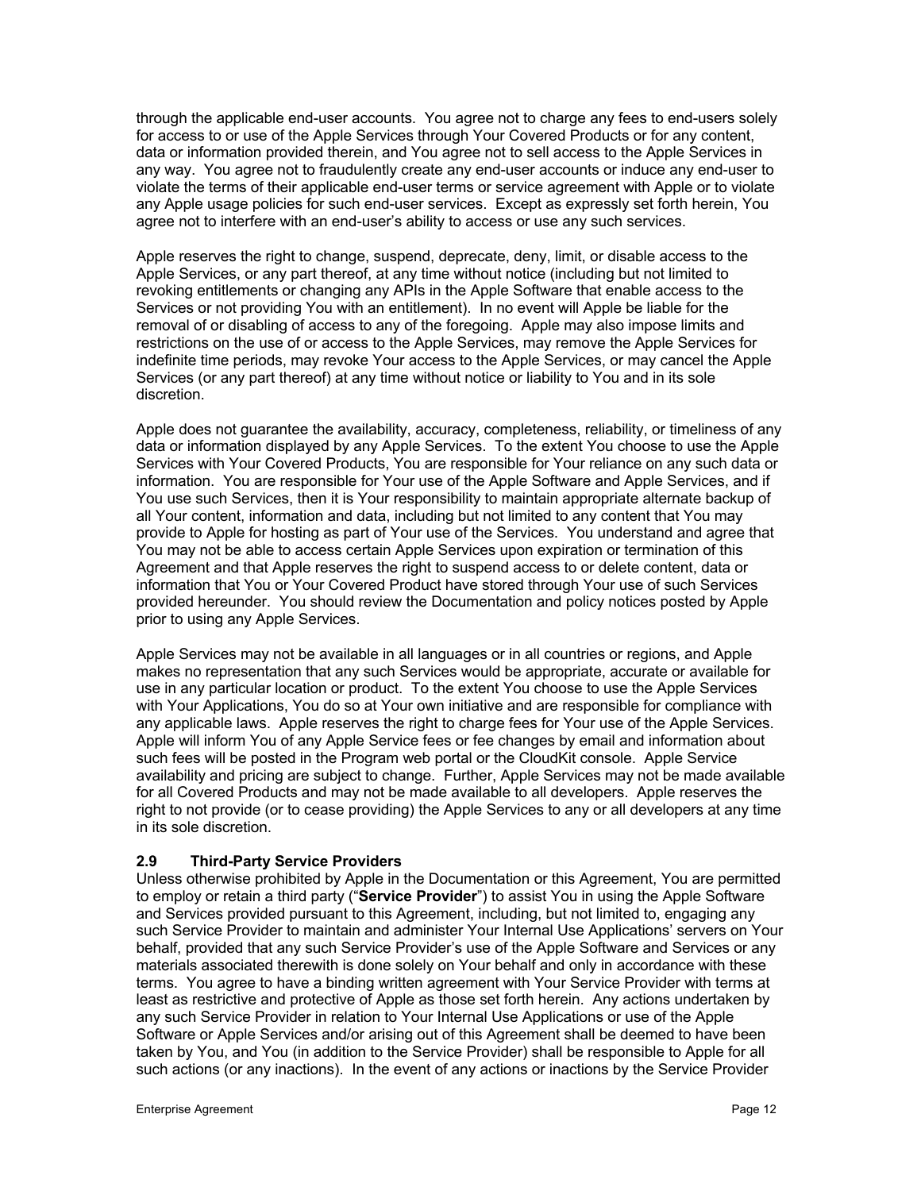through the applicable end-user accounts. You agree not to charge any fees to end-users solely for access to or use of the Apple Services through Your Covered Products or for any content, data or information provided therein, and You agree not to sell access to the Apple Services in any way. You agree not to fraudulently create any end-user accounts or induce any end-user to violate the terms of their applicable end-user terms or service agreement with Apple or to violate any Apple usage policies for such end-user services. Except as expressly set forth herein, You agree not to interfere with an end-user's ability to access or use any such services.

Apple reserves the right to change, suspend, deprecate, deny, limit, or disable access to the Apple Services, or any part thereof, at any time without notice (including but not limited to revoking entitlements or changing any APIs in the Apple Software that enable access to the Services or not providing You with an entitlement). In no event will Apple be liable for the removal of or disabling of access to any of the foregoing. Apple may also impose limits and restrictions on the use of or access to the Apple Services, may remove the Apple Services for indefinite time periods, may revoke Your access to the Apple Services, or may cancel the Apple Services (or any part thereof) at any time without notice or liability to You and in its sole discretion.

Apple does not guarantee the availability, accuracy, completeness, reliability, or timeliness of any data or information displayed by any Apple Services. To the extent You choose to use the Apple Services with Your Covered Products, You are responsible for Your reliance on any such data or information. You are responsible for Your use of the Apple Software and Apple Services, and if You use such Services, then it is Your responsibility to maintain appropriate alternate backup of all Your content, information and data, including but not limited to any content that You may provide to Apple for hosting as part of Your use of the Services. You understand and agree that You may not be able to access certain Apple Services upon expiration or termination of this Agreement and that Apple reserves the right to suspend access to or delete content, data or information that You or Your Covered Product have stored through Your use of such Services provided hereunder. You should review the Documentation and policy notices posted by Apple prior to using any Apple Services.

Apple Services may not be available in all languages or in all countries or regions, and Apple makes no representation that any such Services would be appropriate, accurate or available for use in any particular location or product. To the extent You choose to use the Apple Services with Your Applications, You do so at Your own initiative and are responsible for compliance with any applicable laws. Apple reserves the right to charge fees for Your use of the Apple Services. Apple will inform You of any Apple Service fees or fee changes by email and information about such fees will be posted in the Program web portal or the CloudKit console. Apple Service availability and pricing are subject to change. Further, Apple Services may not be made available for all Covered Products and may not be made available to all developers. Apple reserves the right to not provide (or to cease providing) the Apple Services to any or all developers at any time in its sole discretion.

### 2.9 Third-Party Service Providers

Unless otherwise prohibited by Apple in the Documentation or this Agreement, You are permitted to employ or retain a third party ("**Service Provider**") to assist You in using the Apple Software and Services provided pursuant to this Agreement, including, but not limited to, engaging any such Service Provider to maintain and administer Your Internal Use Applications' servers on Your behalf, provided that any such Service Provider's use of the Apple Software and Services or any materials associated therewith is done solely on Your behalf and only in accordance with these terms. You agree to have a binding written agreement with Your Service Provider with terms at least as restrictive and protective of Apple as those set forth herein. Any actions undertaken by any such Service Provider in relation to Your Internal Use Applications or use of the Apple Software or Apple Services and/or arising out of this Agreement shall be deemed to have been taken by You, and You (in addition to the Service Provider) shall be responsible to Apple for all such actions (or any inactions). In the event of any actions or inactions by the Service Provider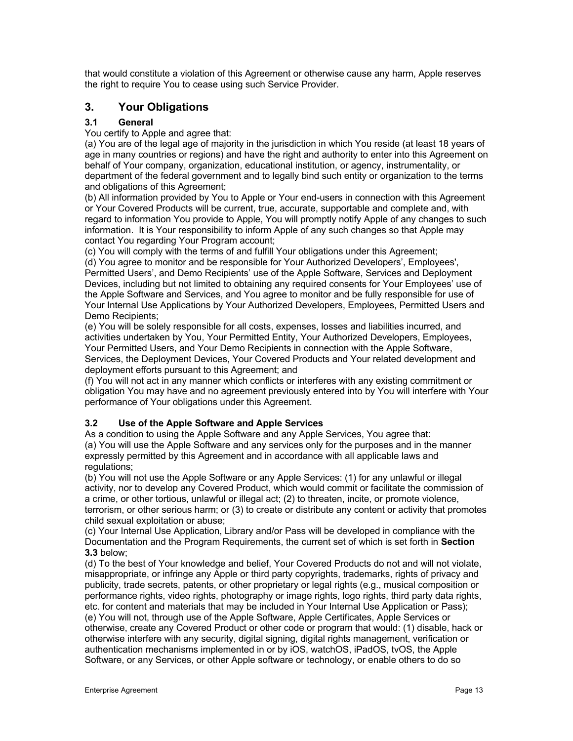that would constitute a violation of this Agreement or otherwise cause any harm, Apple reserves the right to require You to cease using such Service Provider.

## 3. Your Obligations

### 3.1 General

You certify to Apple and agree that:

(a) You are of the legal age of majority in the jurisdiction in which You reside (at least 18 years of age in many countries or regions) and have the right and authority to enter into this Agreement on behalf of Your company, organization, educational institution, or agency, instrumentality, or department of the federal government and to legally bind such entity or organization to the terms and obligations of this Agreement;

(b) All information provided by You to Apple or Your end-users in connection with this Agreement or Your Covered Products will be current, true, accurate, supportable and complete and, with regard to information You provide to Apple, You will promptly notify Apple of any changes to such information. It is Your responsibility to inform Apple of any such changes so that Apple may contact You regarding Your Program account;

(c) You will comply with the terms of and fulfill Your obligations under this Agreement;

(d) You agree to monitor and be responsible for Your Authorized Developers', Employees', Permitted Users', and Demo Recipients' use of the Apple Software, Services and Deployment Devices, including but not limited to obtaining any required consents for Your Employees' use of the Apple Software and Services, and You agree to monitor and be fully responsible for use of Your Internal Use Applications by Your Authorized Developers, Employees, Permitted Users and Demo Recipients;

(e) You will be solely responsible for all costs, expenses, losses and liabilities incurred, and activities undertaken by You, Your Permitted Entity, Your Authorized Developers, Employees, Your Permitted Users, and Your Demo Recipients in connection with the Apple Software, Services, the Deployment Devices, Your Covered Products and Your related development and deployment efforts pursuant to this Agreement; and

(f) You will not act in any manner which conflicts or interferes with any existing commitment or obligation You may have and no agreement previously entered into by You will interfere with Your performance of Your obligations under this Agreement.

### 3.2 Use of the Apple Software and Apple Services

As a condition to using the Apple Software and any Apple Services, You agree that:

(a) You will use the Apple Software and any services only for the purposes and in the manner expressly permitted by this Agreement and in accordance with all applicable laws and regulations;

(b) You will not use the Apple Software or any Apple Services: (1) for any unlawful or illegal activity, nor to develop any Covered Product, which would commit or facilitate the commission of a crime, or other tortious, unlawful or illegal act; (2) to threaten, incite, or promote violence, terrorism, or other serious harm; or (3) to create or distribute any content or activity that promotes child sexual exploitation or abuse;

(c) Your Internal Use Application, Library and/or Pass will be developed in compliance with the Documentation and the Program Requirements, the current set of which is set forth in **Section 3.3** below;

(d) To the best of Your knowledge and belief, Your Covered Products do not and will not violate, misappropriate, or infringe any Apple or third party copyrights, trademarks, rights of privacy and publicity, trade secrets, patents, or other proprietary or legal rights (e.g., musical composition or performance rights, video rights, photography or image rights, logo rights, third party data rights, etc. for content and materials that may be included in Your Internal Use Application or Pass);

(e) You will not, through use of the Apple Software, Apple Certificates, Apple Services or otherwise, create any Covered Product or other code or program that would: (1) disable, hack or otherwise interfere with any security, digital signing, digital rights management, verification or authentication mechanisms implemented in or by iOS, watchOS, iPadOS, tvOS, the Apple Software, or any Services, or other Apple software or technology, or enable others to do so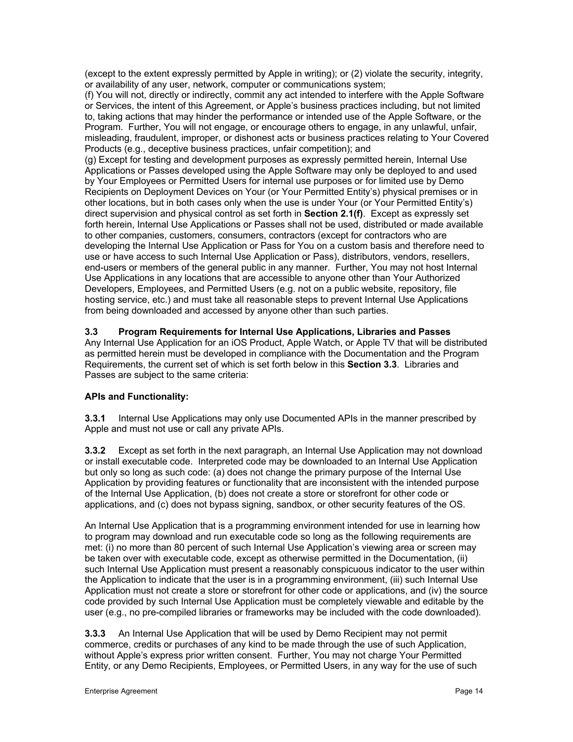(except to the extent expressly permitted by Apple in writing); or (2) violate the security, integrity, or availability of any user, network, computer or communications system;

(f) You will not, directly or indirectly, commit any act intended to interfere with the Apple Software or Services, the intent of this Agreement, or Apple's business practices including, but not limited to, taking actions that may hinder the performance or intended use of the Apple Software, or the Program. Further, You will not engage, or encourage others to engage, in any unlawful, unfair, misleading, fraudulent, improper, or dishonest acts or business practices relating to Your Covered Products (e.g., deceptive business practices, unfair competition); and

(g) Except for testing and development purposes as expressly permitted herein, Internal Use Applications or Passes developed using the Apple Software may only be deployed to and used by Your Employees or Permitted Users for internal use purposes or for limited use by Demo Recipients on Deployment Devices on Your (or Your Permitted Entity's) physical premises or in other locations, but in both cases only when the use is under Your (or Your Permitted Entity's) direct supervision and physical control as set forth in **Section 2.1(f)**. Except as expressly set forth herein, Internal Use Applications or Passes shall not be used, distributed or made available to other companies, customers, consumers, contractors (except for contractors who are developing the Internal Use Application or Pass for You on a custom basis and therefore need to use or have access to such Internal Use Application or Pass), distributors, vendors, resellers, end-users or members of the general public in any manner. Further, You may not host Internal Use Applications in any locations that are accessible to anyone other than Your Authorized Developers, Employees, and Permitted Users (e.g. not on a public website, repository, file hosting service, etc.) and must take all reasonable steps to prevent Internal Use Applications from being downloaded and accessed by anyone other than such parties.

**3.3 Program Requirements for Internal Use Applications, Libraries and Passes**

Any Internal Use Application for an iOS Product, Apple Watch, or Apple TV that will be distributed as permitted herein must be developed in compliance with the Documentation and the Program Requirements, the current set of which is set forth below in this **Section 3.3**. Libraries and Passes are subject to the same criteria:

**APIs and Functionality:**

**3.3.1** Internal Use Applications may only use Documented APIs in the manner prescribed by Apple and must not use or call any private APIs.

**3.3.2** Except as set forth in the next paragraph, an Internal Use Application may not download or install executable code. Interpreted code may be downloaded to an Internal Use Application but only so long as such code: (a) does not change the primary purpose of the Internal Use Application by providing features or functionality that are inconsistent with the intended purpose of the Internal Use Application, (b) does not create a store or storefront for other code or applications, and (c) does not bypass signing, sandbox, or other security features of the OS.

An Internal Use Application that is a programming environment intended for use in learning how to program may download and run executable code so long as the following requirements are met: (i) no more than 80 percent of such Internal Use Application's viewing area or screen may be taken over with executable code, except as otherwise permitted in the Documentation, (ii) such Internal Use Application must present a reasonably conspicuous indicator to the user within the Application to indicate that the user is in a programming environment, (iii) such Internal Use Application must not create a store or storefront for other code or applications, and (iv) the source code provided by such Internal Use Application must be completely viewable and editable by the user (e.g., no pre-compiled libraries or frameworks may be included with the code downloaded).

**3.3.3** An Internal Use Application that will be used by Demo Recipient may not permit commerce, credits or purchases of any kind to be made through the use of such Application, without Apple's express prior written consent. Further, You may not charge Your Permitted Entity, or any Demo Recipients, Employees, or Permitted Users, in any way for the use of such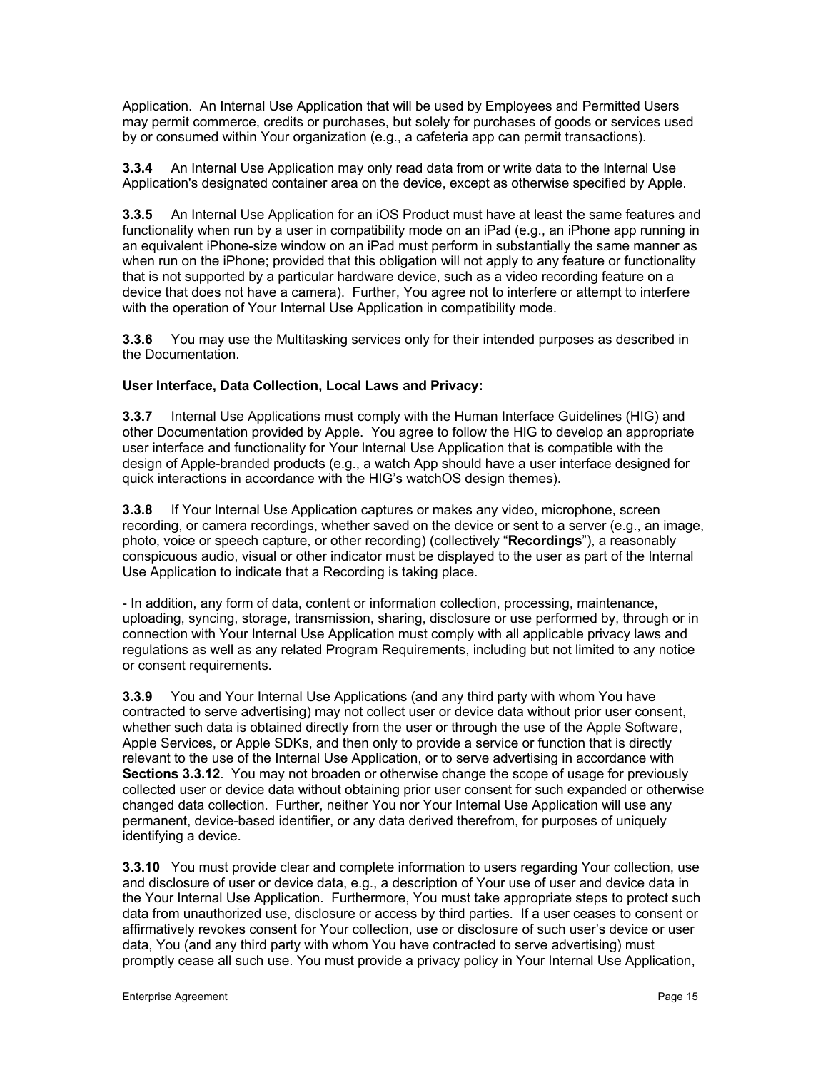Application. An Internal Use Application that will be used by Employees and Permitted Users may permit commerce, credits or purchases, but solely for purchases of goods or services used by or consumed within Your organization (e.g., a cafeteria app can permit transactions).

**3.3.4** An Internal Use Application may only read data from or write data to the Internal Use Application's designated container area on the device, except as otherwise specified by Apple.

**3.3.5** An Internal Use Application for an iOS Product must have at least the same features and functionality when run by a user in compatibility mode on an iPad (e.g., an iPhone app running in an equivalent iPhone-size window on an iPad must perform in substantially the same manner as when run on the iPhone; provided that this obligation will not apply to any feature or functionality that is not supported by a particular hardware device, such as a video recording feature on a device that does not have a camera). Further, You agree not to interfere or attempt to interfere with the operation of Your Internal Use Application in compatibility mode.

**3.3.6** You may use the Multitasking services only for their intended purposes as described in the Documentation.

**User Interface, Data Collection, Local Laws and Privacy:**

**3.3.7** Internal Use Applications must comply with the Human Interface Guidelines (HIG) and other Documentation provided by Apple. You agree to follow the HIG to develop an appropriate user interface and functionality for Your Internal Use Application that is compatible with the design of Apple-branded products (e.g., a watch App should have a user interface designed for quick interactions in accordance with the HIG's watchOS design themes).

**3.3.8** If Your Internal Use Application captures or makes any video, microphone, screen recording, or camera recordings, whether saved on the device or sent to a server (e.g., an image, photo, voice or speech capture, or other recording) (collectively "**Recordings**"), a reasonably conspicuous audio, visual or other indicator must be displayed to the user as part of the Internal Use Application to indicate that a Recording is taking place.

- In addition, any form of data, content or information collection, processing, maintenance, uploading, syncing, storage, transmission, sharing, disclosure or use performed by, through or in connection with Your Internal Use Application must comply with all applicable privacy laws and regulations as well as any related Program Requirements, including but not limited to any notice or consent requirements.

**3.3.9** You and Your Internal Use Applications (and any third party with whom You have contracted to serve advertising) may not collect user or device data without prior user consent, whether such data is obtained directly from the user or through the use of the Apple Software, Apple Services, or Apple SDKs, and then only to provide a service or function that is directly relevant to the use of the Internal Use Application, or to serve advertising in accordance with **Sections 3.3.12**. You may not broaden or otherwise change the scope of usage for previously collected user or device data without obtaining prior user consent for such expanded or otherwise changed data collection. Further, neither You nor Your Internal Use Application will use any permanent, device-based identifier, or any data derived therefrom, for purposes of uniquely identifying a device.

**3.3.10** You must provide clear and complete information to users regarding Your collection, use and disclosure of user or device data, e.g., a description of Your use of user and device data in the Your Internal Use Application. Furthermore, You must take appropriate steps to protect such data from unauthorized use, disclosure or access by third parties. If a user ceases to consent or affirmatively revokes consent for Your collection, use or disclosure of such user's device or user data, You (and any third party with whom You have contracted to serve advertising) must promptly cease all such use. You must provide a privacy policy in Your Internal Use Application,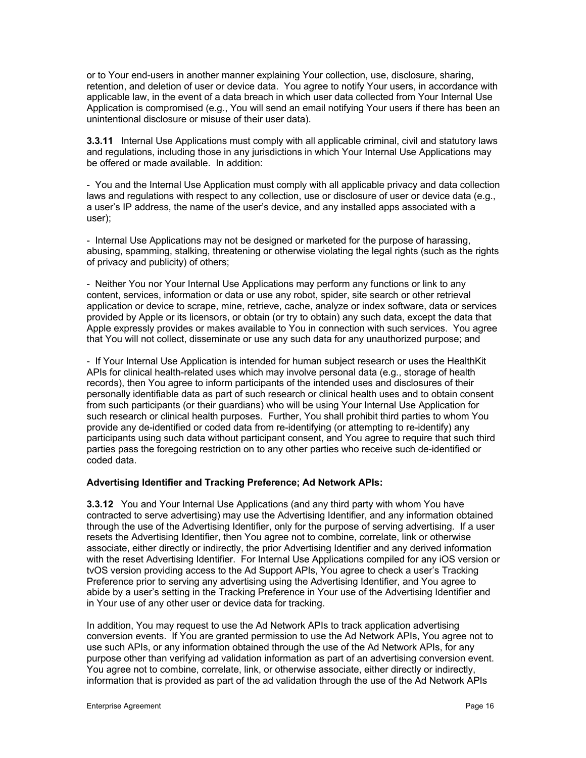or to Your end-users in another manner explaining Your collection, use, disclosure, sharing, retention, and deletion of user or device data. You agree to notify Your users, in accordance with applicable law, in the event of a data breach in which user data collected from Your Internal Use Application is compromised (e.g., You will send an email notifying Your users if there has been an unintentional disclosure or misuse of their user data).

**3.3.11** Internal Use Applications must comply with all applicable criminal, civil and statutory laws and regulations, including those in any jurisdictions in which Your Internal Use Applications may be offered or made available. In addition:

- You and the Internal Use Application must comply with all applicable privacy and data collection laws and regulations with respect to any collection, use or disclosure of user or device data (e.g., a user's IP address, the name of the user's device, and any installed apps associated with a user);

- Internal Use Applications may not be designed or marketed for the purpose of harassing, abusing, spamming, stalking, threatening or otherwise violating the legal rights (such as the rights of privacy and publicity) of others;

- Neither You nor Your Internal Use Applications may perform any functions or link to any content, services, information or data or use any robot, spider, site search or other retrieval application or device to scrape, mine, retrieve, cache, analyze or index software, data or services provided by Apple or its licensors, or obtain (or try to obtain) any such data, except the data that Apple expressly provides or makes available to You in connection with such services. You agree that You will not collect, disseminate or use any such data for any unauthorized purpose; and

- If Your Internal Use Application is intended for human subject research or uses the HealthKit APIs for clinical health-related uses which may involve personal data (e.g., storage of health records), then You agree to inform participants of the intended uses and disclosures of their personally identifiable data as part of such research or clinical health uses and to obtain consent from such participants (or their guardians) who will be using Your Internal Use Application for such research or clinical health purposes. Further, You shall prohibit third parties to whom You provide any de-identified or coded data from re-identifying (or attempting to re-identify) any participants using such data without participant consent, and You agree to require that such third parties pass the foregoing restriction on to any other parties who receive such de-identified or coded data.

**Advertising Identifier and Tracking Preference; Ad Network APIs:**

**3.3.12** You and Your Internal Use Applications (and any third party with whom You have contracted to serve advertising) may use the Advertising Identifier, and any information obtained through the use of the Advertising Identifier, only for the purpose of serving advertising. If a user resets the Advertising Identifier, then You agree not to combine, correlate, link or otherwise associate, either directly or indirectly, the prior Advertising Identifier and any derived information with the reset Advertising Identifier. For Internal Use Applications compiled for any iOS version or tvOS version providing access to the Ad Support APIs, You agree to check a user's Tracking Preference prior to serving any advertising using the Advertising Identifier, and You agree to abide by a user's setting in the Tracking Preference in Your use of the Advertising Identifier and in Your use of any other user or device data for tracking.

In addition, You may request to use the Ad Network APIs to track application advertising conversion events. If You are granted permission to use the Ad Network APIs, You agree not to use such APIs, or any information obtained through the use of the Ad Network APIs, for any purpose other than verifying ad validation information as part of an advertising conversion event. You agree not to combine, correlate, link, or otherwise associate, either directly or indirectly, information that is provided as part of the ad validation through the use of the Ad Network APIs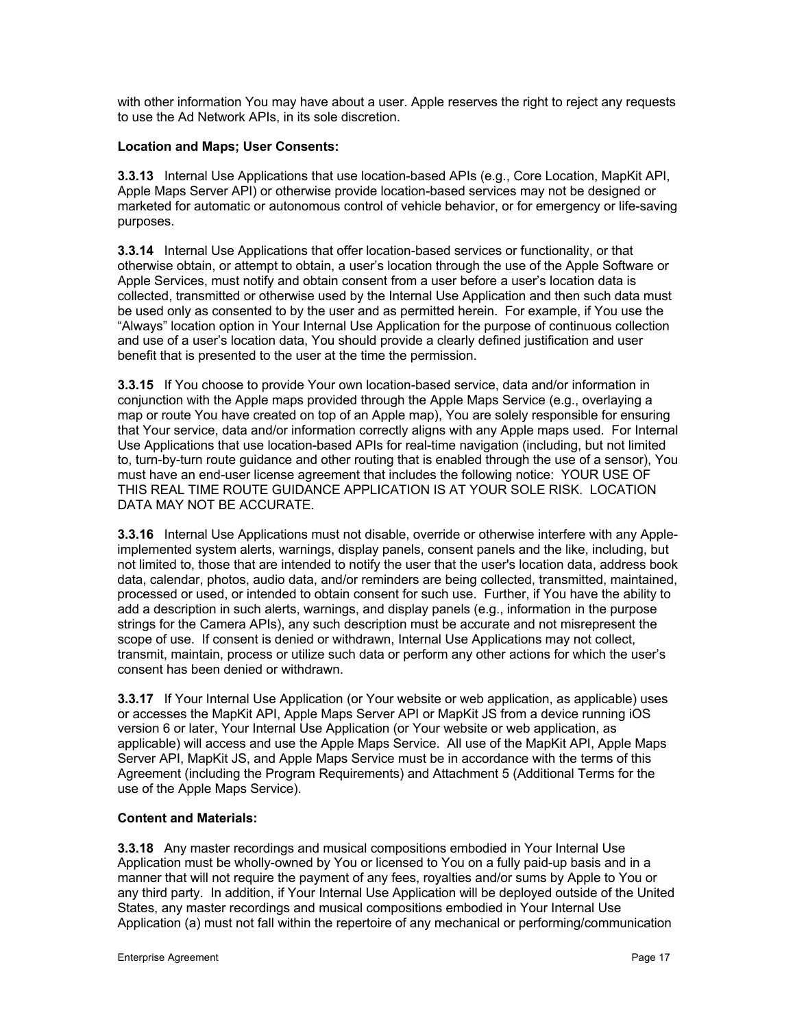with other information You may have about a user. Apple reserves the right to reject any requests to use the Ad Network APIs, in its sole discretion.

**Location and Maps; User Consents:**

**3.3.13** Internal Use Applications that use location-based APIs (e.g., Core Location, MapKit API, Apple Maps Server API) or otherwise provide location-based services may not be designed or marketed for automatic or autonomous control of vehicle behavior, or for emergency or life-saving purposes.

**3.3.14** Internal Use Applications that offer location-based services or functionality, or that otherwise obtain, or attempt to obtain, a user's location through the use of the Apple Software or Apple Services, must notify and obtain consent from a user before a user's location data is collected, transmitted or otherwise used by the Internal Use Application and then such data must be used only as consented to by the user and as permitted herein. For example, if You use the "Always" location option in Your Internal Use Application for the purpose of continuous collection and use of a user's location data, You should provide a clearly defined justification and user benefit that is presented to the user at the time the permission.

**3.3.15** If You choose to provide Your own location-based service, data and/or information in conjunction with the Apple maps provided through the Apple Maps Service (e.g., overlaying a map or route You have created on top of an Apple map), You are solely responsible for ensuring that Your service, data and/or information correctly aligns with any Apple maps used. For Internal Use Applications that use location-based APIs for real-time navigation (including, but not limited to, turn-by-turn route guidance and other routing that is enabled through the use of a sensor), You must have an end-user license agreement that includes the following notice: YOUR USE OF THIS REAL TIME ROUTE GUIDANCE APPLICATION IS AT YOUR SOLE RISK. LOCATION DATA MAY NOT BE ACCURATE.

**3.3.16** Internal Use Applications must not disable, override or otherwise interfere with any Apple-implemented system alerts, warnings, display panels, consent panels and the like, including, but not limited to, those that are intended to notify the user that the user's location data, address book data, calendar, photos, audio data, and/or reminders are being collected, transmitted, maintained, processed or used, or intended to obtain consent for such use. Further, if You have the ability to add a description in such alerts, warnings, and display panels (e.g., information in the purpose strings for the Camera APIs), any such description must be accurate and not misrepresent the scope of use. If consent is denied or withdrawn, Internal Use Applications may not collect, transmit, maintain, process or utilize such data or perform any other actions for which the user's consent has been denied or withdrawn.

**3.3.17** If Your Internal Use Application (or Your website or web application, as applicable) uses or accesses the MapKit API, Apple Maps Server API or MapKit JS from a device running iOS version 6 or later, Your Internal Use Application (or Your website or web application, as applicable) will access and use the Apple Maps Service. All use of the MapKit API, Apple Maps Server API, MapKit JS, and Apple Maps Service must be in accordance with the terms of this Agreement (including the Program Requirements) and Attachment 5 (Additional Terms for the use of the Apple Maps Service).

**Content and Materials:**

**3.3.18** Any master recordings and musical compositions embodied in Your Internal Use Application must be wholly-owned by You or licensed to You on a fully paid-up basis and in a manner that will not require the payment of any fees, royalties and/or sums by Apple to You or any third party. In addition, if Your Internal Use Application will be deployed outside of the United States, any master recordings and musical compositions embodied in Your Internal Use Application (a) must not fall within the repertoire of any mechanical or performing/communication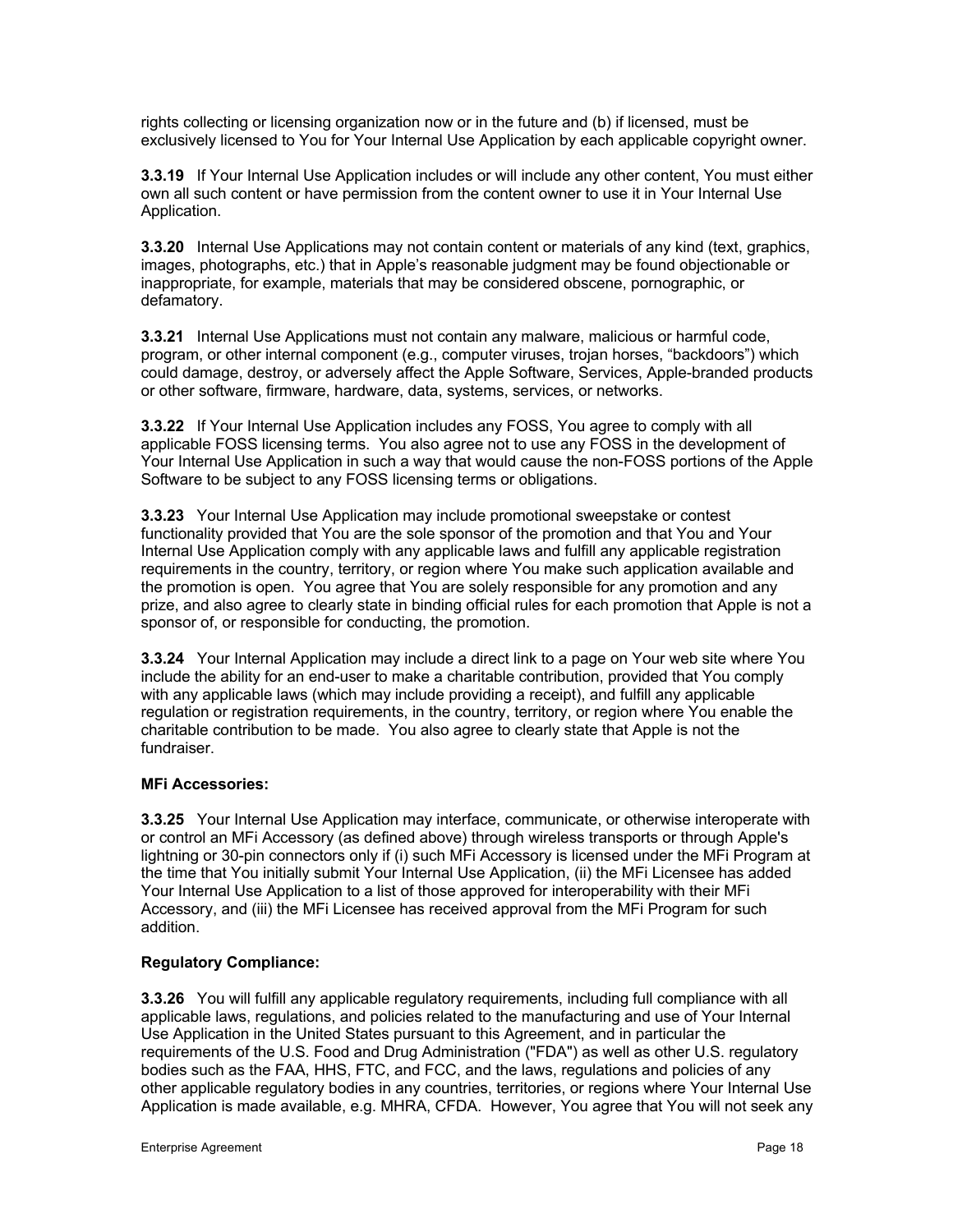rights collecting or licensing organization now or in the future and (b) if licensed, must be exclusively licensed to You for Your Internal Use Application by each applicable copyright owner.

**3.3.19** If Your Internal Use Application includes or will include any other content, You must either own all such content or have permission from the content owner to use it in Your Internal Use Application.

**3.3.20** Internal Use Applications may not contain content or materials of any kind (text, graphics, images, photographs, etc.) that in Apple's reasonable judgment may be found objectionable or inappropriate, for example, materials that may be considered obscene, pornographic, or defamatory.

**3.3.21** Internal Use Applications must not contain any malware, malicious or harmful code, program, or other internal component (e.g., computer viruses, trojan horses, "backdoors") which could damage, destroy, or adversely affect the Apple Software, Services, Apple-branded products or other software, firmware, hardware, data, systems, services, or networks.

**3.3.22** If Your Internal Use Application includes any FOSS, You agree to comply with all applicable FOSS licensing terms. You also agree not to use any FOSS in the development of Your Internal Use Application in such a way that would cause the non-FOSS portions of the Apple Software to be subject to any FOSS licensing terms or obligations.

**3.3.23** Your Internal Use Application may include promotional sweepstake or contest functionality provided that You are the sole sponsor of the promotion and that You and Your Internal Use Application comply with any applicable laws and fulfill any applicable registration requirements in the country, territory, or region where You make such application available and the promotion is open. You agree that You are solely responsible for any promotion and any prize, and also agree to clearly state in binding official rules for each promotion that Apple is not a sponsor of, or responsible for conducting, the promotion.

**3.3.24** Your Internal Application may include a direct link to a page on Your web site where You include the ability for an end-user to make a charitable contribution, provided that You comply with any applicable laws (which may include providing a receipt), and fulfill any applicable regulation or registration requirements, in the country, territory, or region where You enable the charitable contribution to be made. You also agree to clearly state that Apple is not the fundraiser.

**MFi Accessories:**

**3.3.25** Your Internal Use Application may interface, communicate, or otherwise interoperate with or control an MFi Accessory (as defined above) through wireless transports or through Apple's lightning or 30-pin connectors only if (i) such MFi Accessory is licensed under the MFi Program at the time that You initially submit Your Internal Use Application, (ii) the MFi Licensee has added Your Internal Use Application to a list of those approved for interoperability with their MFi Accessory, and (iii) the MFi Licensee has received approval from the MFi Program for such addition.

**Regulatory Compliance:**

**3.3.26** You will fulfill any applicable regulatory requirements, including full compliance with all applicable laws, regulations, and policies related to the manufacturing and use of Your Internal Use Application in the United States pursuant to this Agreement, and in particular the requirements of the U.S. Food and Drug Administration ("FDA") as well as other U.S. regulatory bodies such as the FAA, HHS, FTC, and FCC, and the laws, regulations and policies of any other applicable regulatory bodies in any countries, territories, or regions where Your Internal Use Application is made available, e.g. MHRA, CFDA. However, You agree that You will not seek any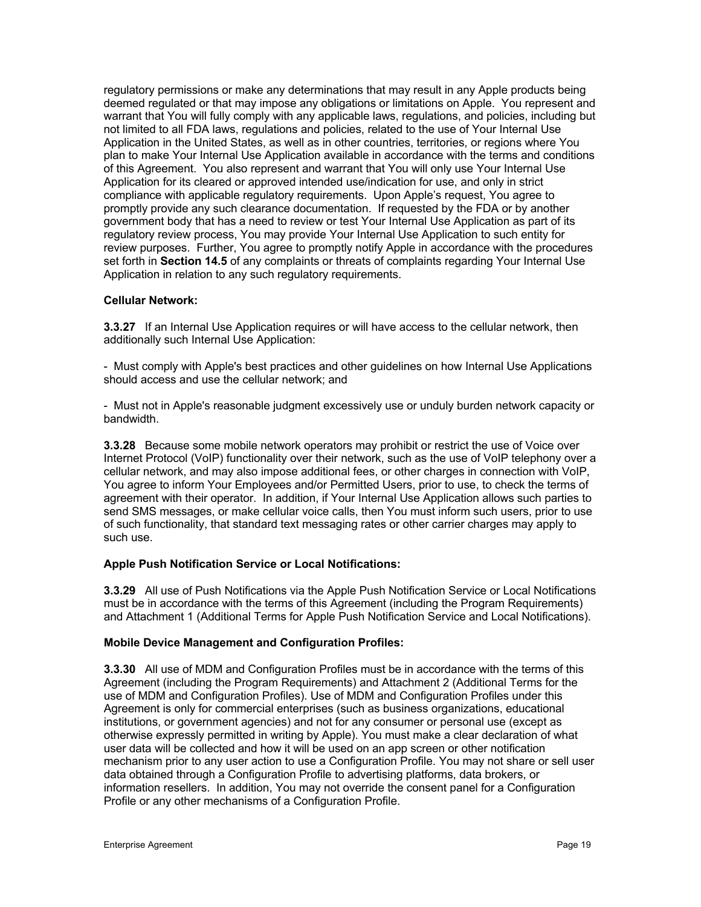regulatory permissions or make any determinations that may result in any Apple products being deemed regulated or that may impose any obligations or limitations on Apple. You represent and warrant that You will fully comply with any applicable laws, regulations, and policies, including but not limited to all FDA laws, regulations and policies, related to the use of Your Internal Use Application in the United States, as well as in other countries, territories, or regions where You plan to make Your Internal Use Application available in accordance with the terms and conditions of this Agreement. You also represent and warrant that You will only use Your Internal Use Application for its cleared or approved intended use/indication for use, and only in strict compliance with applicable regulatory requirements. Upon Apple's request, You agree to promptly provide any such clearance documentation. If requested by the FDA or by another government body that has a need to review or test Your Internal Use Application as part of its regulatory review process, You may provide Your Internal Use Application to such entity for review purposes. Further, You agree to promptly notify Apple in accordance with the procedures set forth in **Section 14.5** of any complaints or threats of complaints regarding Your Internal Use Application in relation to any such regulatory requirements.

**Cellular Network:**

**3.3.27** If an Internal Use Application requires or will have access to the cellular network, then additionally such Internal Use Application:

- Must comply with Apple's best practices and other guidelines on how Internal Use Applications should access and use the cellular network; and

- Must not in Apple's reasonable judgment excessively use or unduly burden network capacity or bandwidth.

**3.3.28** Because some mobile network operators may prohibit or restrict the use of Voice over Internet Protocol (VoIP) functionality over their network, such as the use of VoIP telephony over a cellular network, and may also impose additional fees, or other charges in connection with VoIP, You agree to inform Your Employees and/or Permitted Users, prior to use, to check the terms of agreement with their operator. In addition, if Your Internal Use Application allows such parties to send SMS messages, or make cellular voice calls, then You must inform such users, prior to use of such functionality, that standard text messaging rates or other carrier charges may apply to such use.

**Apple Push Notification Service or Local Notifications:**

**3.3.29** All use of Push Notifications via the Apple Push Notification Service or Local Notifications must be in accordance with the terms of this Agreement (including the Program Requirements) and Attachment 1 (Additional Terms for Apple Push Notification Service and Local Notifications).

**Mobile Device Management and Configuration Profiles:**

**3.3.30** All use of MDM and Configuration Profiles must be in accordance with the terms of this Agreement (including the Program Requirements) and Attachment 2 (Additional Terms for the use of MDM and Configuration Profiles). Use of MDM and Configuration Profiles under this Agreement is only for commercial enterprises (such as business organizations, educational institutions, or government agencies) and not for any consumer or personal use (except as otherwise expressly permitted in writing by Apple). You must make a clear declaration of what user data will be collected and how it will be used on an app screen or other notification mechanism prior to any user action to use a Configuration Profile. You may not share or sell user data obtained through a Configuration Profile to advertising platforms, data brokers, or information resellers. In addition, You may not override the consent panel for a Configuration Profile or any other mechanisms of a Configuration Profile.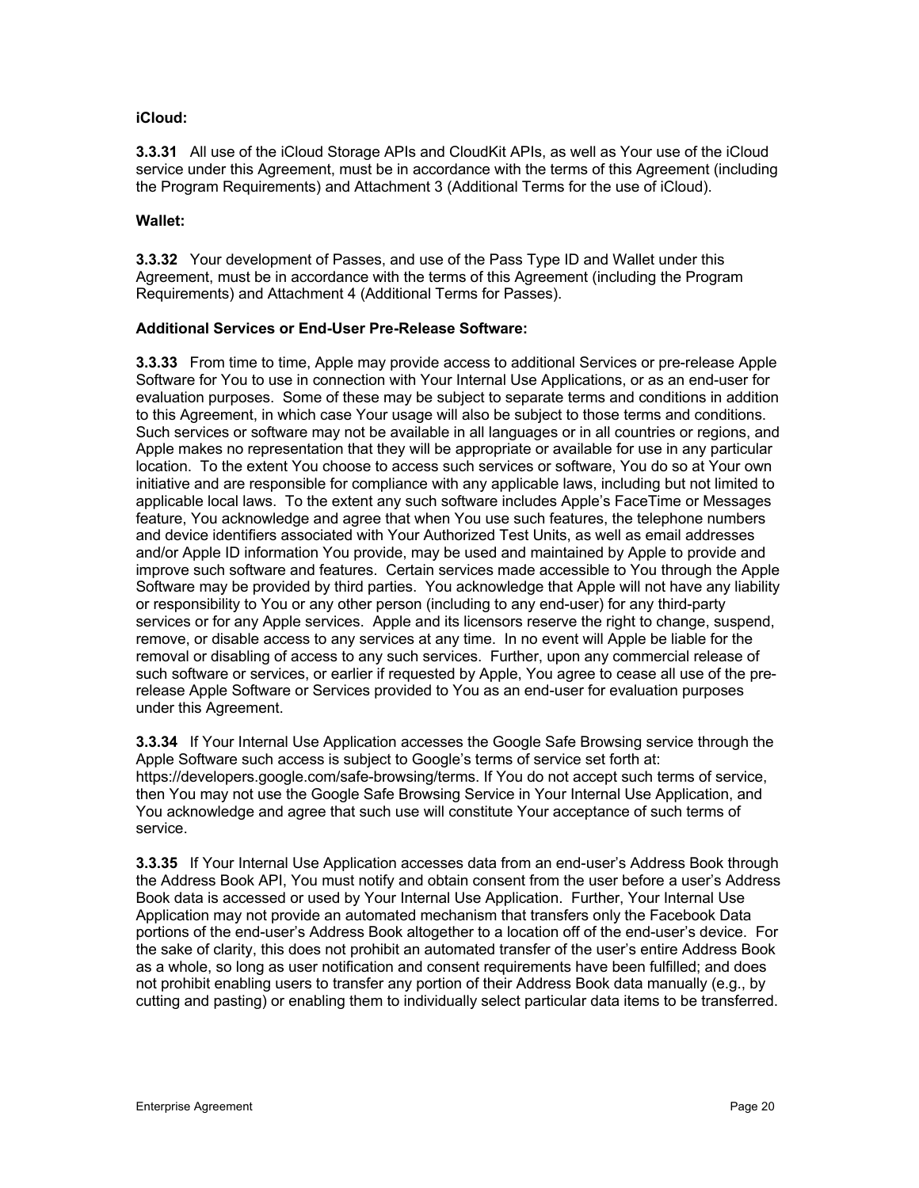**iCloud:**

**3.3.31** All use of the iCloud Storage APIs and CloudKit APIs, as well as Your use of the iCloud service under this Agreement, must be in accordance with the terms of this Agreement (including the Program Requirements) and Attachment 3 (Additional Terms for the use of iCloud).

**Wallet:**

**3.3.32** Your development of Passes, and use of the Pass Type ID and Wallet under this Agreement, must be in accordance with the terms of this Agreement (including the Program Requirements) and Attachment 4 (Additional Terms for Passes).

**Additional Services or End-User Pre-Release Software:**

**3.3.33** From time to time, Apple may provide access to additional Services or pre-release Apple Software for You to use in connection with Your Internal Use Applications, or as an end-user for evaluation purposes. Some of these may be subject to separate terms and conditions in addition to this Agreement, in which case Your usage will also be subject to those terms and conditions. Such services or software may not be available in all languages or in all countries or regions, and Apple makes no representation that they will be appropriate or available for use in any particular location. To the extent You choose to access such services or software, You do so at Your own initiative and are responsible for compliance with any applicable laws, including but not limited to applicable local laws. To the extent any such software includes Apple's FaceTime or Messages feature, You acknowledge and agree that when You use such features, the telephone numbers and device identifiers associated with Your Authorized Test Units, as well as email addresses and/or Apple ID information You provide, may be used and maintained by Apple to provide and improve such software and features. Certain services made accessible to You through the Apple Software may be provided by third parties. You acknowledge that Apple will not have any liability or responsibility to You or any other person (including to any end-user) for any third-party services or for any Apple services. Apple and its licensors reserve the right to change, suspend, remove, or disable access to any services at any time. In no event will Apple be liable for the removal or disabling of access to any such services. Further, upon any commercial release of such software or services, or earlier if requested by Apple, You agree to cease all use of the pre-release Apple Software or Services provided to You as an end-user for evaluation purposes under this Agreement.

**3.3.34** If Your Internal Use Application accesses the Google Safe Browsing service through the Apple Software such access is subject to Google's terms of service set forth at: https://developers.google.com/safe-browsing/terms. If You do not accept such terms of service, then You may not use the Google Safe Browsing Service in Your Internal Use Application, and You acknowledge and agree that such use will constitute Your acceptance of such terms of service.

**3.3.35** If Your Internal Use Application accesses data from an end-user's Address Book through the Address Book API, You must notify and obtain consent from the user before a user's Address Book data is accessed or used by Your Internal Use Application. Further, Your Internal Use Application may not provide an automated mechanism that transfers only the Facebook Data portions of the end-user's Address Book altogether to a location off of the end-user's device. For the sake of clarity, this does not prohibit an automated transfer of the user's entire Address Book as a whole, so long as user notification and consent requirements have been fulfilled; and does not prohibit enabling users to transfer any portion of their Address Book data manually (e.g., by cutting and pasting) or enabling them to individually select particular data items to be transferred.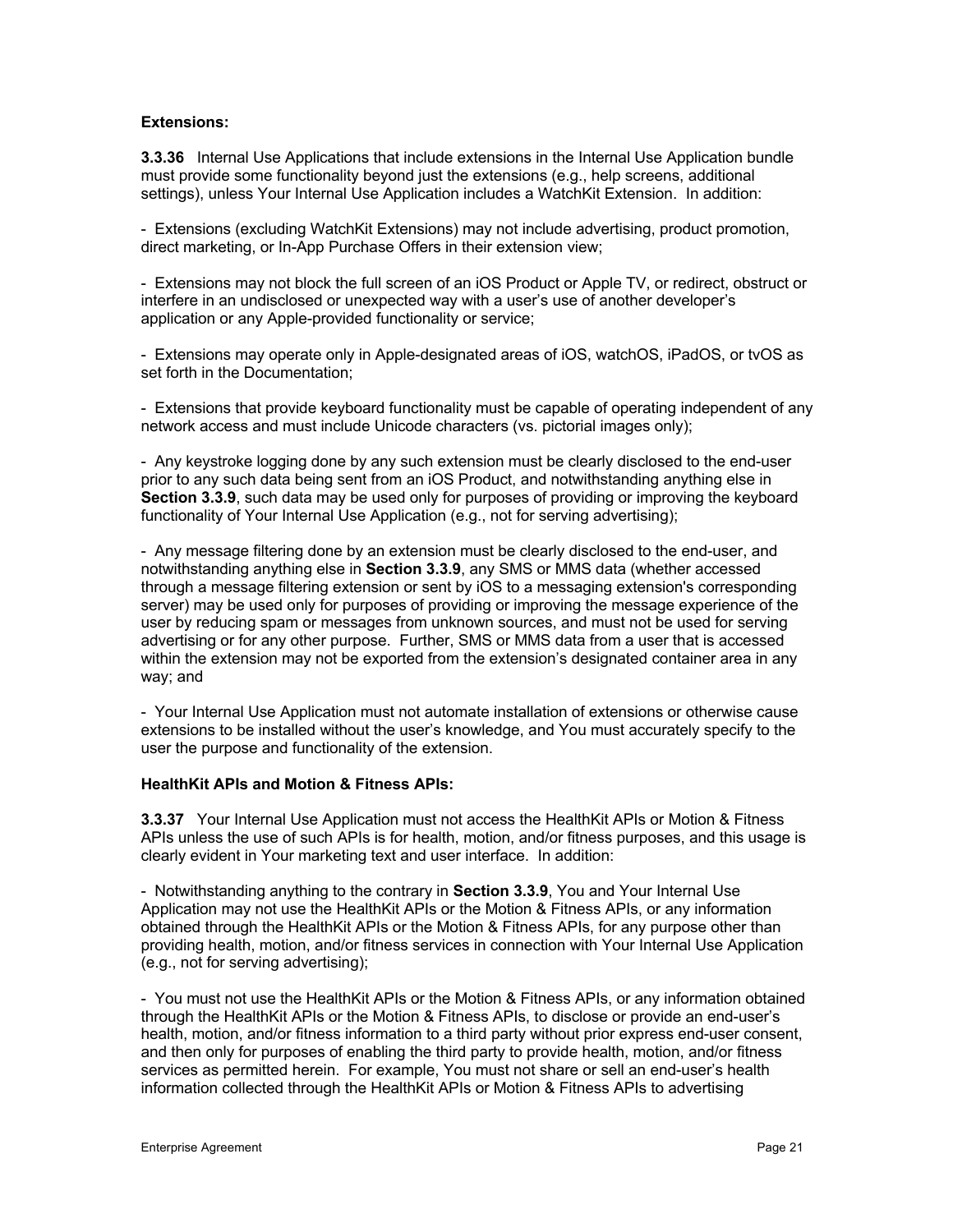**Extensions:**

**3.3.36** Internal Use Applications that include extensions in the Internal Use Application bundle must provide some functionality beyond just the extensions (e.g., help screens, additional settings), unless Your Internal Use Application includes a WatchKit Extension. In addition:

- Extensions (excluding WatchKit Extensions) may not include advertising, product promotion, direct marketing, or In-App Purchase Offers in their extension view;

- Extensions may not block the full screen of an iOS Product or Apple TV, or redirect, obstruct or interfere in an undisclosed or unexpected way with a user's use of another developer's application or any Apple-provided functionality or service;

- Extensions may operate only in Apple-designated areas of iOS, watchOS, iPadOS, or tvOS as set forth in the Documentation;

- Extensions that provide keyboard functionality must be capable of operating independent of any network access and must include Unicode characters (vs. pictorial images only);

- Any keystroke logging done by any such extension must be clearly disclosed to the end-user prior to any such data being sent from an iOS Product, and notwithstanding anything else in **Section 3.3.9**, such data may be used only for purposes of providing or improving the keyboard functionality of Your Internal Use Application (e.g., not for serving advertising);

- Any message filtering done by an extension must be clearly disclosed to the end-user, and notwithstanding anything else in **Section 3.3.9**, any SMS or MMS data (whether accessed through a message filtering extension or sent by iOS to a messaging extension's corresponding server) may be used only for purposes of providing or improving the message experience of the user by reducing spam or messages from unknown sources, and must not be used for serving advertising or for any other purpose. Further, SMS or MMS data from a user that is accessed within the extension may not be exported from the extension's designated container area in any way; and

- Your Internal Use Application must not automate installation of extensions or otherwise cause extensions to be installed without the user's knowledge, and You must accurately specify to the user the purpose and functionality of the extension.

**HealthKit APIs and Motion & Fitness APIs:**

**3.3.37** Your Internal Use Application must not access the HealthKit APIs or Motion & Fitness APIs unless the use of such APIs is for health, motion, and/or fitness purposes, and this usage is clearly evident in Your marketing text and user interface. In addition:

- Notwithstanding anything to the contrary in **Section 3.3.9**, You and Your Internal Use Application may not use the HealthKit APIs or the Motion & Fitness APIs, or any information obtained through the HealthKit APIs or the Motion & Fitness APIs, for any purpose other than providing health, motion, and/or fitness services in connection with Your Internal Use Application (e.g., not for serving advertising);

- You must not use the HealthKit APIs or the Motion & Fitness APIs, or any information obtained through the HealthKit APIs or the Motion & Fitness APIs, to disclose or provide an end-user's health, motion, and/or fitness information to a third party without prior express end-user consent, and then only for purposes of enabling the third party to provide health, motion, and/or fitness services as permitted herein. For example, You must not share or sell an end-user's health information collected through the HealthKit APIs or Motion & Fitness APIs to advertising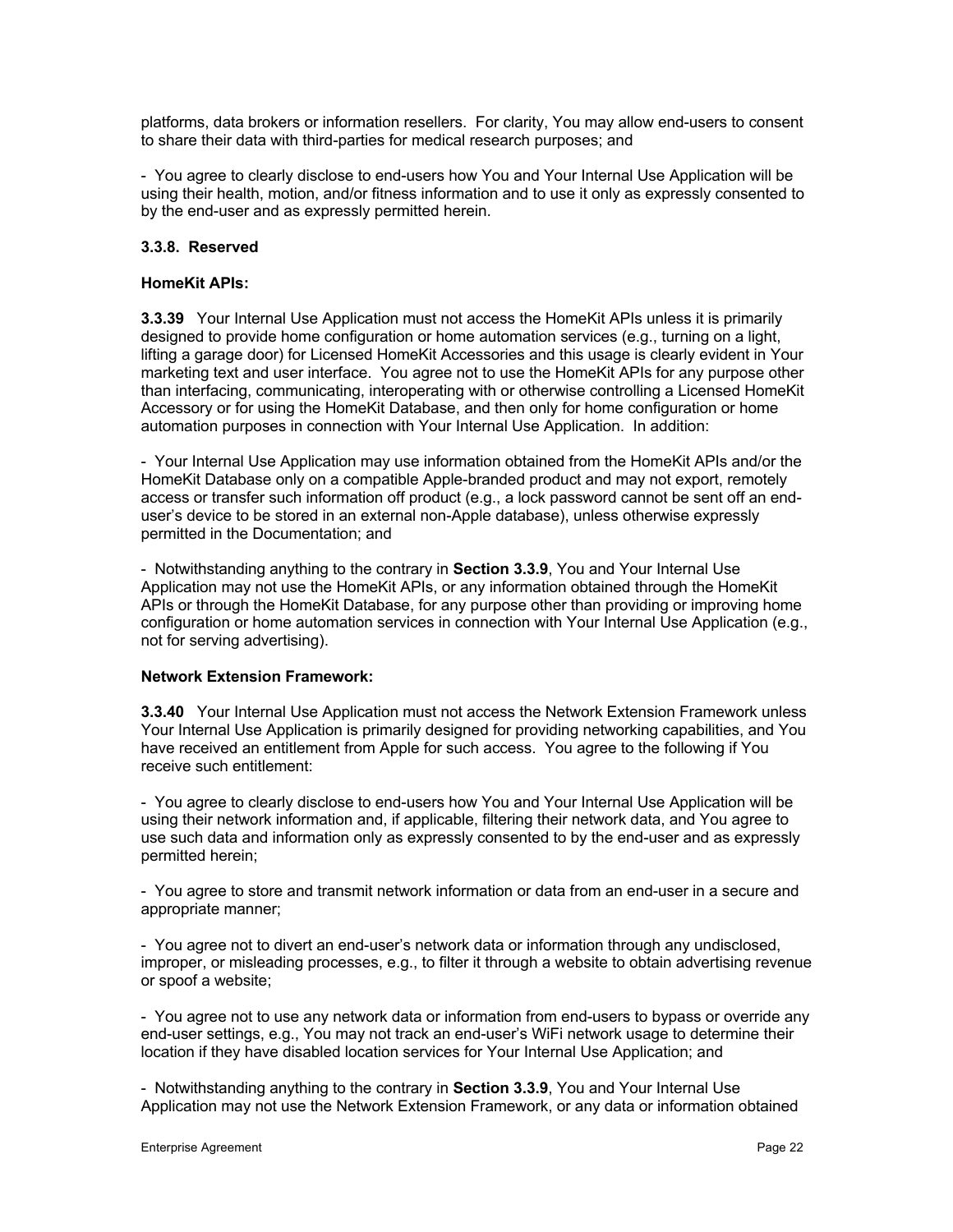platforms, data brokers or information resellers.  For clarity, You may allow end-users to consent to share their data with third-parties for medical research purposes; and

-  You agree to clearly disclose to end-users how You and Your Internal Use Application will be using their health, motion, and/or fitness information and to use it only as expressly consented to by the end-user and as expressly permitted herein.

**3.3.8.  Reserved**

**HomeKit APIs:**

**3.3.39**   Your Internal Use Application must not access the HomeKit APIs unless it is primarily designed to provide home configuration or home automation services (e.g., turning on a light, lifting a garage door) for Licensed HomeKit Accessories and this usage is clearly evident in Your marketing text and user interface.  You agree not to use the HomeKit APIs for any purpose other than interfacing, communicating, interoperating with or otherwise controlling a Licensed HomeKit Accessory or for using the HomeKit Database, and then only for home configuration or home automation purposes in connection with Your Internal Use Application.  In addition:

-  Your Internal Use Application may use information obtained from the HomeKit APIs and/or the HomeKit Database only on a compatible Apple-branded product and may not export, remotely access or transfer such information off product (e.g., a lock password cannot be sent off an end-user's device to be stored in an external non-Apple database), unless otherwise expressly permitted in the Documentation; and

-  Notwithstanding anything to the contrary in **Section 3.3.9**, You and Your Internal Use Application may not use the HomeKit APIs, or any information obtained through the HomeKit APIs or through the HomeKit Database, for any purpose other than providing or improving home configuration or home automation services in connection with Your Internal Use Application (e.g., not for serving advertising).

**Network Extension Framework:**

**3.3.40**   Your Internal Use Application must not access the Network Extension Framework unless Your Internal Use Application is primarily designed for providing networking capabilities, and You have received an entitlement from Apple for such access.  You agree to the following if You receive such entitlement:

-  You agree to clearly disclose to end-users how You and Your Internal Use Application will be using their network information and, if applicable, filtering their network data, and You agree to use such data and information only as expressly consented to by the end-user and as expressly permitted herein;

-  You agree to store and transmit network information or data from an end-user in a secure and appropriate manner;

-  You agree not to divert an end-user's network data or information through any undisclosed, improper, or misleading processes, e.g., to filter it through a website to obtain advertising revenue or spoof a website;

-  You agree not to use any network data or information from end-users to bypass or override any end-user settings, e.g., You may not track an end-user's WiFi network usage to determine their location if they have disabled location services for Your Internal Use Application; and

-  Notwithstanding anything to the contrary in **Section 3.3.9**, You and Your Internal Use Application may not use the Network Extension Framework, or any data or information obtained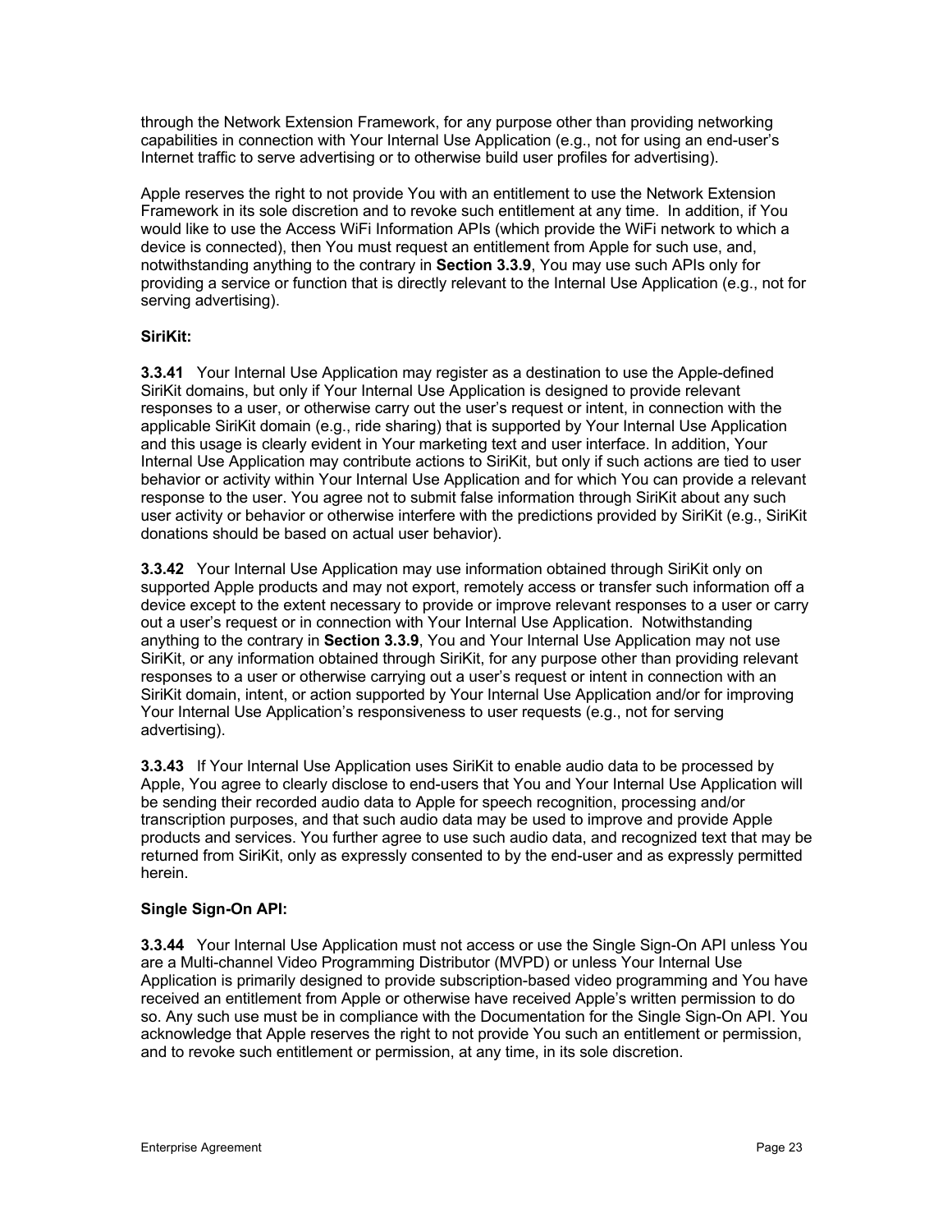through the Network Extension Framework, for any purpose other than providing networking capabilities in connection with Your Internal Use Application (e.g., not for using an end-user's Internet traffic to serve advertising or to otherwise build user profiles for advertising).

Apple reserves the right to not provide You with an entitlement to use the Network Extension Framework in its sole discretion and to revoke such entitlement at any time. In addition, if You would like to use the Access WiFi Information APIs (which provide the WiFi network to which a device is connected), then You must request an entitlement from Apple for such use, and, notwithstanding anything to the contrary in **Section 3.3.9**, You may use such APIs only for providing a service or function that is directly relevant to the Internal Use Application (e.g., not for serving advertising).

**SiriKit:**

**3.3.41** Your Internal Use Application may register as a destination to use the Apple-defined SiriKit domains, but only if Your Internal Use Application is designed to provide relevant responses to a user, or otherwise carry out the user's request or intent, in connection with the applicable SiriKit domain (e.g., ride sharing) that is supported by Your Internal Use Application and this usage is clearly evident in Your marketing text and user interface. In addition, Your Internal Use Application may contribute actions to SiriKit, but only if such actions are tied to user behavior or activity within Your Internal Use Application and for which You can provide a relevant response to the user. You agree not to submit false information through SiriKit about any such user activity or behavior or otherwise interfere with the predictions provided by SiriKit (e.g., SiriKit donations should be based on actual user behavior).

**3.3.42** Your Internal Use Application may use information obtained through SiriKit only on supported Apple products and may not export, remotely access or transfer such information off a device except to the extent necessary to provide or improve relevant responses to a user or carry out a user's request or in connection with Your Internal Use Application. Notwithstanding anything to the contrary in **Section 3.3.9**, You and Your Internal Use Application may not use SiriKit, or any information obtained through SiriKit, for any purpose other than providing relevant responses to a user or otherwise carrying out a user's request or intent in connection with an SiriKit domain, intent, or action supported by Your Internal Use Application and/or for improving Your Internal Use Application's responsiveness to user requests (e.g., not for serving advertising).

**3.3.43** If Your Internal Use Application uses SiriKit to enable audio data to be processed by Apple, You agree to clearly disclose to end-users that You and Your Internal Use Application will be sending their recorded audio data to Apple for speech recognition, processing and/or transcription purposes, and that such audio data may be used to improve and provide Apple products and services. You further agree to use such audio data, and recognized text that may be returned from SiriKit, only as expressly consented to by the end-user and as expressly permitted herein.

**Single Sign-On API:**

**3.3.44** Your Internal Use Application must not access or use the Single Sign-On API unless You are a Multi-channel Video Programming Distributor (MVPD) or unless Your Internal Use Application is primarily designed to provide subscription-based video programming and You have received an entitlement from Apple or otherwise have received Apple's written permission to do so. Any such use must be in compliance with the Documentation for the Single Sign-On API. You acknowledge that Apple reserves the right to not provide You such an entitlement or permission, and to revoke such entitlement or permission, at any time, in its sole discretion.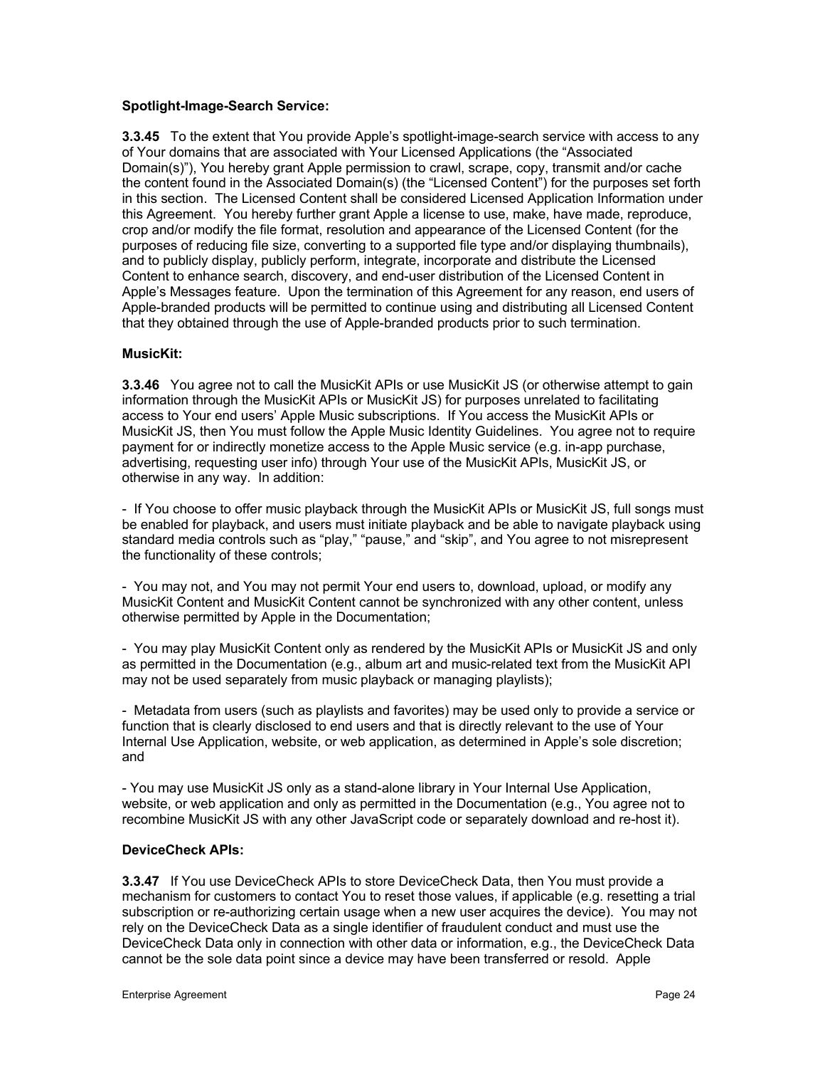**Spotlight-Image-Search Service:**

**3.3.45** To the extent that You provide Apple's spotlight-image-search service with access to any of Your domains that are associated with Your Licensed Applications (the "Associated Domain(s)"), You hereby grant Apple permission to crawl, scrape, copy, transmit and/or cache the content found in the Associated Domain(s) (the "Licensed Content") for the purposes set forth in this section. The Licensed Content shall be considered Licensed Application Information under this Agreement. You hereby further grant Apple a license to use, make, have made, reproduce, crop and/or modify the file format, resolution and appearance of the Licensed Content (for the purposes of reducing file size, converting to a supported file type and/or displaying thumbnails), and to publicly display, publicly perform, integrate, incorporate and distribute the Licensed Content to enhance search, discovery, and end-user distribution of the Licensed Content in Apple's Messages feature. Upon the termination of this Agreement for any reason, end users of Apple-branded products will be permitted to continue using and distributing all Licensed Content that they obtained through the use of Apple-branded products prior to such termination.

**MusicKit:**

**3.3.46** You agree not to call the MusicKit APIs or use MusicKit JS (or otherwise attempt to gain information through the MusicKit APIs or MusicKit JS) for purposes unrelated to facilitating access to Your end users' Apple Music subscriptions. If You access the MusicKit APIs or MusicKit JS, then You must follow the Apple Music Identity Guidelines. You agree not to require payment for or indirectly monetize access to the Apple Music service (e.g. in-app purchase, advertising, requesting user info) through Your use of the MusicKit APIs, MusicKit JS, or otherwise in any way. In addition:

- If You choose to offer music playback through the MusicKit APIs or MusicKit JS, full songs must be enabled for playback, and users must initiate playback and be able to navigate playback using standard media controls such as "play," "pause," and "skip", and You agree to not misrepresent the functionality of these controls;

- You may not, and You may not permit Your end users to, download, upload, or modify any MusicKit Content and MusicKit Content cannot be synchronized with any other content, unless otherwise permitted by Apple in the Documentation;

- You may play MusicKit Content only as rendered by the MusicKit APIs or MusicKit JS and only as permitted in the Documentation (e.g., album art and music-related text from the MusicKit API may not be used separately from music playback or managing playlists);

- Metadata from users (such as playlists and favorites) may be used only to provide a service or function that is clearly disclosed to end users and that is directly relevant to the use of Your Internal Use Application, website, or web application, as determined in Apple's sole discretion; and

- You may use MusicKit JS only as a stand-alone library in Your Internal Use Application, website, or web application and only as permitted in the Documentation (e.g., You agree not to recombine MusicKit JS with any other JavaScript code or separately download and re-host it).

**DeviceCheck APIs:**

**3.3.47** If You use DeviceCheck APIs to store DeviceCheck Data, then You must provide a mechanism for customers to contact You to reset those values, if applicable (e.g. resetting a trial subscription or re-authorizing certain usage when a new user acquires the device). You may not rely on the DeviceCheck Data as a single identifier of fraudulent conduct and must use the DeviceCheck Data only in connection with other data or information, e.g., the DeviceCheck Data cannot be the sole data point since a device may have been transferred or resold. Apple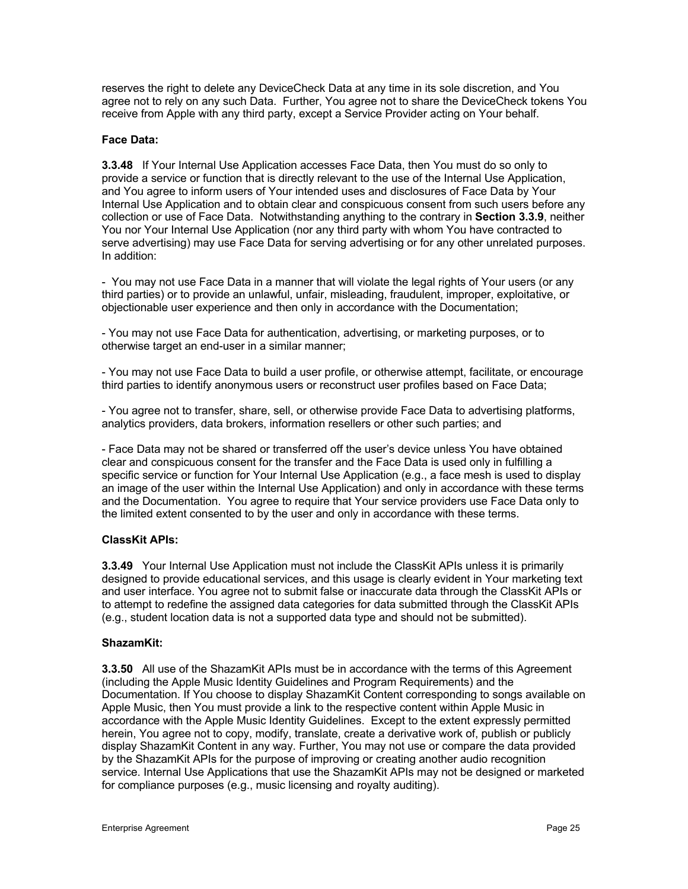reserves the right to delete any DeviceCheck Data at any time in its sole discretion, and You agree not to rely on any such Data. Further, You agree not to share the DeviceCheck tokens You receive from Apple with any third party, except a Service Provider acting on Your behalf.

**Face Data:**

**3.3.48** If Your Internal Use Application accesses Face Data, then You must do so only to provide a service or function that is directly relevant to the use of the Internal Use Application, and You agree to inform users of Your intended uses and disclosures of Face Data by Your Internal Use Application and to obtain clear and conspicuous consent from such users before any collection or use of Face Data. Notwithstanding anything to the contrary in **Section 3.3.9**, neither You nor Your Internal Use Application (nor any third party with whom You have contracted to serve advertising) may use Face Data for serving advertising or for any other unrelated purposes. In addition:

- You may not use Face Data in a manner that will violate the legal rights of Your users (or any third parties) or to provide an unlawful, unfair, misleading, fraudulent, improper, exploitative, or objectionable user experience and then only in accordance with the Documentation;

- You may not use Face Data for authentication, advertising, or marketing purposes, or to otherwise target an end-user in a similar manner;

- You may not use Face Data to build a user profile, or otherwise attempt, facilitate, or encourage third parties to identify anonymous users or reconstruct user profiles based on Face Data;

- You agree not to transfer, share, sell, or otherwise provide Face Data to advertising platforms, analytics providers, data brokers, information resellers or other such parties; and

- Face Data may not be shared or transferred off the user's device unless You have obtained clear and conspicuous consent for the transfer and the Face Data is used only in fulfilling a specific service or function for Your Internal Use Application (e.g., a face mesh is used to display an image of the user within the Internal Use Application) and only in accordance with these terms and the Documentation. You agree to require that Your service providers use Face Data only to the limited extent consented to by the user and only in accordance with these terms.

**ClassKit APIs:**

**3.3.49** Your Internal Use Application must not include the ClassKit APIs unless it is primarily designed to provide educational services, and this usage is clearly evident in Your marketing text and user interface. You agree not to submit false or inaccurate data through the ClassKit APIs or to attempt to redefine the assigned data categories for data submitted through the ClassKit APIs (e.g., student location data is not a supported data type and should not be submitted).

**ShazamKit:**

**3.3.50** All use of the ShazamKit APIs must be in accordance with the terms of this Agreement (including the Apple Music Identity Guidelines and Program Requirements) and the Documentation. If You choose to display ShazamKit Content corresponding to songs available on Apple Music, then You must provide a link to the respective content within Apple Music in accordance with the Apple Music Identity Guidelines. Except to the extent expressly permitted herein, You agree not to copy, modify, translate, create a derivative work of, publish or publicly display ShazamKit Content in any way. Further, You may not use or compare the data provided by the ShazamKit APIs for the purpose of improving or creating another audio recognition service. Internal Use Applications that use the ShazamKit APIs may not be designed or marketed for compliance purposes (e.g., music licensing and royalty auditing).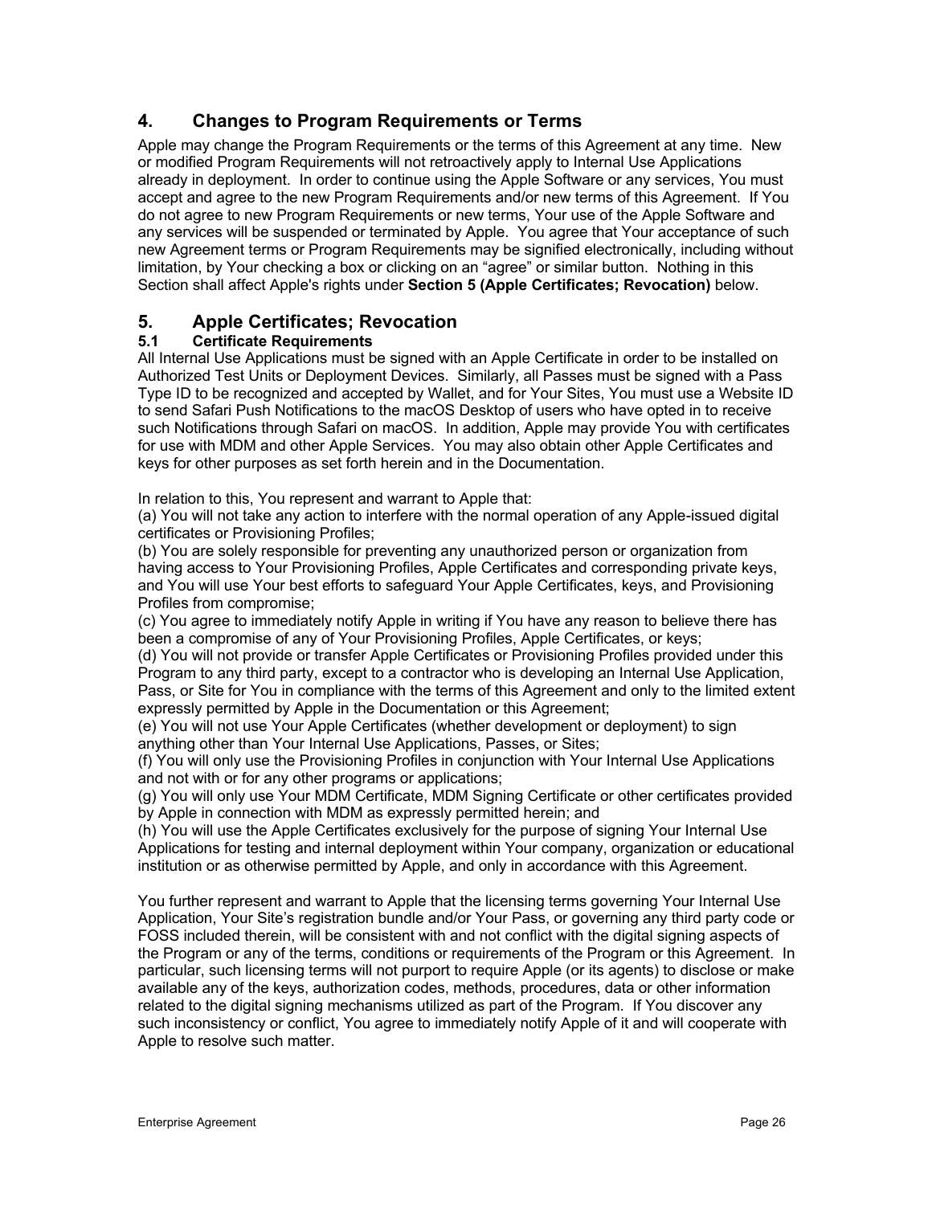## 4. Changes to Program Requirements or Terms

Apple may change the Program Requirements or the terms of this Agreement at any time. New or modified Program Requirements will not retroactively apply to Internal Use Applications already in deployment. In order to continue using the Apple Software or any services, You must accept and agree to the new Program Requirements and/or new terms of this Agreement. If You do not agree to new Program Requirements or new terms, Your use of the Apple Software and any services will be suspended or terminated by Apple. You agree that Your acceptance of such new Agreement terms or Program Requirements may be signified electronically, including without limitation, by Your checking a box or clicking on an "agree" or similar button. Nothing in this Section shall affect Apple's rights under **Section 5 (Apple Certificates; Revocation)** below.

## 5. Apple Certificates; Revocation

### 5.1 Certificate Requirements

All Internal Use Applications must be signed with an Apple Certificate in order to be installed on Authorized Test Units or Deployment Devices. Similarly, all Passes must be signed with a Pass Type ID to be recognized and accepted by Wallet, and for Your Sites, You must use a Website ID to send Safari Push Notifications to the macOS Desktop of users who have opted in to receive such Notifications through Safari on macOS. In addition, Apple may provide You with certificates for use with MDM and other Apple Services. You may also obtain other Apple Certificates and keys for other purposes as set forth herein and in the Documentation.

In relation to this, You represent and warrant to Apple that:
(a) You will not take any action to interfere with the normal operation of any Apple-issued digital certificates or Provisioning Profiles;
(b) You are solely responsible for preventing any unauthorized person or organization from having access to Your Provisioning Profiles, Apple Certificates and corresponding private keys, and You will use Your best efforts to safeguard Your Apple Certificates, keys, and Provisioning Profiles from compromise;
(c) You agree to immediately notify Apple in writing if You have any reason to believe there has been a compromise of any of Your Provisioning Profiles, Apple Certificates, or keys;
(d) You will not provide or transfer Apple Certificates or Provisioning Profiles provided under this Program to any third party, except to a contractor who is developing an Internal Use Application, Pass, or Site for You in compliance with the terms of this Agreement and only to the limited extent expressly permitted by Apple in the Documentation or this Agreement;
(e) You will not use Your Apple Certificates (whether development or deployment) to sign anything other than Your Internal Use Applications, Passes, or Sites;
(f) You will only use the Provisioning Profiles in conjunction with Your Internal Use Applications and not with or for any other programs or applications;
(g) You will only use Your MDM Certificate, MDM Signing Certificate or other certificates provided by Apple in connection with MDM as expressly permitted herein; and
(h) You will use the Apple Certificates exclusively for the purpose of signing Your Internal Use Applications for testing and internal deployment within Your company, organization or educational institution or as otherwise permitted by Apple, and only in accordance with this Agreement.

You further represent and warrant to Apple that the licensing terms governing Your Internal Use Application, Your Site's registration bundle and/or Your Pass, or governing any third party code or FOSS included therein, will be consistent with and not conflict with the digital signing aspects of the Program or any of the terms, conditions or requirements of the Program or this Agreement. In particular, such licensing terms will not purport to require Apple (or its agents) to disclose or make available any of the keys, authorization codes, methods, procedures, data or other information related to the digital signing mechanisms utilized as part of the Program. If You discover any such inconsistency or conflict, You agree to immediately notify Apple of it and will cooperate with Apple to resolve such matter.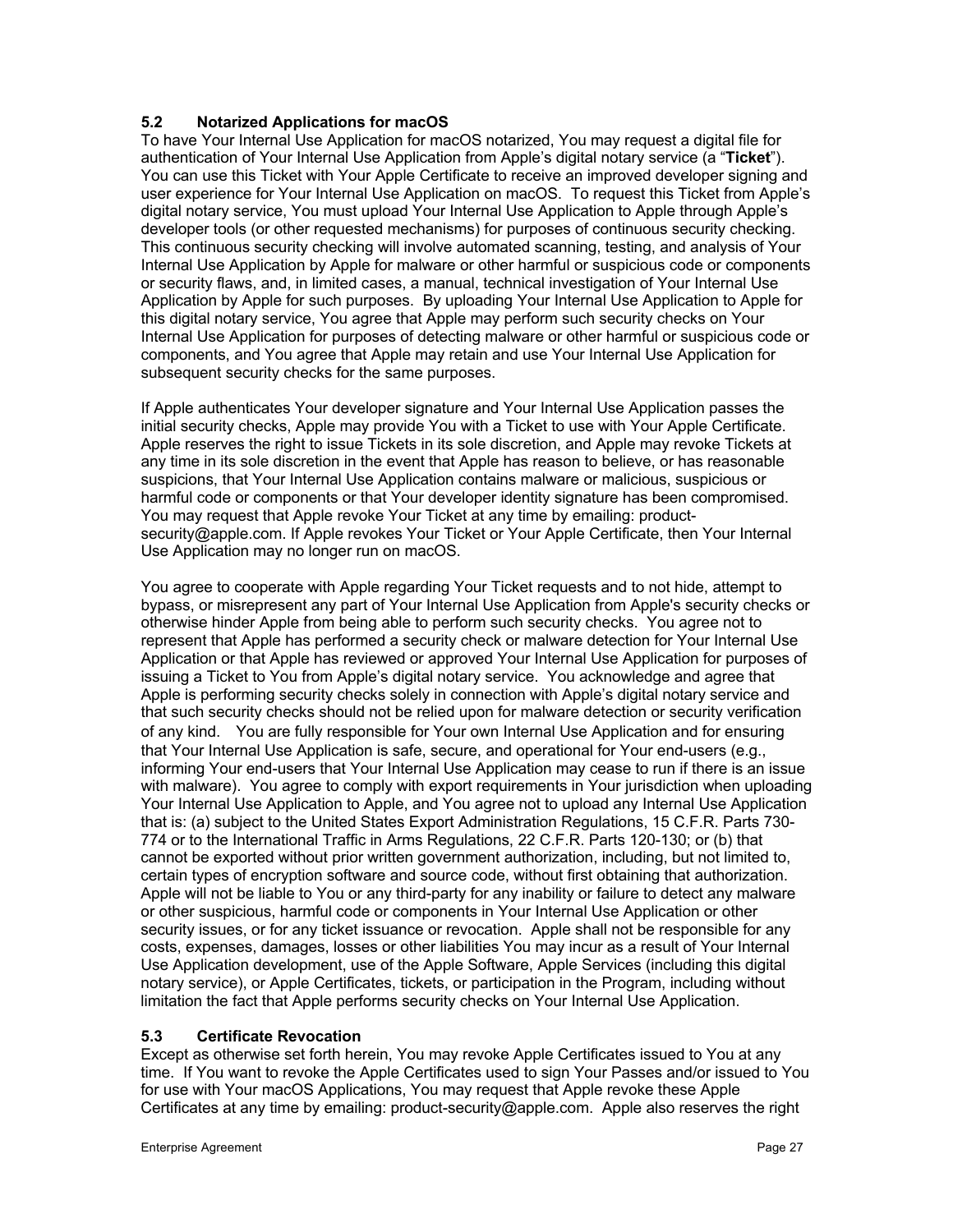### 5.2 Notarized Applications for macOS

To have Your Internal Use Application for macOS notarized, You may request a digital file for authentication of Your Internal Use Application from Apple's digital notary service (a "**Ticket**"). You can use this Ticket with Your Apple Certificate to receive an improved developer signing and user experience for Your Internal Use Application on macOS. To request this Ticket from Apple's digital notary service, You must upload Your Internal Use Application to Apple through Apple's developer tools (or other requested mechanisms) for purposes of continuous security checking. This continuous security checking will involve automated scanning, testing, and analysis of Your Internal Use Application by Apple for malware or other harmful or suspicious code or components or security flaws, and, in limited cases, a manual, technical investigation of Your Internal Use Application by Apple for such purposes. By uploading Your Internal Use Application to Apple for this digital notary service, You agree that Apple may perform such security checks on Your Internal Use Application for purposes of detecting malware or other harmful or suspicious code or components, and You agree that Apple may retain and use Your Internal Use Application for subsequent security checks for the same purposes.

If Apple authenticates Your developer signature and Your Internal Use Application passes the initial security checks, Apple may provide You with a Ticket to use with Your Apple Certificate. Apple reserves the right to issue Tickets in its sole discretion, and Apple may revoke Tickets at any time in its sole discretion in the event that Apple has reason to believe, or has reasonable suspicions, that Your Internal Use Application contains malware or malicious, suspicious or harmful code or components or that Your developer identity signature has been compromised. You may request that Apple revoke Your Ticket at any time by emailing: product-security@apple.com. If Apple revokes Your Ticket or Your Apple Certificate, then Your Internal Use Application may no longer run on macOS.

You agree to cooperate with Apple regarding Your Ticket requests and to not hide, attempt to bypass, or misrepresent any part of Your Internal Use Application from Apple's security checks or otherwise hinder Apple from being able to perform such security checks. You agree not to represent that Apple has performed a security check or malware detection for Your Internal Use Application or that Apple has reviewed or approved Your Internal Use Application for purposes of issuing a Ticket to You from Apple's digital notary service. You acknowledge and agree that Apple is performing security checks solely in connection with Apple's digital notary service and that such security checks should not be relied upon for malware detection or security verification of any kind. You are fully responsible for Your own Internal Use Application and for ensuring that Your Internal Use Application is safe, secure, and operational for Your end-users (e.g., informing Your end-users that Your Internal Use Application may cease to run if there is an issue with malware). You agree to comply with export requirements in Your jurisdiction when uploading Your Internal Use Application to Apple, and You agree not to upload any Internal Use Application that is: (a) subject to the United States Export Administration Regulations, 15 C.F.R. Parts 730-774 or to the International Traffic in Arms Regulations, 22 C.F.R. Parts 120-130; or (b) that cannot be exported without prior written government authorization, including, but not limited to, certain types of encryption software and source code, without first obtaining that authorization. Apple will not be liable to You or any third-party for any inability or failure to detect any malware or other suspicious, harmful code or components in Your Internal Use Application or other security issues, or for any ticket issuance or revocation. Apple shall not be responsible for any costs, expenses, damages, losses or other liabilities You may incur as a result of Your Internal Use Application development, use of the Apple Software, Apple Services (including this digital notary service), or Apple Certificates, tickets, or participation in the Program, including without limitation the fact that Apple performs security checks on Your Internal Use Application.

### 5.3 Certificate Revocation

Except as otherwise set forth herein, You may revoke Apple Certificates issued to You at any time. If You want to revoke the Apple Certificates used to sign Your Passes and/or issued to You for use with Your macOS Applications, You may request that Apple revoke these Apple Certificates at any time by emailing: product-security@apple.com. Apple also reserves the right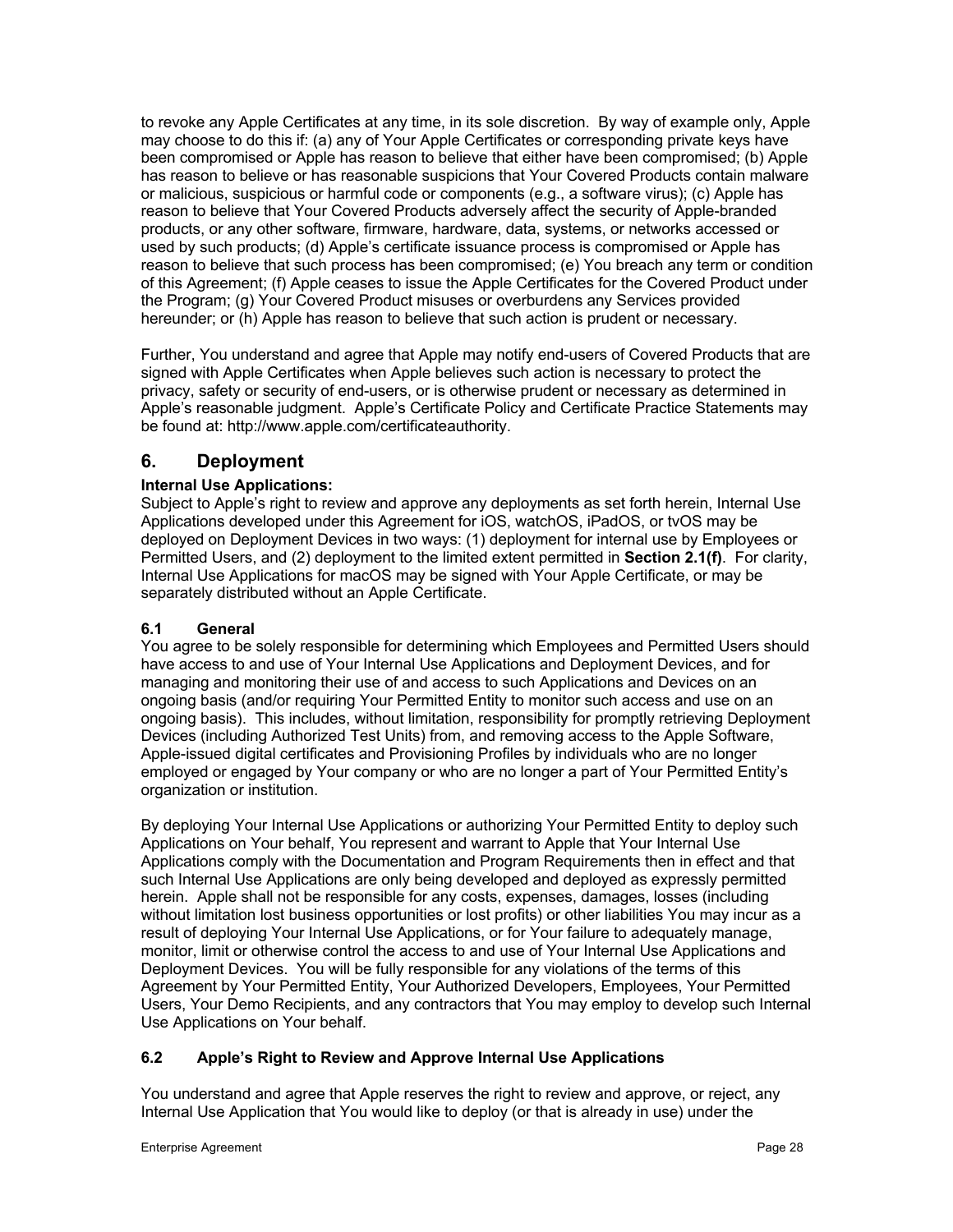to revoke any Apple Certificates at any time, in its sole discretion. By way of example only, Apple may choose to do this if: (a) any of Your Apple Certificates or corresponding private keys have been compromised or Apple has reason to believe that either have been compromised; (b) Apple has reason to believe or has reasonable suspicions that Your Covered Products contain malware or malicious, suspicious or harmful code or components (e.g., a software virus); (c) Apple has reason to believe that Your Covered Products adversely affect the security of Apple-branded products, or any other software, firmware, hardware, data, systems, or networks accessed or used by such products; (d) Apple's certificate issuance process is compromised or Apple has reason to believe that such process has been compromised; (e) You breach any term or condition of this Agreement; (f) Apple ceases to issue the Apple Certificates for the Covered Product under the Program; (g) Your Covered Product misuses or overburdens any Services provided hereunder; or (h) Apple has reason to believe that such action is prudent or necessary.

Further, You understand and agree that Apple may notify end-users of Covered Products that are signed with Apple Certificates when Apple believes such action is necessary to protect the privacy, safety or security of end-users, or is otherwise prudent or necessary as determined in Apple's reasonable judgment. Apple's Certificate Policy and Certificate Practice Statements may be found at: http://www.apple.com/certificateauthority.

## 6. Deployment

**Internal Use Applications:**
Subject to Apple's right to review and approve any deployments as set forth herein, Internal Use Applications developed under this Agreement for iOS, watchOS, iPadOS, or tvOS may be deployed on Deployment Devices in two ways: (1) deployment for internal use by Employees or Permitted Users, and (2) deployment to the limited extent permitted in **Section 2.1(f)**. For clarity, Internal Use Applications for macOS may be signed with Your Apple Certificate, or may be separately distributed without an Apple Certificate.

### 6.1 General

You agree to be solely responsible for determining which Employees and Permitted Users should have access to and use of Your Internal Use Applications and Deployment Devices, and for managing and monitoring their use of and access to such Applications and Devices on an ongoing basis (and/or requiring Your Permitted Entity to monitor such access and use on an ongoing basis). This includes, without limitation, responsibility for promptly retrieving Deployment Devices (including Authorized Test Units) from, and removing access to the Apple Software, Apple-issued digital certificates and Provisioning Profiles by individuals who are no longer employed or engaged by Your company or who are no longer a part of Your Permitted Entity's organization or institution.

By deploying Your Internal Use Applications or authorizing Your Permitted Entity to deploy such Applications on Your behalf, You represent and warrant to Apple that Your Internal Use Applications comply with the Documentation and Program Requirements then in effect and that such Internal Use Applications are only being developed and deployed as expressly permitted herein. Apple shall not be responsible for any costs, expenses, damages, losses (including without limitation lost business opportunities or lost profits) or other liabilities You may incur as a result of deploying Your Internal Use Applications, or for Your failure to adequately manage, monitor, limit or otherwise control the access to and use of Your Internal Use Applications and Deployment Devices. You will be fully responsible for any violations of the terms of this Agreement by Your Permitted Entity, Your Authorized Developers, Employees, Your Permitted Users, Your Demo Recipients, and any contractors that You may employ to develop such Internal Use Applications on Your behalf.

### 6.2 Apple's Right to Review and Approve Internal Use Applications

You understand and agree that Apple reserves the right to review and approve, or reject, any Internal Use Application that You would like to deploy (or that is already in use) under the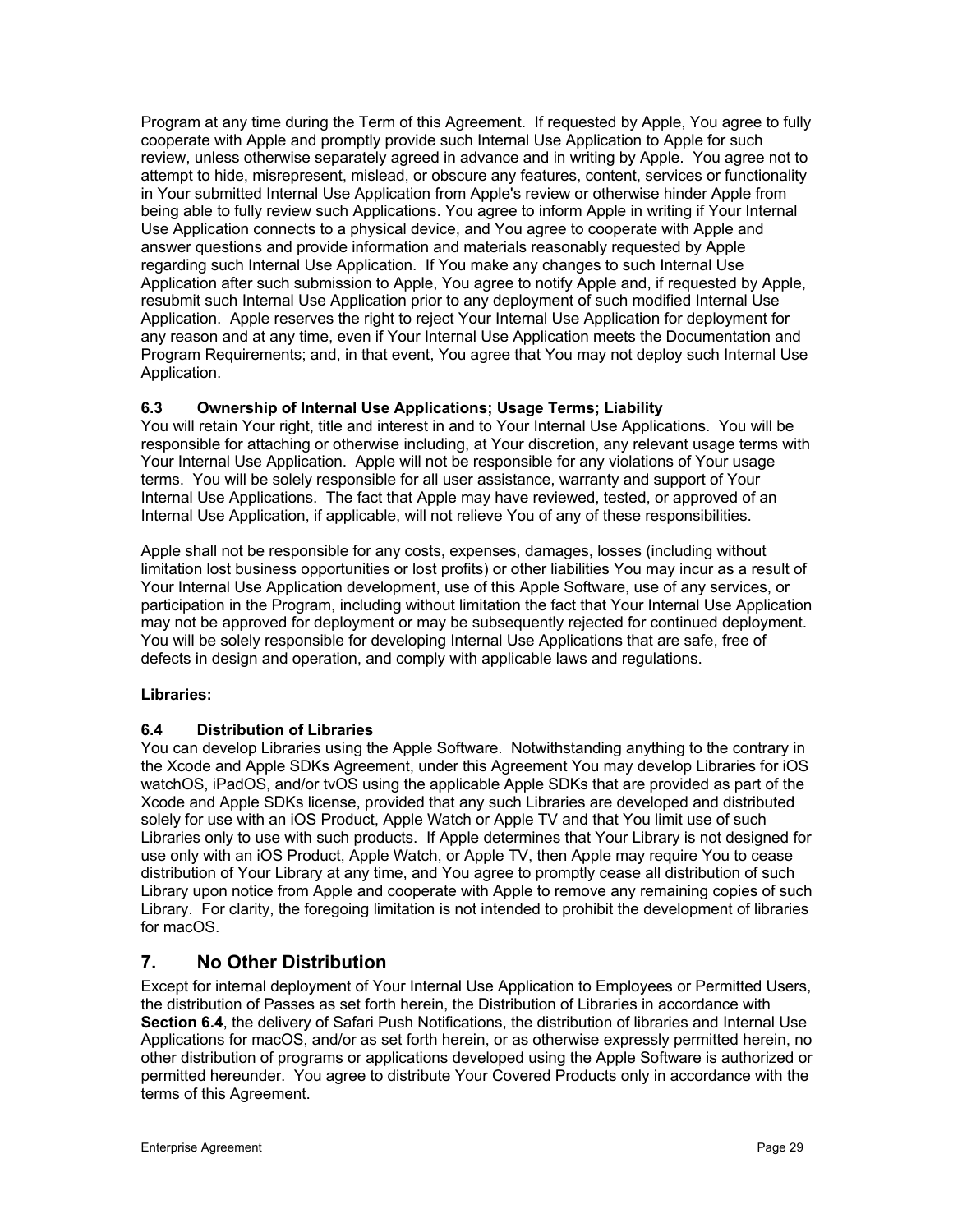Program at any time during the Term of this Agreement. If requested by Apple, You agree to fully cooperate with Apple and promptly provide such Internal Use Application to Apple for such review, unless otherwise separately agreed in advance and in writing by Apple. You agree not to attempt to hide, misrepresent, mislead, or obscure any features, content, services or functionality in Your submitted Internal Use Application from Apple's review or otherwise hinder Apple from being able to fully review such Applications. You agree to inform Apple in writing if Your Internal Use Application connects to a physical device, and You agree to cooperate with Apple and answer questions and provide information and materials reasonably requested by Apple regarding such Internal Use Application. If You make any changes to such Internal Use Application after such submission to Apple, You agree to notify Apple and, if requested by Apple, resubmit such Internal Use Application prior to any deployment of such modified Internal Use Application. Apple reserves the right to reject Your Internal Use Application for deployment for any reason and at any time, even if Your Internal Use Application meets the Documentation and Program Requirements; and, in that event, You agree that You may not deploy such Internal Use Application.

#### 6.3 Ownership of Internal Use Applications; Usage Terms; Liability

You will retain Your right, title and interest in and to Your Internal Use Applications. You will be responsible for attaching or otherwise including, at Your discretion, any relevant usage terms with Your Internal Use Application. Apple will not be responsible for any violations of Your usage terms. You will be solely responsible for all user assistance, warranty and support of Your Internal Use Applications. The fact that Apple may have reviewed, tested, or approved of an Internal Use Application, if applicable, will not relieve You of any of these responsibilities.

Apple shall not be responsible for any costs, expenses, damages, losses (including without limitation lost business opportunities or lost profits) or other liabilities You may incur as a result of Your Internal Use Application development, use of this Apple Software, use of any services, or participation in the Program, including without limitation the fact that Your Internal Use Application may not be approved for deployment or may be subsequently rejected for continued deployment. You will be solely responsible for developing Internal Use Applications that are safe, free of defects in design and operation, and comply with applicable laws and regulations.

**Libraries:**

#### 6.4 Distribution of Libraries

You can develop Libraries using the Apple Software. Notwithstanding anything to the contrary in the Xcode and Apple SDKs Agreement, under this Agreement You may develop Libraries for iOS watchOS, iPadOS, and/or tvOS using the applicable Apple SDKs that are provided as part of the Xcode and Apple SDKs license, provided that any such Libraries are developed and distributed solely for use with an iOS Product, Apple Watch or Apple TV and that You limit use of such Libraries only to use with such products. If Apple determines that Your Library is not designed for use only with an iOS Product, Apple Watch, or Apple TV, then Apple may require You to cease distribution of Your Library at any time, and You agree to promptly cease all distribution of such Library upon notice from Apple and cooperate with Apple to remove any remaining copies of such Library. For clarity, the foregoing limitation is not intended to prohibit the development of libraries for macOS.

## 7. No Other Distribution

Except for internal deployment of Your Internal Use Application to Employees or Permitted Users, the distribution of Passes as set forth herein, the Distribution of Libraries in accordance with **Section 6.4**, the delivery of Safari Push Notifications, the distribution of libraries and Internal Use Applications for macOS, and/or as set forth herein, or as otherwise expressly permitted herein, no other distribution of programs or applications developed using the Apple Software is authorized or permitted hereunder. You agree to distribute Your Covered Products only in accordance with the terms of this Agreement.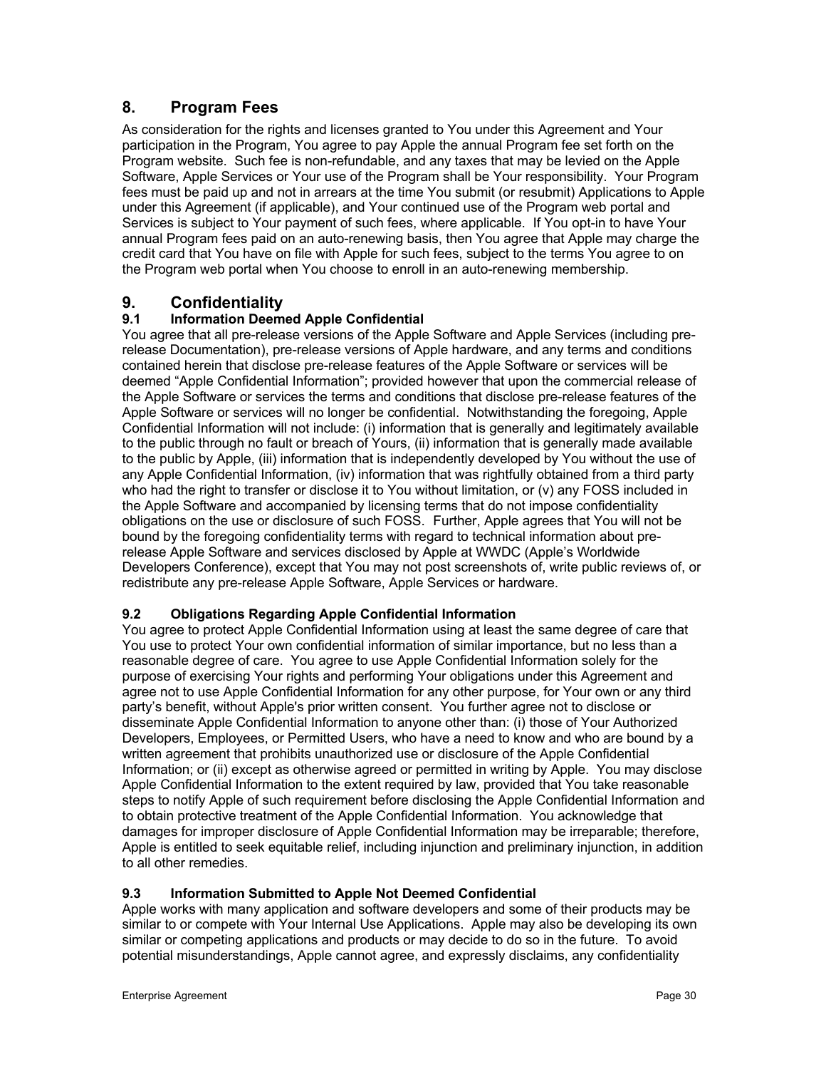## 8. Program Fees

As consideration for the rights and licenses granted to You under this Agreement and Your participation in the Program, You agree to pay Apple the annual Program fee set forth on the Program website. Such fee is non-refundable, and any taxes that may be levied on the Apple Software, Apple Services or Your use of the Program shall be Your responsibility. Your Program fees must be paid up and not in arrears at the time You submit (or resubmit) Applications to Apple under this Agreement (if applicable), and Your continued use of the Program web portal and Services is subject to Your payment of such fees, where applicable. If You opt-in to have Your annual Program fees paid on an auto-renewing basis, then You agree that Apple may charge the credit card that You have on file with Apple for such fees, subject to the terms You agree to on the Program web portal when You choose to enroll in an auto-renewing membership.

## 9. Confidentiality

### 9.1 Information Deemed Apple Confidential

You agree that all pre-release versions of the Apple Software and Apple Services (including pre-release Documentation), pre-release versions of Apple hardware, and any terms and conditions contained herein that disclose pre-release features of the Apple Software or services will be deemed "Apple Confidential Information"; provided however that upon the commercial release of the Apple Software or services the terms and conditions that disclose pre-release features of the Apple Software or services will no longer be confidential. Notwithstanding the foregoing, Apple Confidential Information will not include: (i) information that is generally and legitimately available to the public through no fault or breach of Yours, (ii) information that is generally made available to the public by Apple, (iii) information that is independently developed by You without the use of any Apple Confidential Information, (iv) information that was rightfully obtained from a third party who had the right to transfer or disclose it to You without limitation, or (v) any FOSS included in the Apple Software and accompanied by licensing terms that do not impose confidentiality obligations on the use or disclosure of such FOSS. Further, Apple agrees that You will not be bound by the foregoing confidentiality terms with regard to technical information about pre-release Apple Software and services disclosed by Apple at WWDC (Apple's Worldwide Developers Conference), except that You may not post screenshots of, write public reviews of, or redistribute any pre-release Apple Software, Apple Services or hardware.

### 9.2 Obligations Regarding Apple Confidential Information

You agree to protect Apple Confidential Information using at least the same degree of care that You use to protect Your own confidential information of similar importance, but no less than a reasonable degree of care. You agree to use Apple Confidential Information solely for the purpose of exercising Your rights and performing Your obligations under this Agreement and agree not to use Apple Confidential Information for any other purpose, for Your own or any third party's benefit, without Apple's prior written consent. You further agree not to disclose or disseminate Apple Confidential Information to anyone other than: (i) those of Your Authorized Developers, Employees, or Permitted Users, who have a need to know and who are bound by a written agreement that prohibits unauthorized use or disclosure of the Apple Confidential Information; or (ii) except as otherwise agreed or permitted in writing by Apple. You may disclose Apple Confidential Information to the extent required by law, provided that You take reasonable steps to notify Apple of such requirement before disclosing the Apple Confidential Information and to obtain protective treatment of the Apple Confidential Information. You acknowledge that damages for improper disclosure of Apple Confidential Information may be irreparable; therefore, Apple is entitled to seek equitable relief, including injunction and preliminary injunction, in addition to all other remedies.

### 9.3 Information Submitted to Apple Not Deemed Confidential

Apple works with many application and software developers and some of their products may be similar to or compete with Your Internal Use Applications. Apple may also be developing its own similar or competing applications and products or may decide to do so in the future. To avoid potential misunderstandings, Apple cannot agree, and expressly disclaims, any confidentiality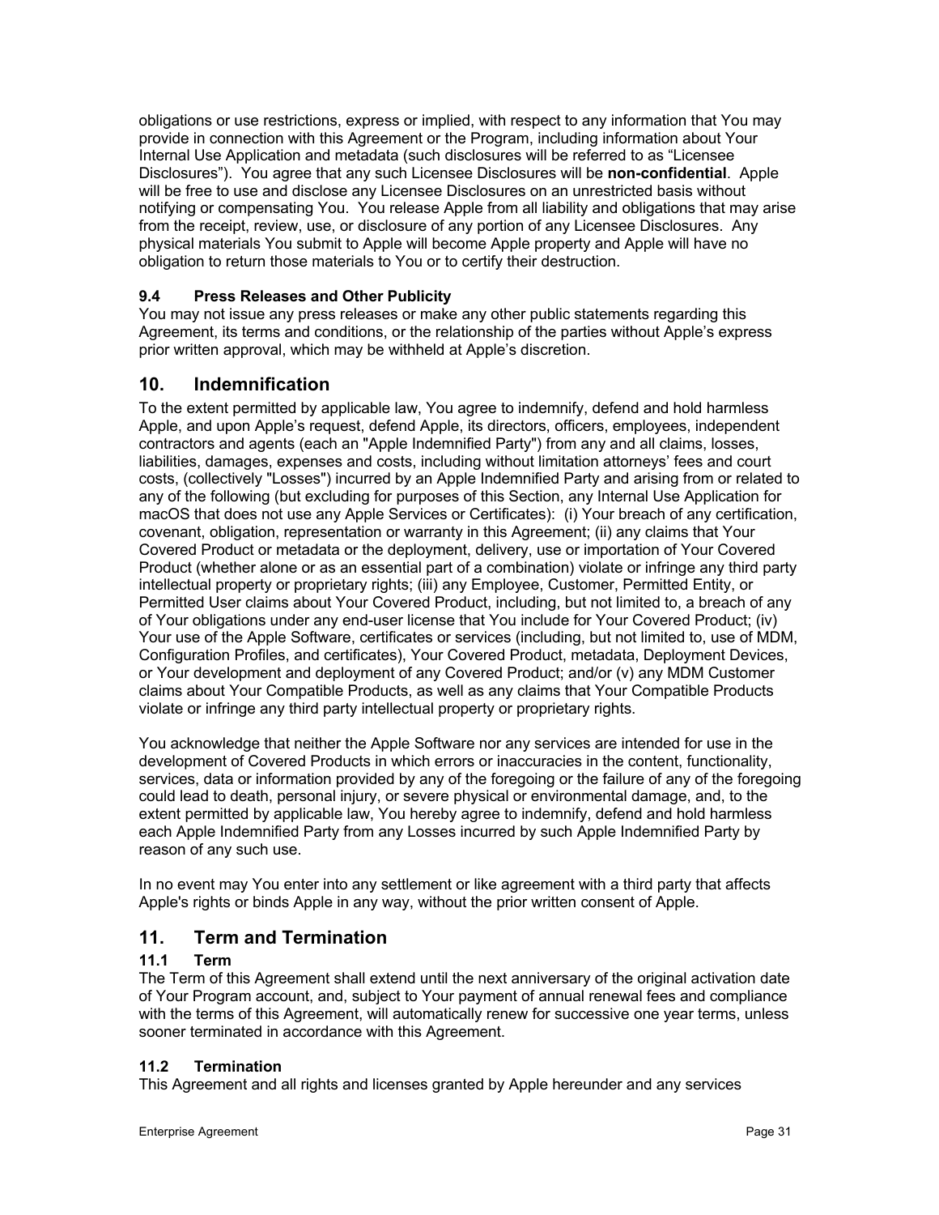obligations or use restrictions, express or implied, with respect to any information that You may provide in connection with this Agreement or the Program, including information about Your Internal Use Application and metadata (such disclosures will be referred to as "Licensee Disclosures"). You agree that any such Licensee Disclosures will be **non-confidential**. Apple will be free to use and disclose any Licensee Disclosures on an unrestricted basis without notifying or compensating You. You release Apple from all liability and obligations that may arise from the receipt, review, use, or disclosure of any portion of any Licensee Disclosures. Any physical materials You submit to Apple will become Apple property and Apple will have no obligation to return those materials to You or to certify their destruction.

### 9.4 Press Releases and Other Publicity

You may not issue any press releases or make any other public statements regarding this Agreement, its terms and conditions, or the relationship of the parties without Apple's express prior written approval, which may be withheld at Apple's discretion.

## 10. Indemnification

To the extent permitted by applicable law, You agree to indemnify, defend and hold harmless Apple, and upon Apple's request, defend Apple, its directors, officers, employees, independent contractors and agents (each an "Apple Indemnified Party") from any and all claims, losses, liabilities, damages, expenses and costs, including without limitation attorneys' fees and court costs, (collectively "Losses") incurred by an Apple Indemnified Party and arising from or related to any of the following (but excluding for purposes of this Section, any Internal Use Application for macOS that does not use any Apple Services or Certificates): (i) Your breach of any certification, covenant, obligation, representation or warranty in this Agreement; (ii) any claims that Your Covered Product or metadata or the deployment, delivery, use or importation of Your Covered Product (whether alone or as an essential part of a combination) violate or infringe any third party intellectual property or proprietary rights; (iii) any Employee, Customer, Permitted Entity, or Permitted User claims about Your Covered Product, including, but not limited to, a breach of any of Your obligations under any end-user license that You include for Your Covered Product; (iv) Your use of the Apple Software, certificates or services (including, but not limited to, use of MDM, Configuration Profiles, and certificates), Your Covered Product, metadata, Deployment Devices, or Your development and deployment of any Covered Product; and/or (v) any MDM Customer claims about Your Compatible Products, as well as any claims that Your Compatible Products violate or infringe any third party intellectual property or proprietary rights.

You acknowledge that neither the Apple Software nor any services are intended for use in the development of Covered Products in which errors or inaccuracies in the content, functionality, services, data or information provided by any of the foregoing or the failure of any of the foregoing could lead to death, personal injury, or severe physical or environmental damage, and, to the extent permitted by applicable law, You hereby agree to indemnify, defend and hold harmless each Apple Indemnified Party from any Losses incurred by such Apple Indemnified Party by reason of any such use.

In no event may You enter into any settlement or like agreement with a third party that affects Apple's rights or binds Apple in any way, without the prior written consent of Apple.

## 11. Term and Termination

### 11.1 Term

The Term of this Agreement shall extend until the next anniversary of the original activation date of Your Program account, and, subject to Your payment of annual renewal fees and compliance with the terms of this Agreement, will automatically renew for successive one year terms, unless sooner terminated in accordance with this Agreement.

### 11.2 Termination

This Agreement and all rights and licenses granted by Apple hereunder and any services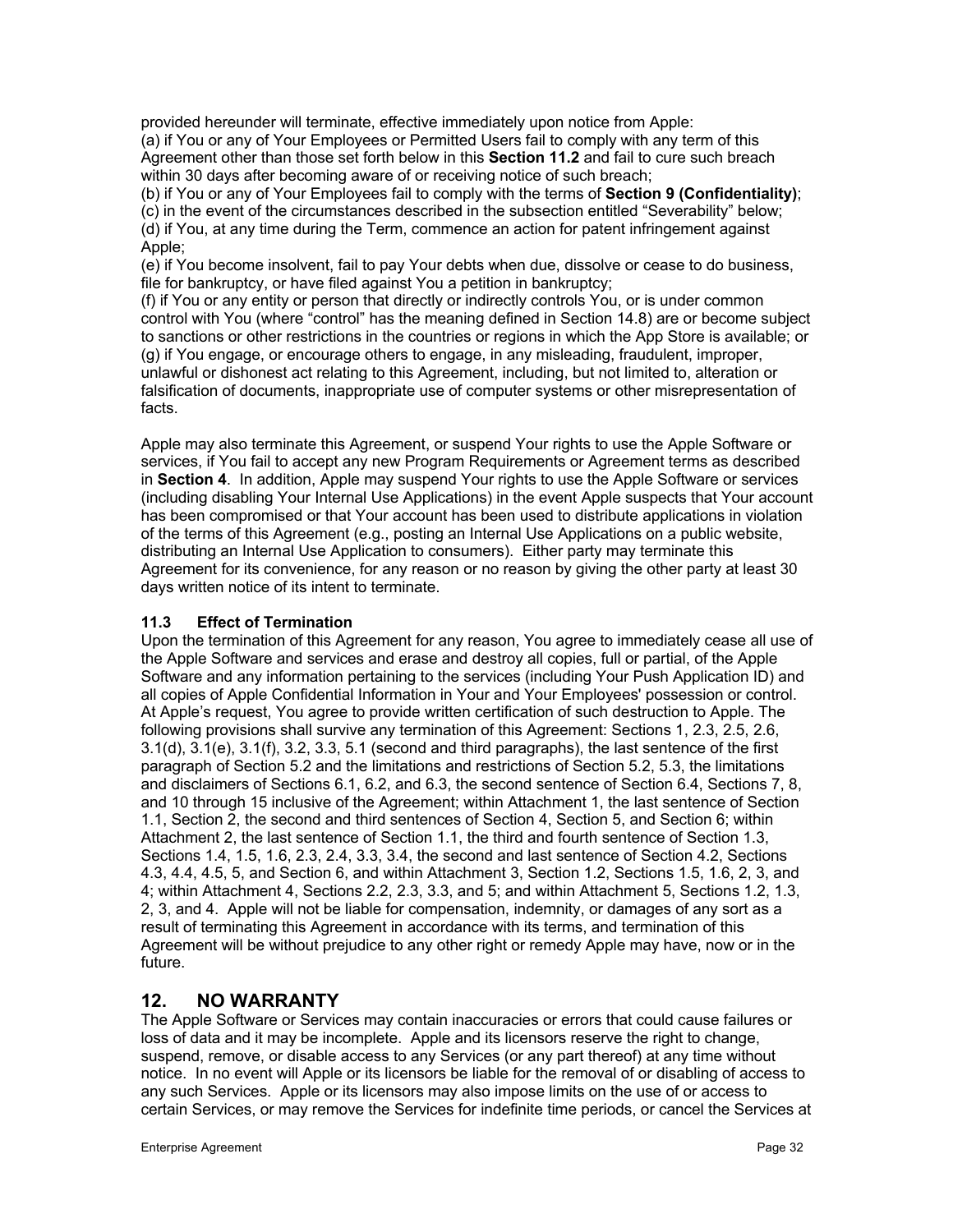provided hereunder will terminate, effective immediately upon notice from Apple:
(a) if You or any of Your Employees or Permitted Users fail to comply with any term of this Agreement other than those set forth below in this **Section 11.2** and fail to cure such breach within 30 days after becoming aware of or receiving notice of such breach;
(b) if You or any of Your Employees fail to comply with the terms of **Section 9 (Confidentiality)**;
(c) in the event of the circumstances described in the subsection entitled "Severability" below;
(d) if You, at any time during the Term, commence an action for patent infringement against Apple;
(e) if You become insolvent, fail to pay Your debts when due, dissolve or cease to do business, file for bankruptcy, or have filed against You a petition in bankruptcy;
(f) if You or any entity or person that directly or indirectly controls You, or is under common control with You (where "control" has the meaning defined in Section 14.8) are or become subject to sanctions or other restrictions in the countries or regions in which the App Store is available; or
(g) if You engage, or encourage others to engage, in any misleading, fraudulent, improper, unlawful or dishonest act relating to this Agreement, including, but not limited to, alteration or falsification of documents, inappropriate use of computer systems or other misrepresentation of facts.

Apple may also terminate this Agreement, or suspend Your rights to use the Apple Software or services, if You fail to accept any new Program Requirements or Agreement terms as described in **Section 4**. In addition, Apple may suspend Your rights to use the Apple Software or services (including disabling Your Internal Use Applications) in the event Apple suspects that Your account has been compromised or that Your account has been used to distribute applications in violation of the terms of this Agreement (e.g., posting an Internal Use Applications on a public website, distributing an Internal Use Application to consumers). Either party may terminate this Agreement for its convenience, for any reason or no reason by giving the other party at least 30 days written notice of its intent to terminate.

### 11.3 Effect of Termination

Upon the termination of this Agreement for any reason, You agree to immediately cease all use of the Apple Software and services and erase and destroy all copies, full or partial, of the Apple Software and any information pertaining to the services (including Your Push Application ID) and all copies of Apple Confidential Information in Your and Your Employees' possession or control. At Apple's request, You agree to provide written certification of such destruction to Apple. The following provisions shall survive any termination of this Agreement: Sections 1, 2.3, 2.5, 2.6, 3.1(d), 3.1(e), 3.1(f), 3.2, 3.3, 5.1 (second and third paragraphs), the last sentence of the first paragraph of Section 5.2 and the limitations and restrictions of Section 5.2, 5.3, the limitations and disclaimers of Sections 6.1, 6.2, and 6.3, the second sentence of Section 6.4, Sections 7, 8, and 10 through 15 inclusive of the Agreement; within Attachment 1, the last sentence of Section 1.1, Section 2, the second and third sentences of Section 4, Section 5, and Section 6; within Attachment 2, the last sentence of Section 1.1, the third and fourth sentence of Section 1.3, Sections 1.4, 1.5, 1.6, 2.3, 2.4, 3.3, 3.4, the second and last sentence of Section 4.2, Sections 4.3, 4.4, 4.5, 5, and Section 6, and within Attachment 3, Section 1.2, Sections 1.5, 1.6, 2, 3, and 4; within Attachment 4, Sections 2.2, 2.3, 3.3, and 5; and within Attachment 5, Sections 1.2, 1.3, 2, 3, and 4. Apple will not be liable for compensation, indemnity, or damages of any sort as a result of terminating this Agreement in accordance with its terms, and termination of this Agreement will be without prejudice to any other right or remedy Apple may have, now or in the future.

## 12. NO WARRANTY

The Apple Software or Services may contain inaccuracies or errors that could cause failures or loss of data and it may be incomplete. Apple and its licensors reserve the right to change, suspend, remove, or disable access to any Services (or any part thereof) at any time without notice. In no event will Apple or its licensors be liable for the removal of or disabling of access to any such Services. Apple or its licensors may also impose limits on the use of or access to certain Services, or may remove the Services for indefinite time periods, or cancel the Services at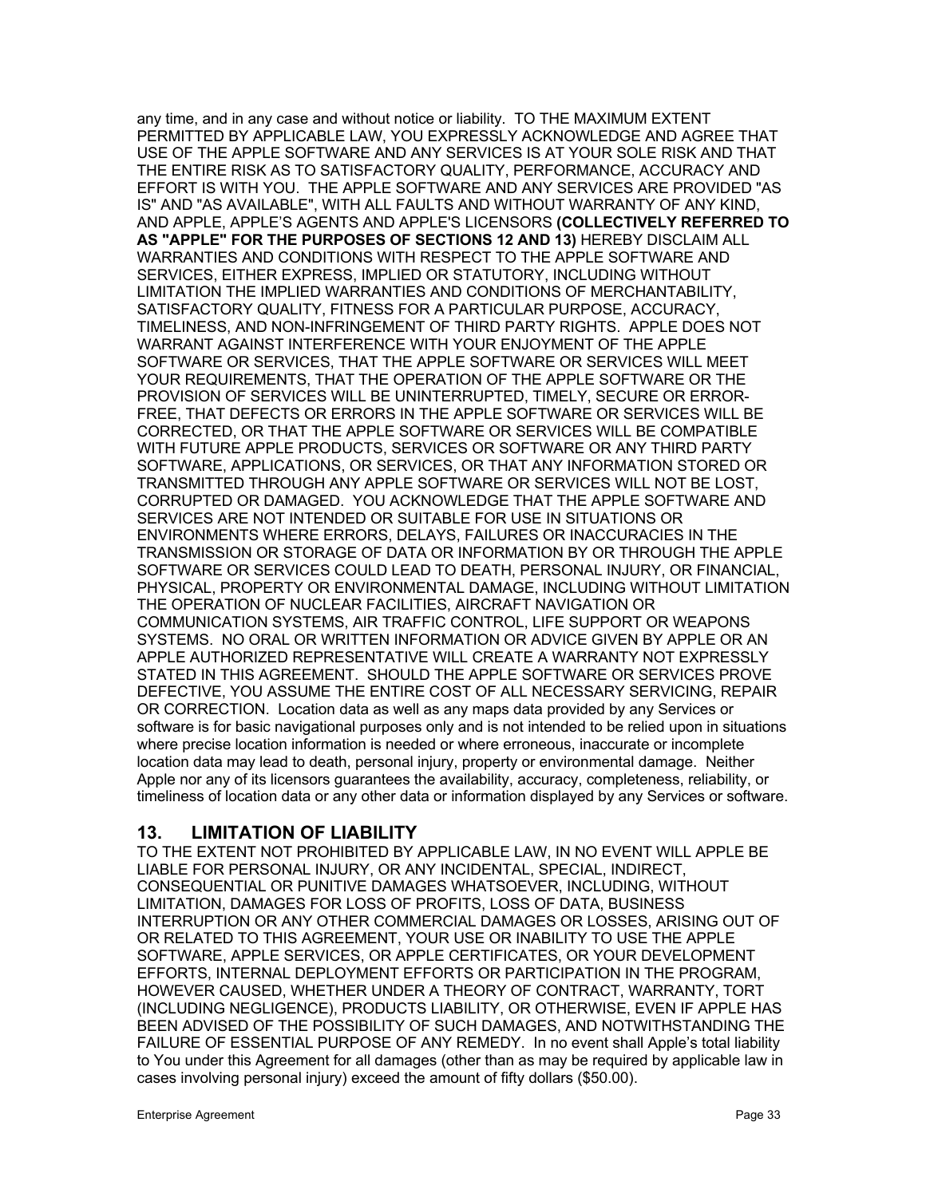any time, and in any case and without notice or liability. TO THE MAXIMUM EXTENT PERMITTED BY APPLICABLE LAW, YOU EXPRESSLY ACKNOWLEDGE AND AGREE THAT USE OF THE APPLE SOFTWARE AND ANY SERVICES IS AT YOUR SOLE RISK AND THAT THE ENTIRE RISK AS TO SATISFACTORY QUALITY, PERFORMANCE, ACCURACY AND EFFORT IS WITH YOU. THE APPLE SOFTWARE AND ANY SERVICES ARE PROVIDED "AS IS" AND "AS AVAILABLE", WITH ALL FAULTS AND WITHOUT WARRANTY OF ANY KIND, AND APPLE, APPLE'S AGENTS AND APPLE'S LICENSORS **(COLLECTIVELY REFERRED TO AS "APPLE" FOR THE PURPOSES OF SECTIONS 12 AND 13)** HEREBY DISCLAIM ALL WARRANTIES AND CONDITIONS WITH RESPECT TO THE APPLE SOFTWARE AND SERVICES, EITHER EXPRESS, IMPLIED OR STATUTORY, INCLUDING WITHOUT LIMITATION THE IMPLIED WARRANTIES AND CONDITIONS OF MERCHANTABILITY, SATISFACTORY QUALITY, FITNESS FOR A PARTICULAR PURPOSE, ACCURACY, TIMELINESS, AND NON-INFRINGEMENT OF THIRD PARTY RIGHTS. APPLE DOES NOT WARRANT AGAINST INTERFERENCE WITH YOUR ENJOYMENT OF THE APPLE SOFTWARE OR SERVICES, THAT THE APPLE SOFTWARE OR SERVICES WILL MEET YOUR REQUIREMENTS, THAT THE OPERATION OF THE APPLE SOFTWARE OR THE PROVISION OF SERVICES WILL BE UNINTERRUPTED, TIMELY, SECURE OR ERROR-FREE, THAT DEFECTS OR ERRORS IN THE APPLE SOFTWARE OR SERVICES WILL BE CORRECTED, OR THAT THE APPLE SOFTWARE OR SERVICES WILL BE COMPATIBLE WITH FUTURE APPLE PRODUCTS, SERVICES OR SOFTWARE OR ANY THIRD PARTY SOFTWARE, APPLICATIONS, OR SERVICES, OR THAT ANY INFORMATION STORED OR TRANSMITTED THROUGH ANY APPLE SOFTWARE OR SERVICES WILL NOT BE LOST, CORRUPTED OR DAMAGED. YOU ACKNOWLEDGE THAT THE APPLE SOFTWARE AND SERVICES ARE NOT INTENDED OR SUITABLE FOR USE IN SITUATIONS OR ENVIRONMENTS WHERE ERRORS, DELAYS, FAILURES OR INACCURACIES IN THE TRANSMISSION OR STORAGE OF DATA OR INFORMATION BY OR THROUGH THE APPLE SOFTWARE OR SERVICES COULD LEAD TO DEATH, PERSONAL INJURY, OR FINANCIAL, PHYSICAL, PROPERTY OR ENVIRONMENTAL DAMAGE, INCLUDING WITHOUT LIMITATION THE OPERATION OF NUCLEAR FACILITIES, AIRCRAFT NAVIGATION OR COMMUNICATION SYSTEMS, AIR TRAFFIC CONTROL, LIFE SUPPORT OR WEAPONS SYSTEMS. NO ORAL OR WRITTEN INFORMATION OR ADVICE GIVEN BY APPLE OR AN APPLE AUTHORIZED REPRESENTATIVE WILL CREATE A WARRANTY NOT EXPRESSLY STATED IN THIS AGREEMENT. SHOULD THE APPLE SOFTWARE OR SERVICES PROVE DEFECTIVE, YOU ASSUME THE ENTIRE COST OF ALL NECESSARY SERVICING, REPAIR OR CORRECTION. Location data as well as any maps data provided by any Services or software is for basic navigational purposes only and is not intended to be relied upon in situations where precise location information is needed or where erroneous, inaccurate or incomplete location data may lead to death, personal injury, property or environmental damage. Neither Apple nor any of its licensors guarantees the availability, accuracy, completeness, reliability, or timeliness of location data or any other data or information displayed by any Services or software.

## 13. LIMITATION OF LIABILITY

TO THE EXTENT NOT PROHIBITED BY APPLICABLE LAW, IN NO EVENT WILL APPLE BE LIABLE FOR PERSONAL INJURY, OR ANY INCIDENTAL, SPECIAL, INDIRECT, CONSEQUENTIAL OR PUNITIVE DAMAGES WHATSOEVER, INCLUDING, WITHOUT LIMITATION, DAMAGES FOR LOSS OF PROFITS, LOSS OF DATA, BUSINESS INTERRUPTION OR ANY OTHER COMMERCIAL DAMAGES OR LOSSES, ARISING OUT OF OR RELATED TO THIS AGREEMENT, YOUR USE OR INABILITY TO USE THE APPLE SOFTWARE, APPLE SERVICES, OR APPLE CERTIFICATES, OR YOUR DEVELOPMENT EFFORTS, INTERNAL DEPLOYMENT EFFORTS OR PARTICIPATION IN THE PROGRAM, HOWEVER CAUSED, WHETHER UNDER A THEORY OF CONTRACT, WARRANTY, TORT (INCLUDING NEGLIGENCE), PRODUCTS LIABILITY, OR OTHERWISE, EVEN IF APPLE HAS BEEN ADVISED OF THE POSSIBILITY OF SUCH DAMAGES, AND NOTWITHSTANDING THE FAILURE OF ESSENTIAL PURPOSE OF ANY REMEDY. In no event shall Apple's total liability to You under this Agreement for all damages (other than as may be required by applicable law in cases involving personal injury) exceed the amount of fifty dollars ($50.00).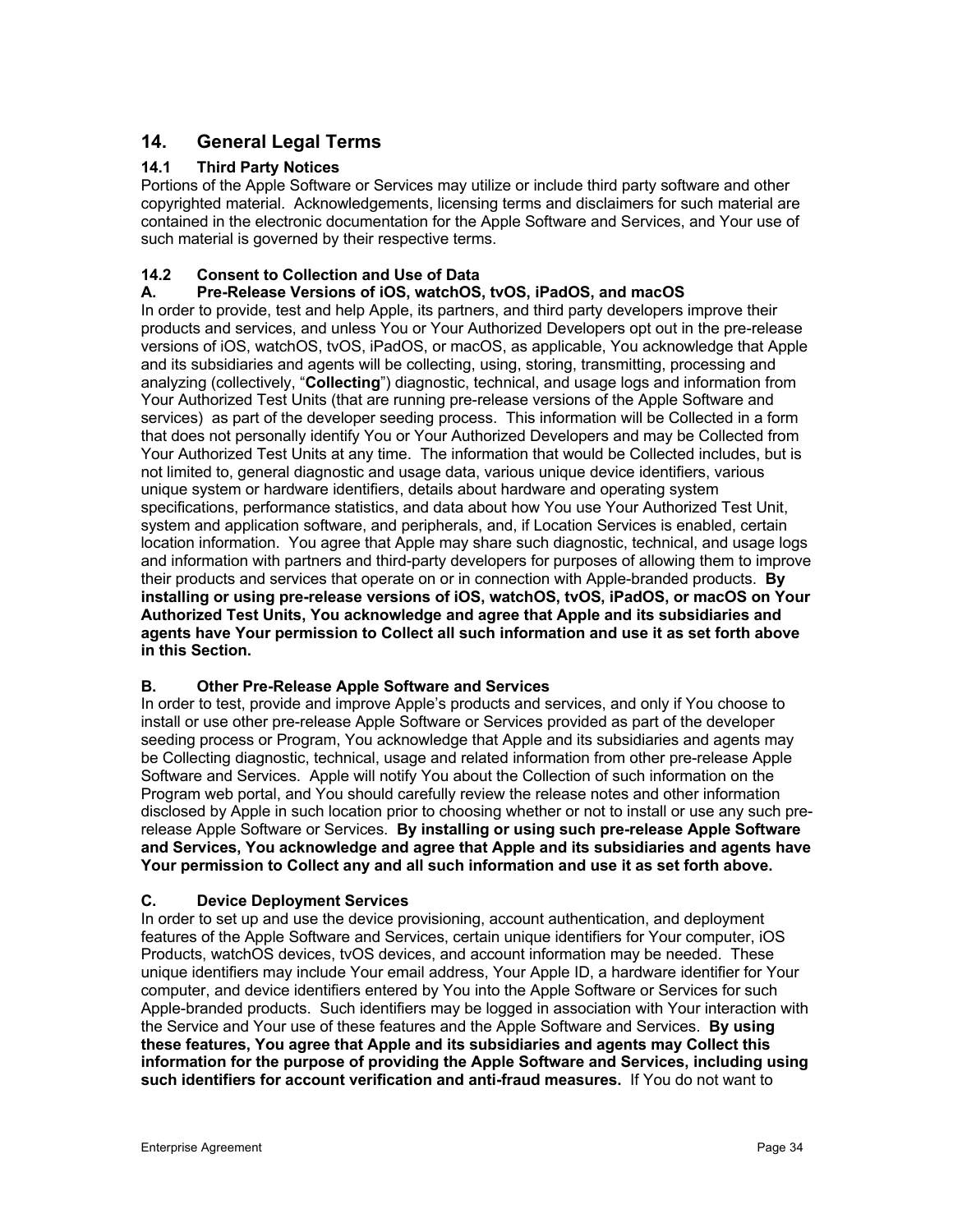## 14. General Legal Terms

### 14.1 Third Party Notices

Portions of the Apple Software or Services may utilize or include third party software and other copyrighted material. Acknowledgements, licensing terms and disclaimers for such material are contained in the electronic documentation for the Apple Software and Services, and Your use of such material is governed by their respective terms.

### 14.2 Consent to Collection and Use of Data

#### A. Pre-Release Versions of iOS, watchOS, tvOS, iPadOS, and macOS

In order to provide, test and help Apple, its partners, and third party developers improve their products and services, and unless You or Your Authorized Developers opt out in the pre-release versions of iOS, watchOS, tvOS, iPadOS, or macOS, as applicable, You acknowledge that Apple and its subsidiaries and agents will be collecting, using, storing, transmitting, processing and analyzing (collectively, "**Collecting**") diagnostic, technical, and usage logs and information from Your Authorized Test Units (that are running pre-release versions of the Apple Software and services) as part of the developer seeding process. This information will be Collected in a form that does not personally identify You or Your Authorized Developers and may be Collected from Your Authorized Test Units at any time. The information that would be Collected includes, but is not limited to, general diagnostic and usage data, various unique device identifiers, various unique system or hardware identifiers, details about hardware and operating system specifications, performance statistics, and data about how You use Your Authorized Test Unit, system and application software, and peripherals, and, if Location Services is enabled, certain location information. You agree that Apple may share such diagnostic, technical, and usage logs and information with partners and third-party developers for purposes of allowing them to improve their products and services that operate on or in connection with Apple-branded products. **By installing or using pre-release versions of iOS, watchOS, tvOS, iPadOS, or macOS on Your Authorized Test Units, You acknowledge and agree that Apple and its subsidiaries and agents have Your permission to Collect all such information and use it as set forth above in this Section.**

#### B. Other Pre-Release Apple Software and Services

In order to test, provide and improve Apple's products and services, and only if You choose to install or use other pre-release Apple Software or Services provided as part of the developer seeding process or Program, You acknowledge that Apple and its subsidiaries and agents may be Collecting diagnostic, technical, usage and related information from other pre-release Apple Software and Services. Apple will notify You about the Collection of such information on the Program web portal, and You should carefully review the release notes and other information disclosed by Apple in such location prior to choosing whether or not to install or use any such pre-release Apple Software or Services. **By installing or using such pre-release Apple Software and Services, You acknowledge and agree that Apple and its subsidiaries and agents have Your permission to Collect any and all such information and use it as set forth above.**

#### C. Device Deployment Services

In order to set up and use the device provisioning, account authentication, and deployment features of the Apple Software and Services, certain unique identifiers for Your computer, iOS Products, watchOS devices, tvOS devices, and account information may be needed. These unique identifiers may include Your email address, Your Apple ID, a hardware identifier for Your computer, and device identifiers entered by You into the Apple Software or Services for such Apple-branded products. Such identifiers may be logged in association with Your interaction with the Service and Your use of these features and the Apple Software and Services. **By using these features, You agree that Apple and its subsidiaries and agents may Collect this information for the purpose of providing the Apple Software and Services, including using such identifiers for account verification and anti-fraud measures.** If You do not want to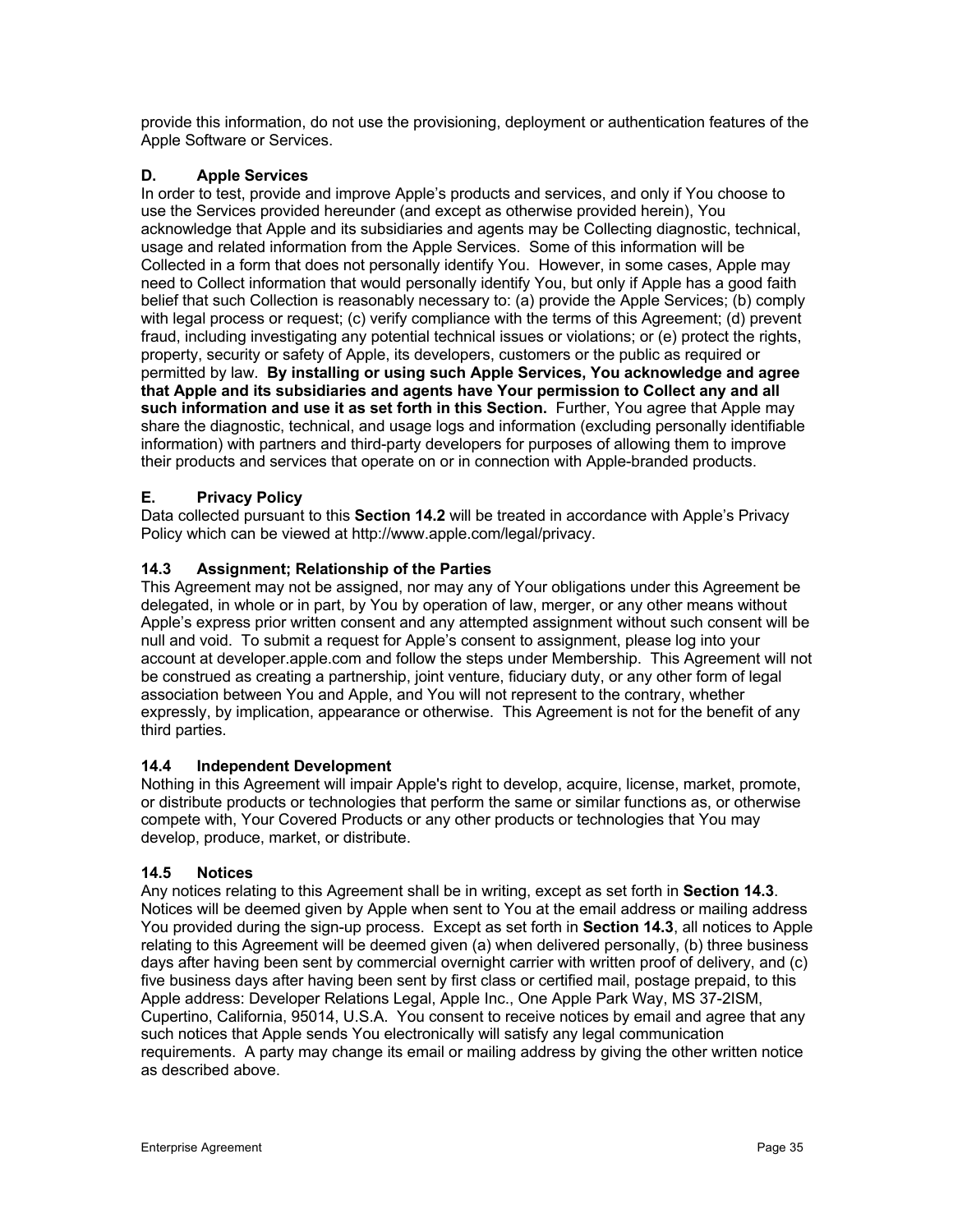provide this information, do not use the provisioning, deployment or authentication features of the Apple Software or Services.

### D. Apple Services

In order to test, provide and improve Apple's products and services, and only if You choose to use the Services provided hereunder (and except as otherwise provided herein), You acknowledge that Apple and its subsidiaries and agents may be Collecting diagnostic, technical, usage and related information from the Apple Services. Some of this information will be Collected in a form that does not personally identify You. However, in some cases, Apple may need to Collect information that would personally identify You, but only if Apple has a good faith belief that such Collection is reasonably necessary to: (a) provide the Apple Services; (b) comply with legal process or request; (c) verify compliance with the terms of this Agreement; (d) prevent fraud, including investigating any potential technical issues or violations; or (e) protect the rights, property, security or safety of Apple, its developers, customers or the public as required or permitted by law. **By installing or using such Apple Services, You acknowledge and agree that Apple and its subsidiaries and agents have Your permission to Collect any and all such information and use it as set forth in this Section.** Further, You agree that Apple may share the diagnostic, technical, and usage logs and information (excluding personally identifiable information) with partners and third-party developers for purposes of allowing them to improve their products and services that operate on or in connection with Apple-branded products.

### E. Privacy Policy

Data collected pursuant to this **Section 14.2** will be treated in accordance with Apple's Privacy Policy which can be viewed at http://www.apple.com/legal/privacy.

### 14.3 Assignment; Relationship of the Parties

This Agreement may not be assigned, nor may any of Your obligations under this Agreement be delegated, in whole or in part, by You by operation of law, merger, or any other means without Apple's express prior written consent and any attempted assignment without such consent will be null and void. To submit a request for Apple's consent to assignment, please log into your account at developer.apple.com and follow the steps under Membership. This Agreement will not be construed as creating a partnership, joint venture, fiduciary duty, or any other form of legal association between You and Apple, and You will not represent to the contrary, whether expressly, by implication, appearance or otherwise. This Agreement is not for the benefit of any third parties.

### 14.4 Independent Development

Nothing in this Agreement will impair Apple's right to develop, acquire, license, market, promote, or distribute products or technologies that perform the same or similar functions as, or otherwise compete with, Your Covered Products or any other products or technologies that You may develop, produce, market, or distribute.

### 14.5 Notices

Any notices relating to this Agreement shall be in writing, except as set forth in **Section 14.3**. Notices will be deemed given by Apple when sent to You at the email address or mailing address You provided during the sign-up process. Except as set forth in **Section 14.3**, all notices to Apple relating to this Agreement will be deemed given (a) when delivered personally, (b) three business days after having been sent by commercial overnight carrier with written proof of delivery, and (c) five business days after having been sent by first class or certified mail, postage prepaid, to this Apple address: Developer Relations Legal, Apple Inc., One Apple Park Way, MS 37-2ISM, Cupertino, California, 95014, U.S.A. You consent to receive notices by email and agree that any such notices that Apple sends You electronically will satisfy any legal communication requirements. A party may change its email or mailing address by giving the other written notice as described above.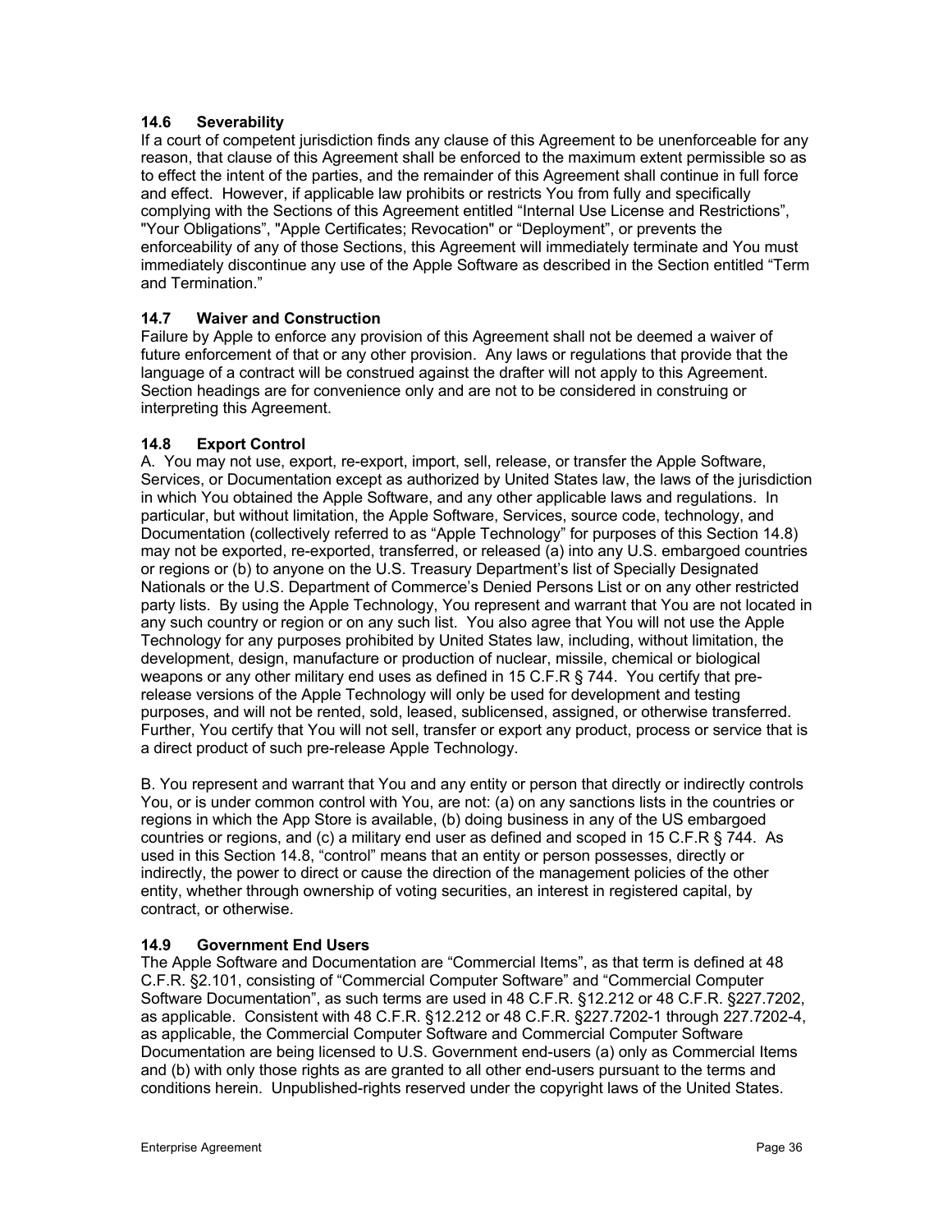### 14.6 Severability

If a court of competent jurisdiction finds any clause of this Agreement to be unenforceable for any reason, that clause of this Agreement shall be enforced to the maximum extent permissible so as to effect the intent of the parties, and the remainder of this Agreement shall continue in full force and effect. However, if applicable law prohibits or restricts You from fully and specifically complying with the Sections of this Agreement entitled "Internal Use License and Restrictions", "Your Obligations", "Apple Certificates; Revocation" or "Deployment", or prevents the enforceability of any of those Sections, this Agreement will immediately terminate and You must immediately discontinue any use of the Apple Software as described in the Section entitled "Term and Termination."

### 14.7 Waiver and Construction

Failure by Apple to enforce any provision of this Agreement shall not be deemed a waiver of future enforcement of that or any other provision. Any laws or regulations that provide that the language of a contract will be construed against the drafter will not apply to this Agreement. Section headings are for convenience only and are not to be considered in construing or interpreting this Agreement.

### 14.8 Export Control

A. You may not use, export, re-export, import, sell, release, or transfer the Apple Software, Services, or Documentation except as authorized by United States law, the laws of the jurisdiction in which You obtained the Apple Software, and any other applicable laws and regulations. In particular, but without limitation, the Apple Software, Services, source code, technology, and Documentation (collectively referred to as "Apple Technology" for purposes of this Section 14.8) may not be exported, re-exported, transferred, or released (a) into any U.S. embargoed countries or regions or (b) to anyone on the U.S. Treasury Department's list of Specially Designated Nationals or the U.S. Department of Commerce's Denied Persons List or on any other restricted party lists. By using the Apple Technology, You represent and warrant that You are not located in any such country or region or on any such list. You also agree that You will not use the Apple Technology for any purposes prohibited by United States law, including, without limitation, the development, design, manufacture or production of nuclear, missile, chemical or biological weapons or any other military end uses as defined in 15 C.F.R § 744. You certify that pre-release versions of the Apple Technology will only be used for development and testing purposes, and will not be rented, sold, leased, sublicensed, assigned, or otherwise transferred. Further, You certify that You will not sell, transfer or export any product, process or service that is a direct product of such pre-release Apple Technology.

B. You represent and warrant that You and any entity or person that directly or indirectly controls You, or is under common control with You, are not: (a) on any sanctions lists in the countries or regions in which the App Store is available, (b) doing business in any of the US embargoed countries or regions, and (c) a military end user as defined and scoped in 15 C.F.R § 744. As used in this Section 14.8, "control" means that an entity or person possesses, directly or indirectly, the power to direct or cause the direction of the management policies of the other entity, whether through ownership of voting securities, an interest in registered capital, by contract, or otherwise.

### 14.9 Government End Users

The Apple Software and Documentation are "Commercial Items", as that term is defined at 48 C.F.R. §2.101, consisting of "Commercial Computer Software" and "Commercial Computer Software Documentation", as such terms are used in 48 C.F.R. §12.212 or 48 C.F.R. §227.7202, as applicable. Consistent with 48 C.F.R. §12.212 or 48 C.F.R. §227.7202-1 through 227.7202-4, as applicable, the Commercial Computer Software and Commercial Computer Software Documentation are being licensed to U.S. Government end-users (a) only as Commercial Items and (b) with only those rights as are granted to all other end-users pursuant to the terms and conditions herein. Unpublished-rights reserved under the copyright laws of the United States.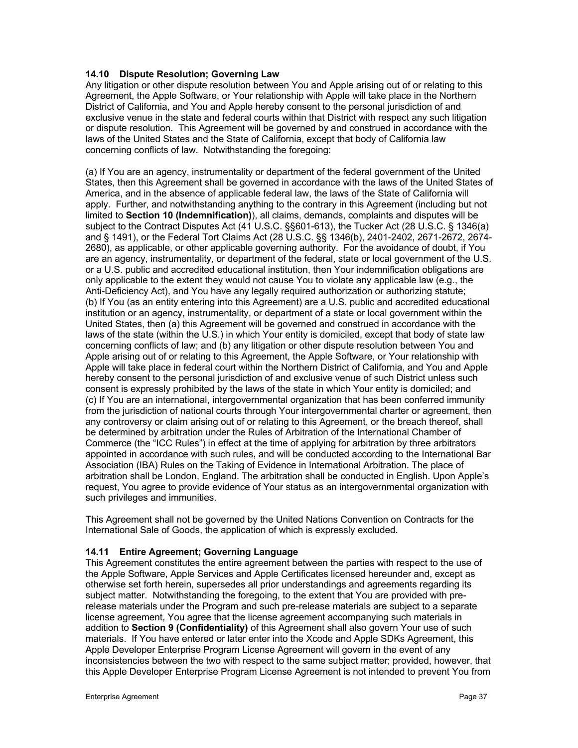### 14.10 Dispute Resolution; Governing Law

Any litigation or other dispute resolution between You and Apple arising out of or relating to this Agreement, the Apple Software, or Your relationship with Apple will take place in the Northern District of California, and You and Apple hereby consent to the personal jurisdiction of and exclusive venue in the state and federal courts within that District with respect any such litigation or dispute resolution. This Agreement will be governed by and construed in accordance with the laws of the United States and the State of California, except that body of California law concerning conflicts of law. Notwithstanding the foregoing:

(a) If You are an agency, instrumentality or department of the federal government of the United States, then this Agreement shall be governed in accordance with the laws of the United States of America, and in the absence of applicable federal law, the laws of the State of California will apply. Further, and notwithstanding anything to the contrary in this Agreement (including but not limited to **Section 10 (Indemnification)**), all claims, demands, complaints and disputes will be subject to the Contract Disputes Act (41 U.S.C. §§601-613), the Tucker Act (28 U.S.C. § 1346(a) and § 1491), or the Federal Tort Claims Act (28 U.S.C. §§ 1346(b), 2401-2402, 2671-2672, 2674-2680), as applicable, or other applicable governing authority. For the avoidance of doubt, if You are an agency, instrumentality, or department of the federal, state or local government of the U.S. or a U.S. public and accredited educational institution, then Your indemnification obligations are only applicable to the extent they would not cause You to violate any applicable law (e.g., the Anti-Deficiency Act), and You have any legally required authorization or authorizing statute;
(b) If You (as an entity entering into this Agreement) are a U.S. public and accredited educational institution or an agency, instrumentality, or department of a state or local government within the United States, then (a) this Agreement will be governed and construed in accordance with the laws of the state (within the U.S.) in which Your entity is domiciled, except that body of state law concerning conflicts of law; and (b) any litigation or other dispute resolution between You and Apple arising out of or relating to this Agreement, the Apple Software, or Your relationship with Apple will take place in federal court within the Northern District of California, and You and Apple hereby consent to the personal jurisdiction of and exclusive venue of such District unless such consent is expressly prohibited by the laws of the state in which Your entity is domiciled; and
(c) If You are an international, intergovernmental organization that has been conferred immunity from the jurisdiction of national courts through Your intergovernmental charter or agreement, then any controversy or claim arising out of or relating to this Agreement, or the breach thereof, shall be determined by arbitration under the Rules of Arbitration of the International Chamber of Commerce (the "ICC Rules") in effect at the time of applying for arbitration by three arbitrators appointed in accordance with such rules, and will be conducted according to the International Bar Association (IBA) Rules on the Taking of Evidence in International Arbitration. The place of arbitration shall be London, England. The arbitration shall be conducted in English. Upon Apple's request, You agree to provide evidence of Your status as an intergovernmental organization with such privileges and immunities.

This Agreement shall not be governed by the United Nations Convention on Contracts for the International Sale of Goods, the application of which is expressly excluded.

### 14.11 Entire Agreement; Governing Language

This Agreement constitutes the entire agreement between the parties with respect to the use of the Apple Software, Apple Services and Apple Certificates licensed hereunder and, except as otherwise set forth herein, supersedes all prior understandings and agreements regarding its subject matter. Notwithstanding the foregoing, to the extent that You are provided with pre-release materials under the Program and such pre-release materials are subject to a separate license agreement, You agree that the license agreement accompanying such materials in addition to **Section 9 (Confidentiality)** of this Agreement shall also govern Your use of such materials. If You have entered or later enter into the Xcode and Apple SDKs Agreement, this Apple Developer Enterprise Program License Agreement will govern in the event of any inconsistencies between the two with respect to the same subject matter; provided, however, that this Apple Developer Enterprise Program License Agreement is not intended to prevent You from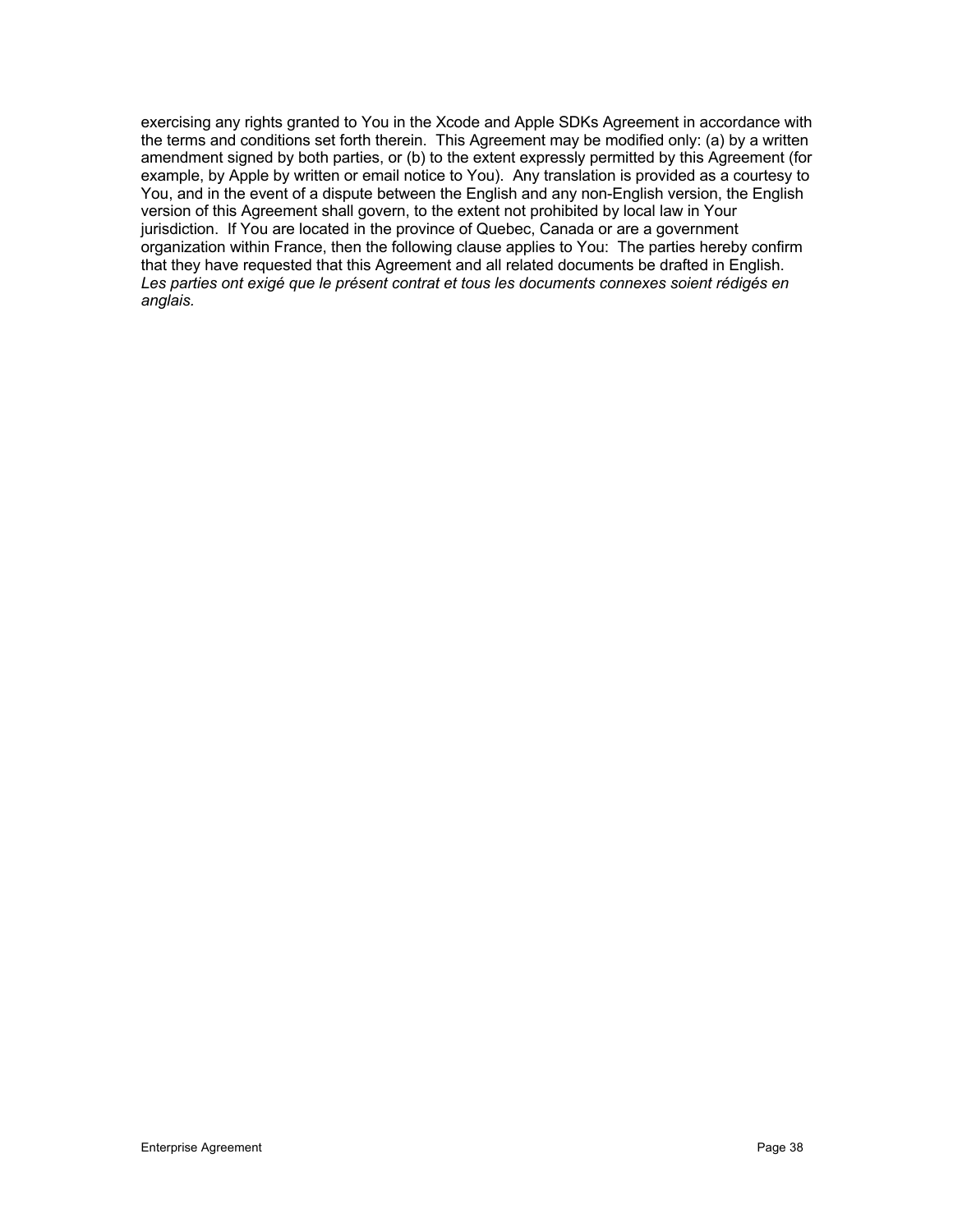exercising any rights granted to You in the Xcode and Apple SDKs Agreement in accordance with the terms and conditions set forth therein. This Agreement may be modified only: (a) by a written amendment signed by both parties, or (b) to the extent expressly permitted by this Agreement (for example, by Apple by written or email notice to You). Any translation is provided as a courtesy to You, and in the event of a dispute between the English and any non-English version, the English version of this Agreement shall govern, to the extent not prohibited by local law in Your jurisdiction. If You are located in the province of Quebec, Canada or are a government organization within France, then the following clause applies to You: The parties hereby confirm that they have requested that this Agreement and all related documents be drafted in English. *Les parties ont exigé que le présent contrat et tous les documents connexes soient rédigés en anglais.*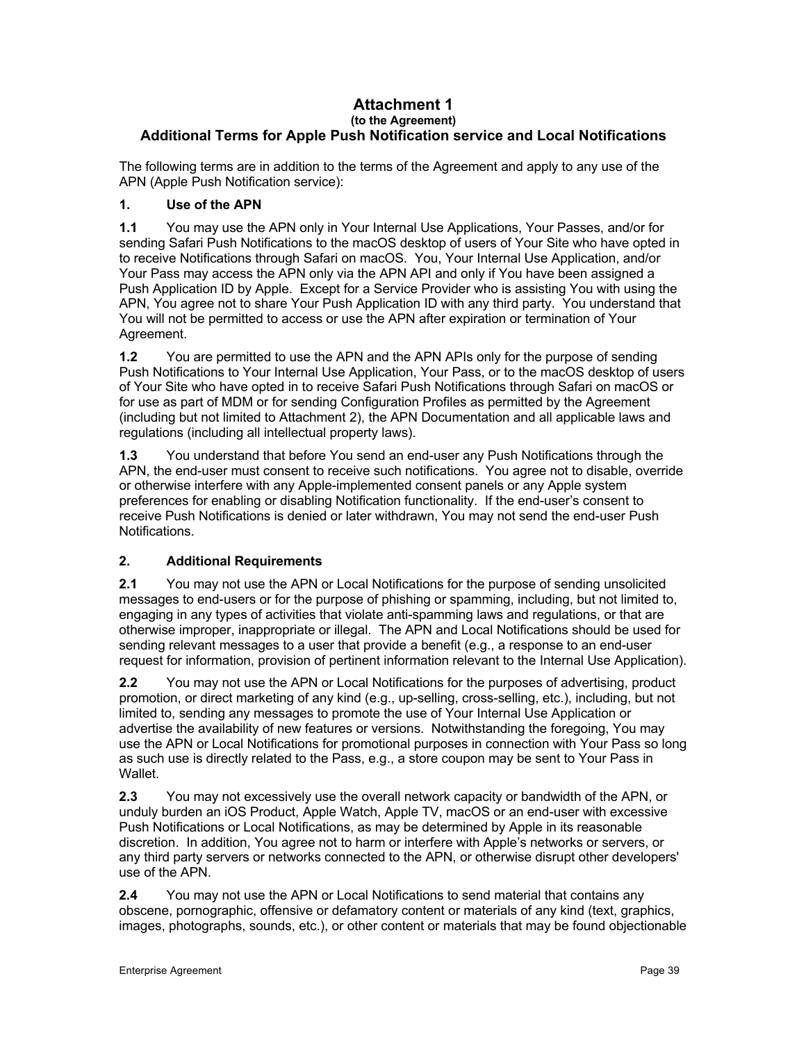# Attachment 1

**(to the Agreement)**

## Additional Terms for Apple Push Notification service and Local Notifications

The following terms are in addition to the terms of the Agreement and apply to any use of the APN (Apple Push Notification service):

### 1. Use of the APN

**1.1** You may use the APN only in Your Internal Use Applications, Your Passes, and/or for sending Safari Push Notifications to the macOS desktop of users of Your Site who have opted in to receive Notifications through Safari on macOS. You, Your Internal Use Application, and/or Your Pass may access the APN only via the APN API and only if You have been assigned a Push Application ID by Apple. Except for a Service Provider who is assisting You with using the APN, You agree not to share Your Push Application ID with any third party. You understand that You will not be permitted to access or use the APN after expiration or termination of Your Agreement.

**1.2** You are permitted to use the APN and the APN APIs only for the purpose of sending Push Notifications to Your Internal Use Application, Your Pass, or to the macOS desktop of users of Your Site who have opted in to receive Safari Push Notifications through Safari on macOS or for use as part of MDM or for sending Configuration Profiles as permitted by the Agreement (including but not limited to Attachment 2), the APN Documentation and all applicable laws and regulations (including all intellectual property laws).

**1.3** You understand that before You send an end-user any Push Notifications through the APN, the end-user must consent to receive such notifications. You agree not to disable, override or otherwise interfere with any Apple-implemented consent panels or any Apple system preferences for enabling or disabling Notification functionality. If the end-user's consent to receive Push Notifications is denied or later withdrawn, You may not send the end-user Push Notifications.

### 2. Additional Requirements

**2.1** You may not use the APN or Local Notifications for the purpose of sending unsolicited messages to end-users or for the purpose of phishing or spamming, including, but not limited to, engaging in any types of activities that violate anti-spamming laws and regulations, or that are otherwise improper, inappropriate or illegal. The APN and Local Notifications should be used for sending relevant messages to a user that provide a benefit (e.g., a response to an end-user request for information, provision of pertinent information relevant to the Internal Use Application).

**2.2** You may not use the APN or Local Notifications for the purposes of advertising, product promotion, or direct marketing of any kind (e.g., up-selling, cross-selling, etc.), including, but not limited to, sending any messages to promote the use of Your Internal Use Application or advertise the availability of new features or versions. Notwithstanding the foregoing, You may use the APN or Local Notifications for promotional purposes in connection with Your Pass so long as such use is directly related to the Pass, e.g., a store coupon may be sent to Your Pass in Wallet.

**2.3** You may not excessively use the overall network capacity or bandwidth of the APN, or unduly burden an iOS Product, Apple Watch, Apple TV, macOS or an end-user with excessive Push Notifications or Local Notifications, as may be determined by Apple in its reasonable discretion. In addition, You agree not to harm or interfere with Apple's networks or servers, or any third party servers or networks connected to the APN, or otherwise disrupt other developers' use of the APN.

**2.4** You may not use the APN or Local Notifications to send material that contains any obscene, pornographic, offensive or defamatory content or materials of any kind (text, graphics, images, photographs, sounds, etc.), or other content or materials that may be found objectionable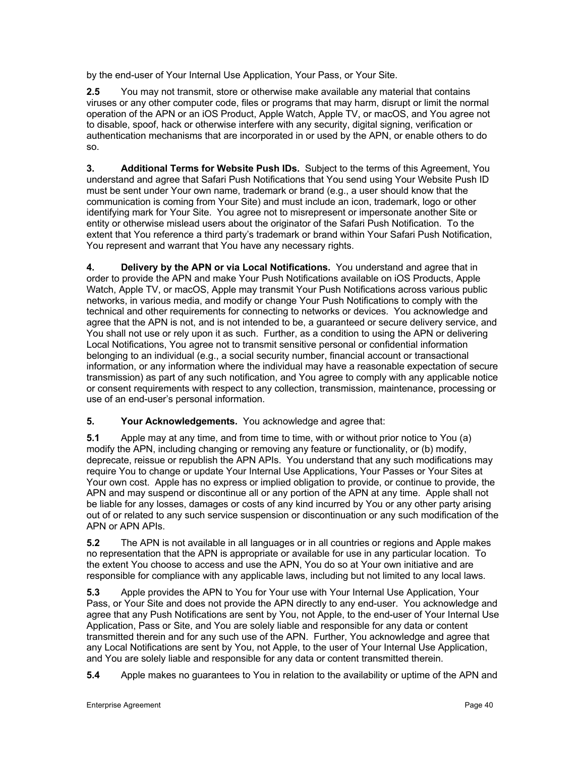by the end-user of Your Internal Use Application, Your Pass, or Your Site.

**2.5** You may not transmit, store or otherwise make available any material that contains viruses or any other computer code, files or programs that may harm, disrupt or limit the normal operation of the APN or an iOS Product, Apple Watch, Apple TV, or macOS, and You agree not to disable, spoof, hack or otherwise interfere with any security, digital signing, verification or authentication mechanisms that are incorporated in or used by the APN, or enable others to do so.

**3. Additional Terms for Website Push IDs.** Subject to the terms of this Agreement, You understand and agree that Safari Push Notifications that You send using Your Website Push ID must be sent under Your own name, trademark or brand (e.g., a user should know that the communication is coming from Your Site) and must include an icon, trademark, logo or other identifying mark for Your Site. You agree not to misrepresent or impersonate another Site or entity or otherwise mislead users about the originator of the Safari Push Notification. To the extent that You reference a third party's trademark or brand within Your Safari Push Notification, You represent and warrant that You have any necessary rights.

**4. Delivery by the APN or via Local Notifications.** You understand and agree that in order to provide the APN and make Your Push Notifications available on iOS Products, Apple Watch, Apple TV, or macOS, Apple may transmit Your Push Notifications across various public networks, in various media, and modify or change Your Push Notifications to comply with the technical and other requirements for connecting to networks or devices. You acknowledge and agree that the APN is not, and is not intended to be, a guaranteed or secure delivery service, and You shall not use or rely upon it as such. Further, as a condition to using the APN or delivering Local Notifications, You agree not to transmit sensitive personal or confidential information belonging to an individual (e.g., a social security number, financial account or transactional information, or any information where the individual may have a reasonable expectation of secure transmission) as part of any such notification, and You agree to comply with any applicable notice or consent requirements with respect to any collection, transmission, maintenance, processing or use of an end-user's personal information.

**5. Your Acknowledgements.** You acknowledge and agree that:

**5.1** Apple may at any time, and from time to time, with or without prior notice to You (a) modify the APN, including changing or removing any feature or functionality, or (b) modify, deprecate, reissue or republish the APN APIs. You understand that any such modifications may require You to change or update Your Internal Use Applications, Your Passes or Your Sites at Your own cost. Apple has no express or implied obligation to provide, or continue to provide, the APN and may suspend or discontinue all or any portion of the APN at any time. Apple shall not be liable for any losses, damages or costs of any kind incurred by You or any other party arising out of or related to any such service suspension or discontinuation or any such modification of the APN or APN APIs.

**5.2** The APN is not available in all languages or in all countries or regions and Apple makes no representation that the APN is appropriate or available for use in any particular location. To the extent You choose to access and use the APN, You do so at Your own initiative and are responsible for compliance with any applicable laws, including but not limited to any local laws.

**5.3** Apple provides the APN to You for Your use with Your Internal Use Application, Your Pass, or Your Site and does not provide the APN directly to any end-user. You acknowledge and agree that any Push Notifications are sent by You, not Apple, to the end-user of Your Internal Use Application, Pass or Site, and You are solely liable and responsible for any data or content transmitted therein and for any such use of the APN. Further, You acknowledge and agree that any Local Notifications are sent by You, not Apple, to the user of Your Internal Use Application, and You are solely liable and responsible for any data or content transmitted therein.

**5.4** Apple makes no guarantees to You in relation to the availability or uptime of the APN and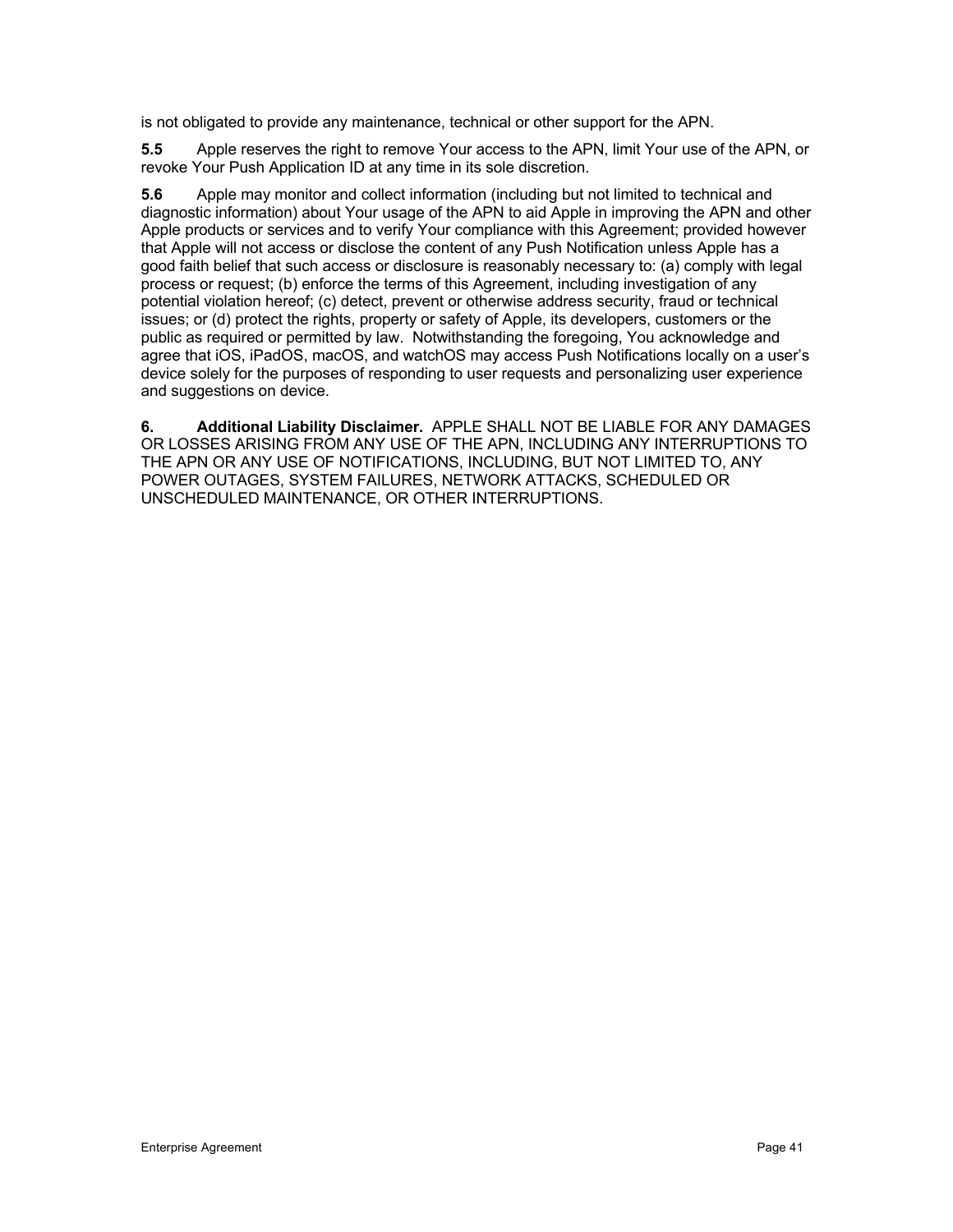is not obligated to provide any maintenance, technical or other support for the APN.

**5.5** Apple reserves the right to remove Your access to the APN, limit Your use of the APN, or revoke Your Push Application ID at any time in its sole discretion.

**5.6** Apple may monitor and collect information (including but not limited to technical and diagnostic information) about Your usage of the APN to aid Apple in improving the APN and other Apple products or services and to verify Your compliance with this Agreement; provided however that Apple will not access or disclose the content of any Push Notification unless Apple has a good faith belief that such access or disclosure is reasonably necessary to: (a) comply with legal process or request; (b) enforce the terms of this Agreement, including investigation of any potential violation hereof; (c) detect, prevent or otherwise address security, fraud or technical issues; or (d) protect the rights, property or safety of Apple, its developers, customers or the public as required or permitted by law. Notwithstanding the foregoing, You acknowledge and agree that iOS, iPadOS, macOS, and watchOS may access Push Notifications locally on a user's device solely for the purposes of responding to user requests and personalizing user experience and suggestions on device.

**6. Additional Liability Disclaimer.** APPLE SHALL NOT BE LIABLE FOR ANY DAMAGES OR LOSSES ARISING FROM ANY USE OF THE APN, INCLUDING ANY INTERRUPTIONS TO THE APN OR ANY USE OF NOTIFICATIONS, INCLUDING, BUT NOT LIMITED TO, ANY POWER OUTAGES, SYSTEM FAILURES, NETWORK ATTACKS, SCHEDULED OR UNSCHEDULED MAINTENANCE, OR OTHER INTERRUPTIONS.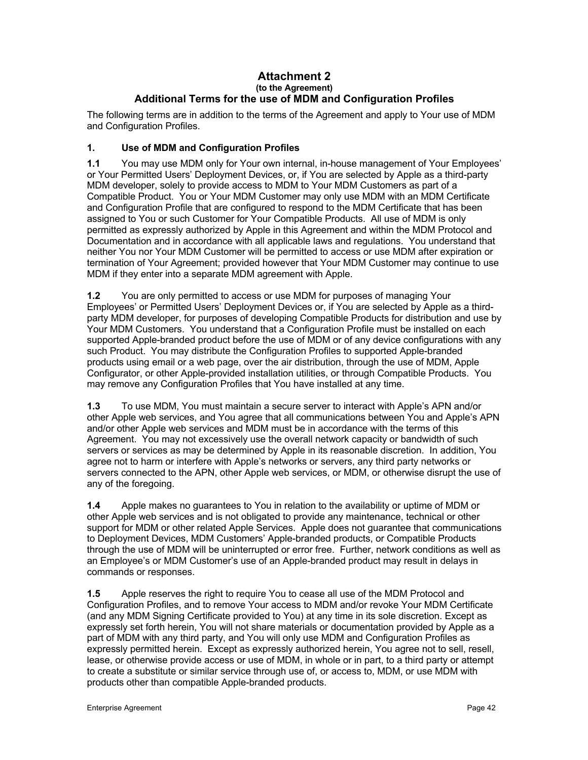# Attachment 2

**(to the Agreement)**

## Additional Terms for the use of MDM and Configuration Profiles

The following terms are in addition to the terms of the Agreement and apply to Your use of MDM and Configuration Profiles.

### 1. Use of MDM and Configuration Profiles

**1.1** You may use MDM only for Your own internal, in-house management of Your Employees' or Your Permitted Users' Deployment Devices, or, if You are selected by Apple as a third-party MDM developer, solely to provide access to MDM to Your MDM Customers as part of a Compatible Product. You or Your MDM Customer may only use MDM with an MDM Certificate and Configuration Profile that are configured to respond to the MDM Certificate that has been assigned to You or such Customer for Your Compatible Products. All use of MDM is only permitted as expressly authorized by Apple in this Agreement and within the MDM Protocol and Documentation and in accordance with all applicable laws and regulations. You understand that neither You nor Your MDM Customer will be permitted to access or use MDM after expiration or termination of Your Agreement; provided however that Your MDM Customer may continue to use MDM if they enter into a separate MDM agreement with Apple.

**1.2** You are only permitted to access or use MDM for purposes of managing Your Employees' or Permitted Users' Deployment Devices or, if You are selected by Apple as a third-party MDM developer, for purposes of developing Compatible Products for distribution and use by Your MDM Customers. You understand that a Configuration Profile must be installed on each supported Apple-branded product before the use of MDM or of any device configurations with any such Product. You may distribute the Configuration Profiles to supported Apple-branded products using email or a web page, over the air distribution, through the use of MDM, Apple Configurator, or other Apple-provided installation utilities, or through Compatible Products. You may remove any Configuration Profiles that You have installed at any time.

**1.3** To use MDM, You must maintain a secure server to interact with Apple's APN and/or other Apple web services, and You agree that all communications between You and Apple's APN and/or other Apple web services and MDM must be in accordance with the terms of this Agreement. You may not excessively use the overall network capacity or bandwidth of such servers or services as may be determined by Apple in its reasonable discretion. In addition, You agree not to harm or interfere with Apple's networks or servers, any third party networks or servers connected to the APN, other Apple web services, or MDM, or otherwise disrupt the use of any of the foregoing.

**1.4** Apple makes no guarantees to You in relation to the availability or uptime of MDM or other Apple web services and is not obligated to provide any maintenance, technical or other support for MDM or other related Apple Services. Apple does not guarantee that communications to Deployment Devices, MDM Customers' Apple-branded products, or Compatible Products through the use of MDM will be uninterrupted or error free. Further, network conditions as well as an Employee's or MDM Customer's use of an Apple-branded product may result in delays in commands or responses.

**1.5** Apple reserves the right to require You to cease all use of the MDM Protocol and Configuration Profiles, and to remove Your access to MDM and/or revoke Your MDM Certificate (and any MDM Signing Certificate provided to You) at any time in its sole discretion. Except as expressly set forth herein, You will not share materials or documentation provided by Apple as a part of MDM with any third party, and You will only use MDM and Configuration Profiles as expressly permitted herein. Except as expressly authorized herein, You agree not to sell, resell, lease, or otherwise provide access or use of MDM, in whole or in part, to a third party or attempt to create a substitute or similar service through use of, or access to, MDM, or use MDM with products other than compatible Apple-branded products.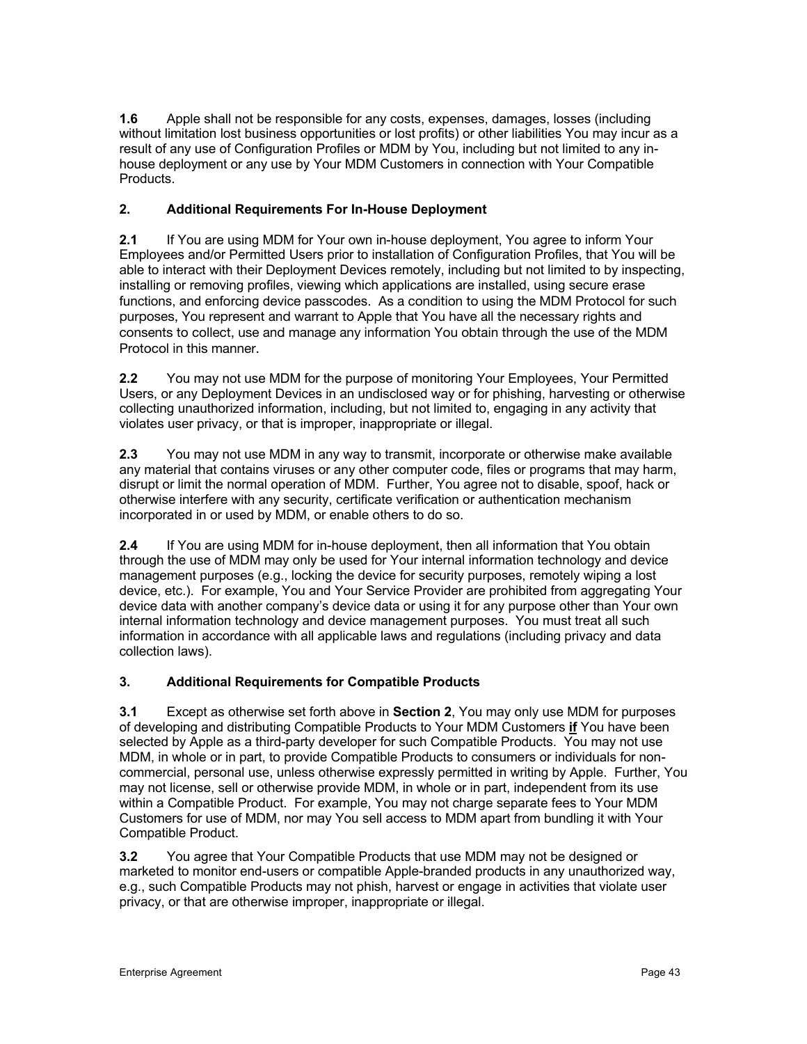**1.6** Apple shall not be responsible for any costs, expenses, damages, losses (including without limitation lost business opportunities or lost profits) or other liabilities You may incur as a result of any use of Configuration Profiles or MDM by You, including but not limited to any in-house deployment or any use by Your MDM Customers in connection with Your Compatible Products.

**2. Additional Requirements For In-House Deployment**

**2.1** If You are using MDM for Your own in-house deployment, You agree to inform Your Employees and/or Permitted Users prior to installation of Configuration Profiles, that You will be able to interact with their Deployment Devices remotely, including but not limited to by inspecting, installing or removing profiles, viewing which applications are installed, using secure erase functions, and enforcing device passcodes. As a condition to using the MDM Protocol for such purposes, You represent and warrant to Apple that You have all the necessary rights and consents to collect, use and manage any information You obtain through the use of the MDM Protocol in this manner.

**2.2** You may not use MDM for the purpose of monitoring Your Employees, Your Permitted Users, or any Deployment Devices in an undisclosed way or for phishing, harvesting or otherwise collecting unauthorized information, including, but not limited to, engaging in any activity that violates user privacy, or that is improper, inappropriate or illegal.

**2.3** You may not use MDM in any way to transmit, incorporate or otherwise make available any material that contains viruses or any other computer code, files or programs that may harm, disrupt or limit the normal operation of MDM. Further, You agree not to disable, spoof, hack or otherwise interfere with any security, certificate verification or authentication mechanism incorporated in or used by MDM, or enable others to do so.

**2.4** If You are using MDM for in-house deployment, then all information that You obtain through the use of MDM may only be used for Your internal information technology and device management purposes (e.g., locking the device for security purposes, remotely wiping a lost device, etc.). For example, You and Your Service Provider are prohibited from aggregating Your device data with another company's device data or using it for any purpose other than Your own internal information technology and device management purposes. You must treat all such information in accordance with all applicable laws and regulations (including privacy and data collection laws).

**3. Additional Requirements for Compatible Products**

**3.1** Except as otherwise set forth above in **Section 2**, You may only use MDM for purposes of developing and distributing Compatible Products to Your MDM Customers **if** You have been selected by Apple as a third-party developer for such Compatible Products. You may not use MDM, in whole or in part, to provide Compatible Products to consumers or individuals for non-commercial, personal use, unless otherwise expressly permitted in writing by Apple. Further, You may not license, sell or otherwise provide MDM, in whole or in part, independent from its use within a Compatible Product. For example, You may not charge separate fees to Your MDM Customers for use of MDM, nor may You sell access to MDM apart from bundling it with Your Compatible Product.

**3.2** You agree that Your Compatible Products that use MDM may not be designed or marketed to monitor end-users or compatible Apple-branded products in any unauthorized way, e.g., such Compatible Products may not phish, harvest or engage in activities that violate user privacy, or that are otherwise improper, inappropriate or illegal.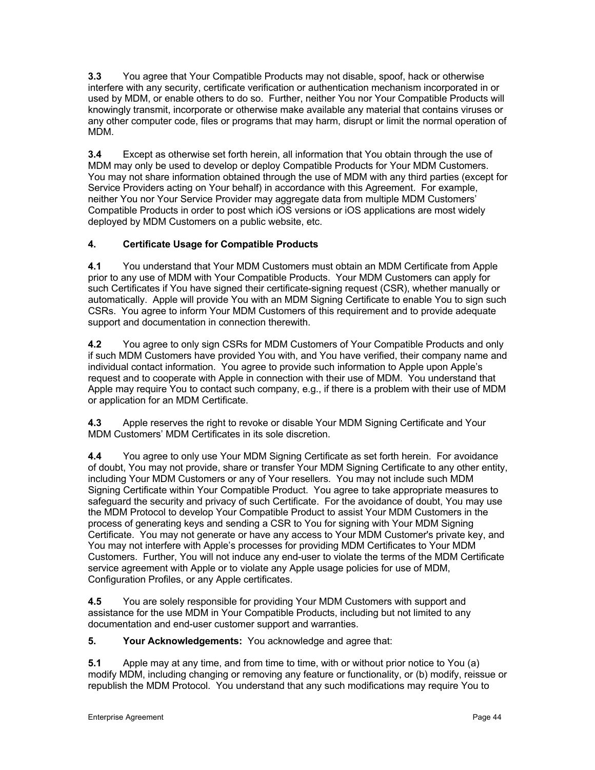**3.3** You agree that Your Compatible Products may not disable, spoof, hack or otherwise interfere with any security, certificate verification or authentication mechanism incorporated in or used by MDM, or enable others to do so. Further, neither You nor Your Compatible Products will knowingly transmit, incorporate or otherwise make available any material that contains viruses or any other computer code, files or programs that may harm, disrupt or limit the normal operation of MDM.

**3.4** Except as otherwise set forth herein, all information that You obtain through the use of MDM may only be used to develop or deploy Compatible Products for Your MDM Customers. You may not share information obtained through the use of MDM with any third parties (except for Service Providers acting on Your behalf) in accordance with this Agreement. For example, neither You nor Your Service Provider may aggregate data from multiple MDM Customers' Compatible Products in order to post which iOS versions or iOS applications are most widely deployed by MDM Customers on a public website, etc.

**4. Certificate Usage for Compatible Products**

**4.1** You understand that Your MDM Customers must obtain an MDM Certificate from Apple prior to any use of MDM with Your Compatible Products. Your MDM Customers can apply for such Certificates if You have signed their certificate-signing request (CSR), whether manually or automatically. Apple will provide You with an MDM Signing Certificate to enable You to sign such CSRs. You agree to inform Your MDM Customers of this requirement and to provide adequate support and documentation in connection therewith.

**4.2** You agree to only sign CSRs for MDM Customers of Your Compatible Products and only if such MDM Customers have provided You with, and You have verified, their company name and individual contact information. You agree to provide such information to Apple upon Apple's request and to cooperate with Apple in connection with their use of MDM. You understand that Apple may require You to contact such company, e.g., if there is a problem with their use of MDM or application for an MDM Certificate.

**4.3** Apple reserves the right to revoke or disable Your MDM Signing Certificate and Your MDM Customers' MDM Certificates in its sole discretion.

**4.4** You agree to only use Your MDM Signing Certificate as set forth herein. For avoidance of doubt, You may not provide, share or transfer Your MDM Signing Certificate to any other entity, including Your MDM Customers or any of Your resellers. You may not include such MDM Signing Certificate within Your Compatible Product. You agree to take appropriate measures to safeguard the security and privacy of such Certificate. For the avoidance of doubt, You may use the MDM Protocol to develop Your Compatible Product to assist Your MDM Customers in the process of generating keys and sending a CSR to You for signing with Your MDM Signing Certificate. You may not generate or have any access to Your MDM Customer's private key, and You may not interfere with Apple's processes for providing MDM Certificates to Your MDM Customers. Further, You will not induce any end-user to violate the terms of the MDM Certificate service agreement with Apple or to violate any Apple usage policies for use of MDM, Configuration Profiles, or any Apple certificates.

**4.5** You are solely responsible for providing Your MDM Customers with support and assistance for the use MDM in Your Compatible Products, including but not limited to any documentation and end-user customer support and warranties.

**5. Your Acknowledgements:** You acknowledge and agree that:

**5.1** Apple may at any time, and from time to time, with or without prior notice to You (a) modify MDM, including changing or removing any feature or functionality, or (b) modify, reissue or republish the MDM Protocol. You understand that any such modifications may require You to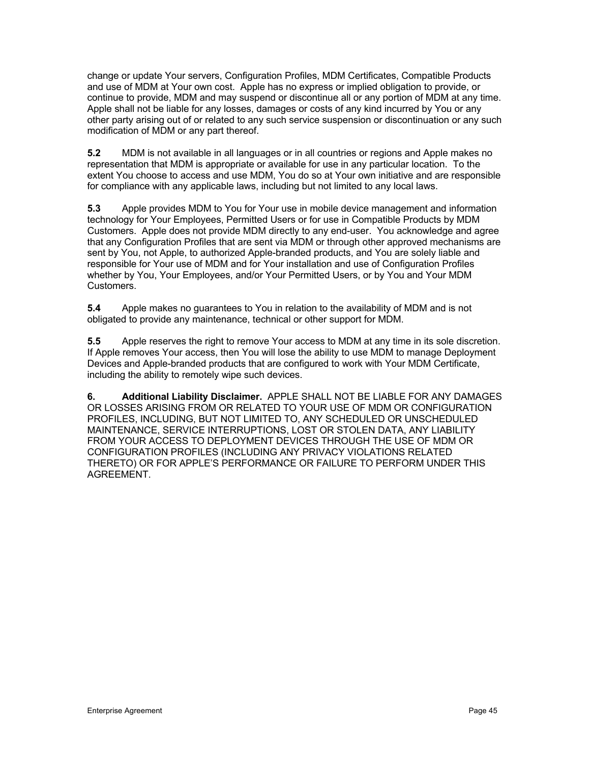change or update Your servers, Configuration Profiles, MDM Certificates, Compatible Products and use of MDM at Your own cost. Apple has no express or implied obligation to provide, or continue to provide, MDM and may suspend or discontinue all or any portion of MDM at any time. Apple shall not be liable for any losses, damages or costs of any kind incurred by You or any other party arising out of or related to any such service suspension or discontinuation or any such modification of MDM or any part thereof.

**5.2** MDM is not available in all languages or in all countries or regions and Apple makes no representation that MDM is appropriate or available for use in any particular location. To the extent You choose to access and use MDM, You do so at Your own initiative and are responsible for compliance with any applicable laws, including but not limited to any local laws.

**5.3** Apple provides MDM to You for Your use in mobile device management and information technology for Your Employees, Permitted Users or for use in Compatible Products by MDM Customers. Apple does not provide MDM directly to any end-user. You acknowledge and agree that any Configuration Profiles that are sent via MDM or through other approved mechanisms are sent by You, not Apple, to authorized Apple-branded products, and You are solely liable and responsible for Your use of MDM and for Your installation and use of Configuration Profiles whether by You, Your Employees, and/or Your Permitted Users, or by You and Your MDM Customers.

**5.4** Apple makes no guarantees to You in relation to the availability of MDM and is not obligated to provide any maintenance, technical or other support for MDM.

**5.5** Apple reserves the right to remove Your access to MDM at any time in its sole discretion. If Apple removes Your access, then You will lose the ability to use MDM to manage Deployment Devices and Apple-branded products that are configured to work with Your MDM Certificate, including the ability to remotely wipe such devices.

**6. Additional Liability Disclaimer.** APPLE SHALL NOT BE LIABLE FOR ANY DAMAGES OR LOSSES ARISING FROM OR RELATED TO YOUR USE OF MDM OR CONFIGURATION PROFILES, INCLUDING, BUT NOT LIMITED TO, ANY SCHEDULED OR UNSCHEDULED MAINTENANCE, SERVICE INTERRUPTIONS, LOST OR STOLEN DATA, ANY LIABILITY FROM YOUR ACCESS TO DEPLOYMENT DEVICES THROUGH THE USE OF MDM OR CONFIGURATION PROFILES (INCLUDING ANY PRIVACY VIOLATIONS RELATED THERETO) OR FOR APPLE'S PERFORMANCE OR FAILURE TO PERFORM UNDER THIS AGREEMENT.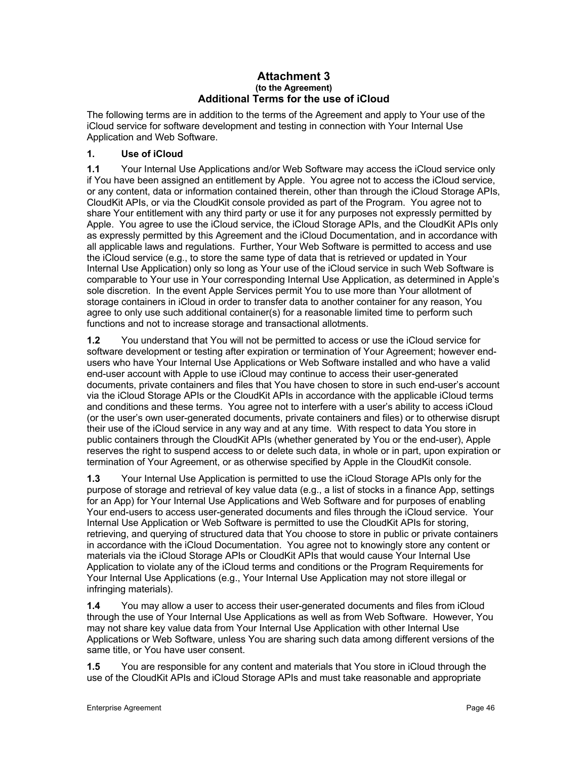# Attachment 3

**(to the Agreement)**

## Additional Terms for the use of iCloud

The following terms are in addition to the terms of the Agreement and apply to Your use of the iCloud service for software development and testing in connection with Your Internal Use Application and Web Software.

### 1. Use of iCloud

**1.1** Your Internal Use Applications and/or Web Software may access the iCloud service only if You have been assigned an entitlement by Apple. You agree not to access the iCloud service, or any content, data or information contained therein, other than through the iCloud Storage APIs, CloudKit APIs, or via the CloudKit console provided as part of the Program. You agree not to share Your entitlement with any third party or use it for any purposes not expressly permitted by Apple. You agree to use the iCloud service, the iCloud Storage APIs, and the CloudKit APIs only as expressly permitted by this Agreement and the iCloud Documentation, and in accordance with all applicable laws and regulations. Further, Your Web Software is permitted to access and use the iCloud service (e.g., to store the same type of data that is retrieved or updated in Your Internal Use Application) only so long as Your use of the iCloud service in such Web Software is comparable to Your use in Your corresponding Internal Use Application, as determined in Apple's sole discretion. In the event Apple Services permit You to use more than Your allotment of storage containers in iCloud in order to transfer data to another container for any reason, You agree to only use such additional container(s) for a reasonable limited time to perform such functions and not to increase storage and transactional allotments.

**1.2** You understand that You will not be permitted to access or use the iCloud service for software development or testing after expiration or termination of Your Agreement; however end-users who have Your Internal Use Applications or Web Software installed and who have a valid end-user account with Apple to use iCloud may continue to access their user-generated documents, private containers and files that You have chosen to store in such end-user's account via the iCloud Storage APIs or the CloudKit APIs in accordance with the applicable iCloud terms and conditions and these terms. You agree not to interfere with a user's ability to access iCloud (or the user's own user-generated documents, private containers and files) or to otherwise disrupt their use of the iCloud service in any way and at any time. With respect to data You store in public containers through the CloudKit APIs (whether generated by You or the end-user), Apple reserves the right to suspend access to or delete such data, in whole or in part, upon expiration or termination of Your Agreement, or as otherwise specified by Apple in the CloudKit console.

**1.3** Your Internal Use Application is permitted to use the iCloud Storage APIs only for the purpose of storage and retrieval of key value data (e.g., a list of stocks in a finance App, settings for an App) for Your Internal Use Applications and Web Software and for purposes of enabling Your end-users to access user-generated documents and files through the iCloud service. Your Internal Use Application or Web Software is permitted to use the CloudKit APIs for storing, retrieving, and querying of structured data that You choose to store in public or private containers in accordance with the iCloud Documentation. You agree not to knowingly store any content or materials via the iCloud Storage APIs or CloudKit APIs that would cause Your Internal Use Application to violate any of the iCloud terms and conditions or the Program Requirements for Your Internal Use Applications (e.g., Your Internal Use Application may not store illegal or infringing materials).

**1.4** You may allow a user to access their user-generated documents and files from iCloud through the use of Your Internal Use Applications as well as from Web Software. However, You may not share key value data from Your Internal Use Application with other Internal Use Applications or Web Software, unless You are sharing such data among different versions of the same title, or You have user consent.

**1.5** You are responsible for any content and materials that You store in iCloud through the use of the CloudKit APIs and iCloud Storage APIs and must take reasonable and appropriate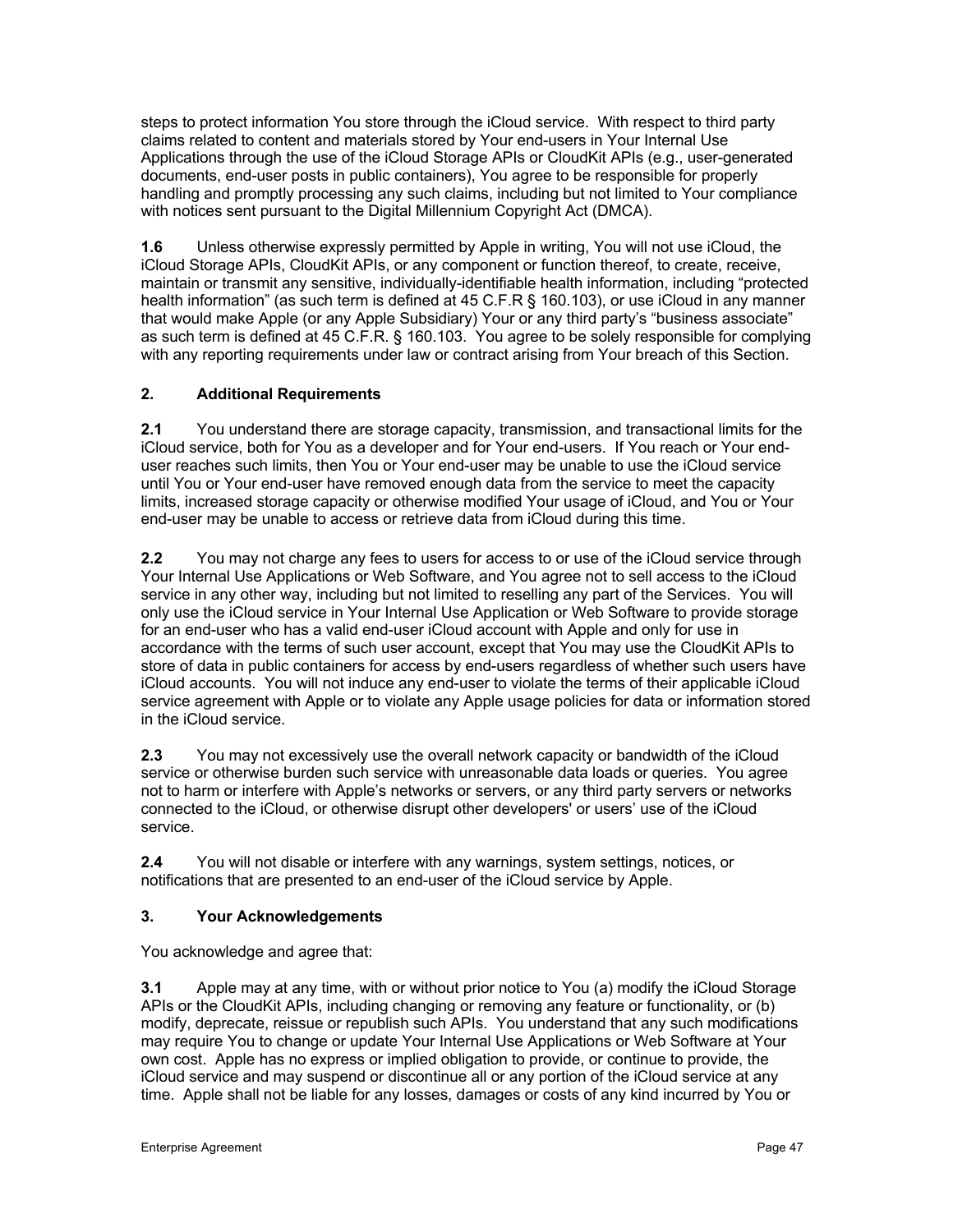steps to protect information You store through the iCloud service. With respect to third party claims related to content and materials stored by Your end-users in Your Internal Use Applications through the use of the iCloud Storage APIs or CloudKit APIs (e.g., user-generated documents, end-user posts in public containers), You agree to be responsible for properly handling and promptly processing any such claims, including but not limited to Your compliance with notices sent pursuant to the Digital Millennium Copyright Act (DMCA).

**1.6** Unless otherwise expressly permitted by Apple in writing, You will not use iCloud, the iCloud Storage APIs, CloudKit APIs, or any component or function thereof, to create, receive, maintain or transmit any sensitive, individually-identifiable health information, including "protected health information" (as such term is defined at 45 C.F.R § 160.103), or use iCloud in any manner that would make Apple (or any Apple Subsidiary) Your or any third party's "business associate" as such term is defined at 45 C.F.R. § 160.103. You agree to be solely responsible for complying with any reporting requirements under law or contract arising from Your breach of this Section.

**2. Additional Requirements**

**2.1** You understand there are storage capacity, transmission, and transactional limits for the iCloud service, both for You as a developer and for Your end-users. If You reach or Your end-user reaches such limits, then You or Your end-user may be unable to use the iCloud service until You or Your end-user have removed enough data from the service to meet the capacity limits, increased storage capacity or otherwise modified Your usage of iCloud, and You or Your end-user may be unable to access or retrieve data from iCloud during this time.

**2.2** You may not charge any fees to users for access to or use of the iCloud service through Your Internal Use Applications or Web Software, and You agree not to sell access to the iCloud service in any other way, including but not limited to reselling any part of the Services. You will only use the iCloud service in Your Internal Use Application or Web Software to provide storage for an end-user who has a valid end-user iCloud account with Apple and only for use in accordance with the terms of such user account, except that You may use the CloudKit APIs to store of data in public containers for access by end-users regardless of whether such users have iCloud accounts. You will not induce any end-user to violate the terms of their applicable iCloud service agreement with Apple or to violate any Apple usage policies for data or information stored in the iCloud service.

**2.3** You may not excessively use the overall network capacity or bandwidth of the iCloud service or otherwise burden such service with unreasonable data loads or queries. You agree not to harm or interfere with Apple's networks or servers, or any third party servers or networks connected to the iCloud, or otherwise disrupt other developers' or users' use of the iCloud service.

**2.4** You will not disable or interfere with any warnings, system settings, notices, or notifications that are presented to an end-user of the iCloud service by Apple.

**3. Your Acknowledgements**

You acknowledge and agree that:

**3.1** Apple may at any time, with or without prior notice to You (a) modify the iCloud Storage APIs or the CloudKit APIs, including changing or removing any feature or functionality, or (b) modify, deprecate, reissue or republish such APIs. You understand that any such modifications may require You to change or update Your Internal Use Applications or Web Software at Your own cost. Apple has no express or implied obligation to provide, or continue to provide, the iCloud service and may suspend or discontinue all or any portion of the iCloud service at any time. Apple shall not be liable for any losses, damages or costs of any kind incurred by You or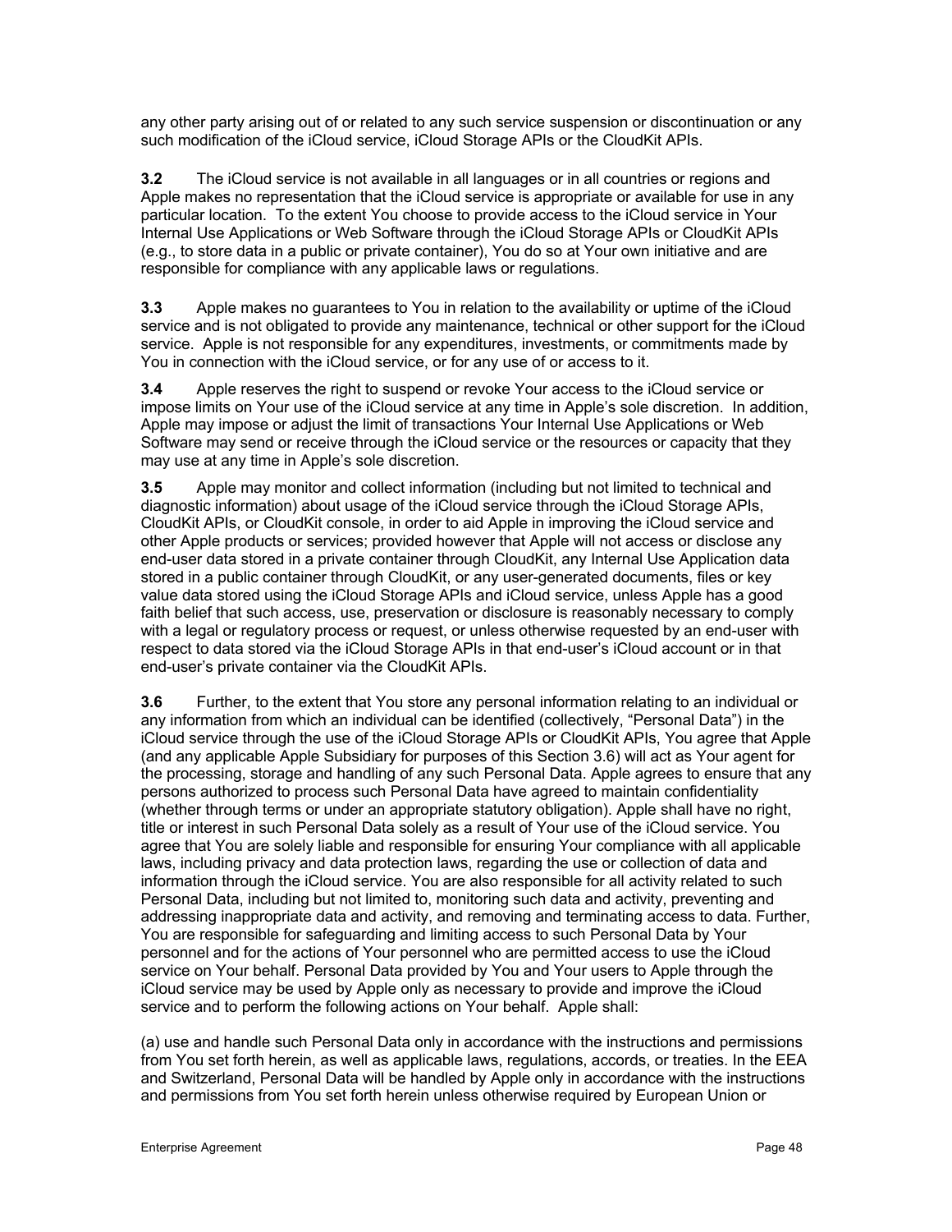any other party arising out of or related to any such service suspension or discontinuation or any such modification of the iCloud service, iCloud Storage APIs or the CloudKit APIs.

**3.2** The iCloud service is not available in all languages or in all countries or regions and Apple makes no representation that the iCloud service is appropriate or available for use in any particular location. To the extent You choose to provide access to the iCloud service in Your Internal Use Applications or Web Software through the iCloud Storage APIs or CloudKit APIs (e.g., to store data in a public or private container), You do so at Your own initiative and are responsible for compliance with any applicable laws or regulations.

**3.3** Apple makes no guarantees to You in relation to the availability or uptime of the iCloud service and is not obligated to provide any maintenance, technical or other support for the iCloud service. Apple is not responsible for any expenditures, investments, or commitments made by You in connection with the iCloud service, or for any use of or access to it.

**3.4** Apple reserves the right to suspend or revoke Your access to the iCloud service or impose limits on Your use of the iCloud service at any time in Apple's sole discretion. In addition, Apple may impose or adjust the limit of transactions Your Internal Use Applications or Web Software may send or receive through the iCloud service or the resources or capacity that they may use at any time in Apple's sole discretion.

**3.5** Apple may monitor and collect information (including but not limited to technical and diagnostic information) about usage of the iCloud service through the iCloud Storage APIs, CloudKit APIs, or CloudKit console, in order to aid Apple in improving the iCloud service and other Apple products or services; provided however that Apple will not access or disclose any end-user data stored in a private container through CloudKit, any Internal Use Application data stored in a public container through CloudKit, or any user-generated documents, files or key value data stored using the iCloud Storage APIs and iCloud service, unless Apple has a good faith belief that such access, use, preservation or disclosure is reasonably necessary to comply with a legal or regulatory process or request, or unless otherwise requested by an end-user with respect to data stored via the iCloud Storage APIs in that end-user's iCloud account or in that end-user's private container via the CloudKit APIs.

**3.6** Further, to the extent that You store any personal information relating to an individual or any information from which an individual can be identified (collectively, "Personal Data") in the iCloud service through the use of the iCloud Storage APIs or CloudKit APIs, You agree that Apple (and any applicable Apple Subsidiary for purposes of this Section 3.6) will act as Your agent for the processing, storage and handling of any such Personal Data. Apple agrees to ensure that any persons authorized to process such Personal Data have agreed to maintain confidentiality (whether through terms or under an appropriate statutory obligation). Apple shall have no right, title or interest in such Personal Data solely as a result of Your use of the iCloud service. You agree that You are solely liable and responsible for ensuring Your compliance with all applicable laws, including privacy and data protection laws, regarding the use or collection of data and information through the iCloud service. You are also responsible for all activity related to such Personal Data, including but not limited to, monitoring such data and activity, preventing and addressing inappropriate data and activity, and removing and terminating access to data. Further, You are responsible for safeguarding and limiting access to such Personal Data by Your personnel and for the actions of Your personnel who are permitted access to use the iCloud service on Your behalf. Personal Data provided by You and Your users to Apple through the iCloud service may be used by Apple only as necessary to provide and improve the iCloud service and to perform the following actions on Your behalf. Apple shall:

(a) use and handle such Personal Data only in accordance with the instructions and permissions from You set forth herein, as well as applicable laws, regulations, accords, or treaties. In the EEA and Switzerland, Personal Data will be handled by Apple only in accordance with the instructions and permissions from You set forth herein unless otherwise required by European Union or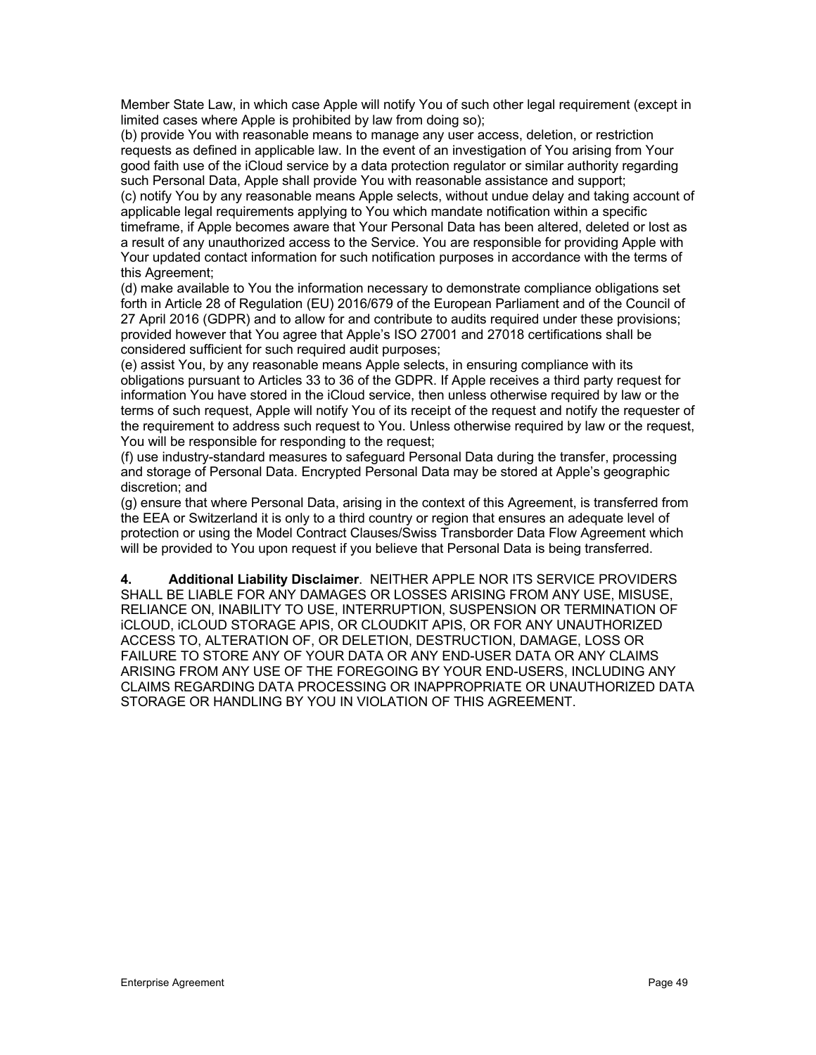Member State Law, in which case Apple will notify You of such other legal requirement (except in limited cases where Apple is prohibited by law from doing so);

(b) provide You with reasonable means to manage any user access, deletion, or restriction requests as defined in applicable law. In the event of an investigation of You arising from Your good faith use of the iCloud service by a data protection regulator or similar authority regarding such Personal Data, Apple shall provide You with reasonable assistance and support;

(c) notify You by any reasonable means Apple selects, without undue delay and taking account of applicable legal requirements applying to You which mandate notification within a specific timeframe, if Apple becomes aware that Your Personal Data has been altered, deleted or lost as a result of any unauthorized access to the Service. You are responsible for providing Apple with Your updated contact information for such notification purposes in accordance with the terms of this Agreement;

(d) make available to You the information necessary to demonstrate compliance obligations set forth in Article 28 of Regulation (EU) 2016/679 of the European Parliament and of the Council of 27 April 2016 (GDPR) and to allow for and contribute to audits required under these provisions; provided however that You agree that Apple's ISO 27001 and 27018 certifications shall be considered sufficient for such required audit purposes;

(e) assist You, by any reasonable means Apple selects, in ensuring compliance with its obligations pursuant to Articles 33 to 36 of the GDPR. If Apple receives a third party request for information You have stored in the iCloud service, then unless otherwise required by law or the terms of such request, Apple will notify You of its receipt of the request and notify the requester of the requirement to address such request to You. Unless otherwise required by law or the request, You will be responsible for responding to the request;

(f) use industry-standard measures to safeguard Personal Data during the transfer, processing and storage of Personal Data. Encrypted Personal Data may be stored at Apple's geographic discretion; and

(g) ensure that where Personal Data, arising in the context of this Agreement, is transferred from the EEA or Switzerland it is only to a third country or region that ensures an adequate level of protection or using the Model Contract Clauses/Swiss Transborder Data Flow Agreement which will be provided to You upon request if you believe that Personal Data is being transferred.

**4. Additional Liability Disclaimer**. NEITHER APPLE NOR ITS SERVICE PROVIDERS SHALL BE LIABLE FOR ANY DAMAGES OR LOSSES ARISING FROM ANY USE, MISUSE, RELIANCE ON, INABILITY TO USE, INTERRUPTION, SUSPENSION OR TERMINATION OF iCLOUD, iCLOUD STORAGE APIS, OR CLOUDKIT APIS, OR FOR ANY UNAUTHORIZED ACCESS TO, ALTERATION OF, OR DELETION, DESTRUCTION, DAMAGE, LOSS OR FAILURE TO STORE ANY OF YOUR DATA OR ANY END-USER DATA OR ANY CLAIMS ARISING FROM ANY USE OF THE FOREGOING BY YOUR END-USERS, INCLUDING ANY CLAIMS REGARDING DATA PROCESSING OR INAPPROPRIATE OR UNAUTHORIZED DATA STORAGE OR HANDLING BY YOU IN VIOLATION OF THIS AGREEMENT.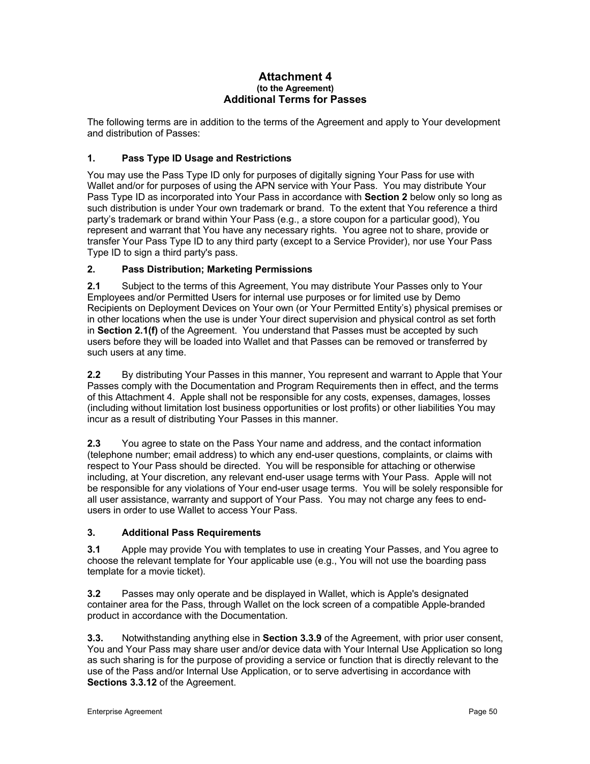# Attachment 4
**(to the Agreement)**
## Additional Terms for Passes

The following terms are in addition to the terms of the Agreement and apply to Your development and distribution of Passes:

### 1. Pass Type ID Usage and Restrictions

You may use the Pass Type ID only for purposes of digitally signing Your Pass for use with Wallet and/or for purposes of using the APN service with Your Pass. You may distribute Your Pass Type ID as incorporated into Your Pass in accordance with **Section 2** below only so long as such distribution is under Your own trademark or brand. To the extent that You reference a third party's trademark or brand within Your Pass (e.g., a store coupon for a particular good), You represent and warrant that You have any necessary rights. You agree not to share, provide or transfer Your Pass Type ID to any third party (except to a Service Provider), nor use Your Pass Type ID to sign a third party's pass.

### 2. Pass Distribution; Marketing Permissions

**2.1** Subject to the terms of this Agreement, You may distribute Your Passes only to Your Employees and/or Permitted Users for internal use purposes or for limited use by Demo Recipients on Deployment Devices on Your own (or Your Permitted Entity's) physical premises or in other locations when the use is under Your direct supervision and physical control as set forth in **Section 2.1(f)** of the Agreement. You understand that Passes must be accepted by such users before they will be loaded into Wallet and that Passes can be removed or transferred by such users at any time.

**2.2** By distributing Your Passes in this manner, You represent and warrant to Apple that Your Passes comply with the Documentation and Program Requirements then in effect, and the terms of this Attachment 4. Apple shall not be responsible for any costs, expenses, damages, losses (including without limitation lost business opportunities or lost profits) or other liabilities You may incur as a result of distributing Your Passes in this manner.

**2.3** You agree to state on the Pass Your name and address, and the contact information (telephone number; email address) to which any end-user questions, complaints, or claims with respect to Your Pass should be directed. You will be responsible for attaching or otherwise including, at Your discretion, any relevant end-user usage terms with Your Pass. Apple will not be responsible for any violations of Your end-user usage terms. You will be solely responsible for all user assistance, warranty and support of Your Pass. You may not charge any fees to end-users in order to use Wallet to access Your Pass.

### 3. Additional Pass Requirements

**3.1** Apple may provide You with templates to use in creating Your Passes, and You agree to choose the relevant template for Your applicable use (e.g., You will not use the boarding pass template for a movie ticket).

**3.2** Passes may only operate and be displayed in Wallet, which is Apple's designated container area for the Pass, through Wallet on the lock screen of a compatible Apple-branded product in accordance with the Documentation.

**3.3.** Notwithstanding anything else in **Section 3.3.9** of the Agreement, with prior user consent, You and Your Pass may share user and/or device data with Your Internal Use Application so long as such sharing is for the purpose of providing a service or function that is directly relevant to the use of the Pass and/or Internal Use Application, or to serve advertising in accordance with **Sections 3.3.12** of the Agreement.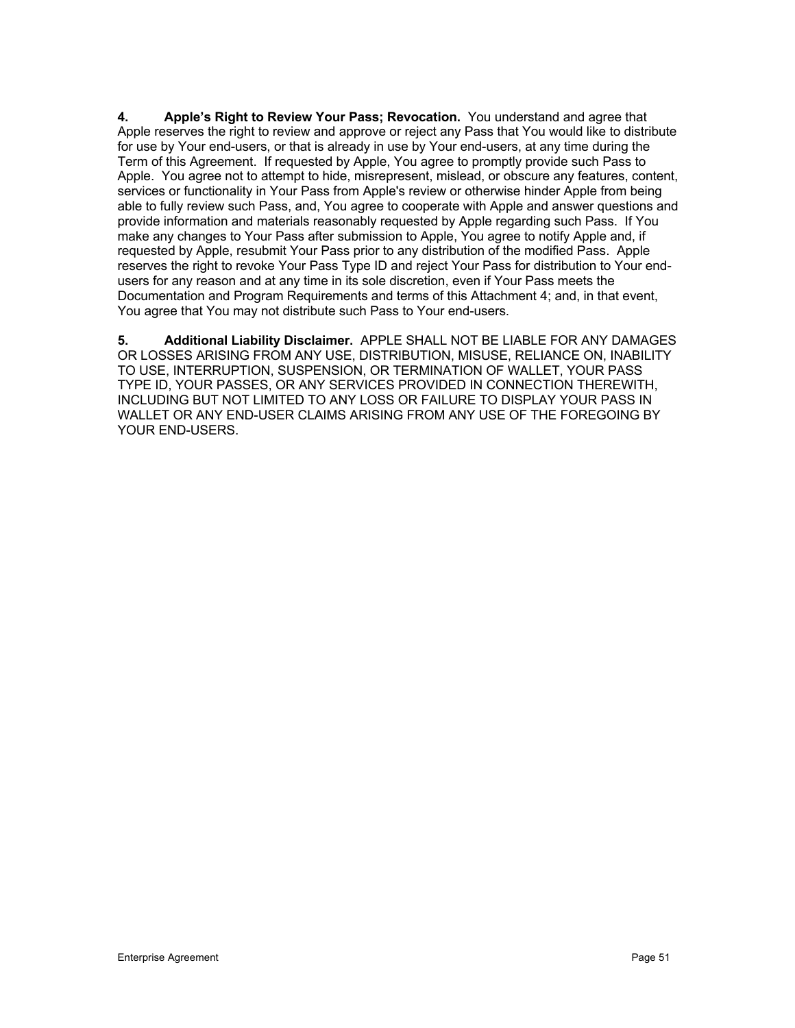**4. Apple's Right to Review Your Pass; Revocation.** You understand and agree that Apple reserves the right to review and approve or reject any Pass that You would like to distribute for use by Your end-users, or that is already in use by Your end-users, at any time during the Term of this Agreement. If requested by Apple, You agree to promptly provide such Pass to Apple. You agree not to attempt to hide, misrepresent, mislead, or obscure any features, content, services or functionality in Your Pass from Apple's review or otherwise hinder Apple from being able to fully review such Pass, and, You agree to cooperate with Apple and answer questions and provide information and materials reasonably requested by Apple regarding such Pass. If You make any changes to Your Pass after submission to Apple, You agree to notify Apple and, if requested by Apple, resubmit Your Pass prior to any distribution of the modified Pass. Apple reserves the right to revoke Your Pass Type ID and reject Your Pass for distribution to Your end-users for any reason and at any time in its sole discretion, even if Your Pass meets the Documentation and Program Requirements and terms of this Attachment 4; and, in that event, You agree that You may not distribute such Pass to Your end-users.

**5. Additional Liability Disclaimer.** APPLE SHALL NOT BE LIABLE FOR ANY DAMAGES OR LOSSES ARISING FROM ANY USE, DISTRIBUTION, MISUSE, RELIANCE ON, INABILITY TO USE, INTERRUPTION, SUSPENSION, OR TERMINATION OF WALLET, YOUR PASS TYPE ID, YOUR PASSES, OR ANY SERVICES PROVIDED IN CONNECTION THEREWITH, INCLUDING BUT NOT LIMITED TO ANY LOSS OR FAILURE TO DISPLAY YOUR PASS IN WALLET OR ANY END-USER CLAIMS ARISING FROM ANY USE OF THE FOREGOING BY YOUR END-USERS.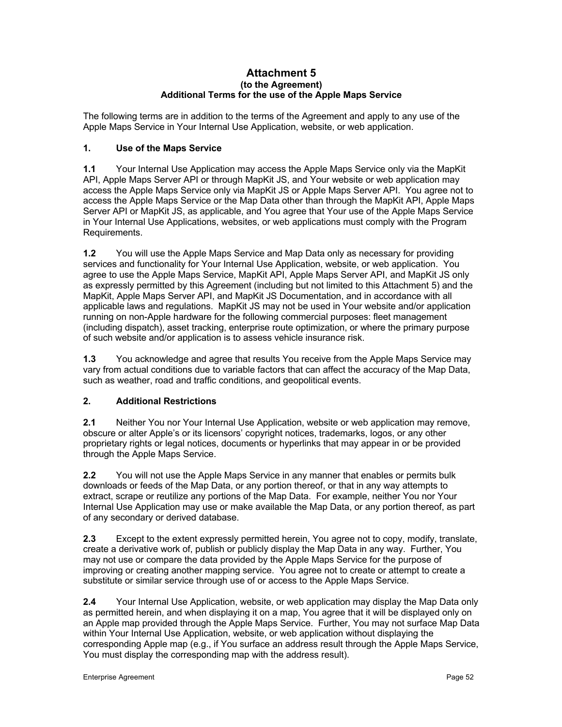# Attachment 5
**(to the Agreement)**
**Additional Terms for the use of the Apple Maps Service**

The following terms are in addition to the terms of the Agreement and apply to any use of the Apple Maps Service in Your Internal Use Application, website, or web application.

## 1. Use of the Maps Service

**1.1** Your Internal Use Application may access the Apple Maps Service only via the MapKit API, Apple Maps Server API or through MapKit JS, and Your website or web application may access the Apple Maps Service only via MapKit JS or Apple Maps Server API. You agree not to access the Apple Maps Service or the Map Data other than through the MapKit API, Apple Maps Server API or MapKit JS, as applicable, and You agree that Your use of the Apple Maps Service in Your Internal Use Applications, websites, or web applications must comply with the Program Requirements.

**1.2** You will use the Apple Maps Service and Map Data only as necessary for providing services and functionality for Your Internal Use Application, website, or web application. You agree to use the Apple Maps Service, MapKit API, Apple Maps Server API, and MapKit JS only as expressly permitted by this Agreement (including but not limited to this Attachment 5) and the MapKit, Apple Maps Server API, and MapKit JS Documentation, and in accordance with all applicable laws and regulations. MapKit JS may not be used in Your website and/or application running on non-Apple hardware for the following commercial purposes: fleet management (including dispatch), asset tracking, enterprise route optimization, or where the primary purpose of such website and/or application is to assess vehicle insurance risk.

**1.3** You acknowledge and agree that results You receive from the Apple Maps Service may vary from actual conditions due to variable factors that can affect the accuracy of the Map Data, such as weather, road and traffic conditions, and geopolitical events.

## 2. Additional Restrictions

**2.1** Neither You nor Your Internal Use Application, website or web application may remove, obscure or alter Apple's or its licensors' copyright notices, trademarks, logos, or any other proprietary rights or legal notices, documents or hyperlinks that may appear in or be provided through the Apple Maps Service.

**2.2** You will not use the Apple Maps Service in any manner that enables or permits bulk downloads or feeds of the Map Data, or any portion thereof, or that in any way attempts to extract, scrape or reutilize any portions of the Map Data. For example, neither You nor Your Internal Use Application may use or make available the Map Data, or any portion thereof, as part of any secondary or derived database.

**2.3** Except to the extent expressly permitted herein, You agree not to copy, modify, translate, create a derivative work of, publish or publicly display the Map Data in any way. Further, You may not use or compare the data provided by the Apple Maps Service for the purpose of improving or creating another mapping service. You agree not to create or attempt to create a substitute or similar service through use of or access to the Apple Maps Service.

**2.4** Your Internal Use Application, website, or web application may display the Map Data only as permitted herein, and when displaying it on a map, You agree that it will be displayed only on an Apple map provided through the Apple Maps Service. Further, You may not surface Map Data within Your Internal Use Application, website, or web application without displaying the corresponding Apple map (e.g., if You surface an address result through the Apple Maps Service, You must display the corresponding map with the address result).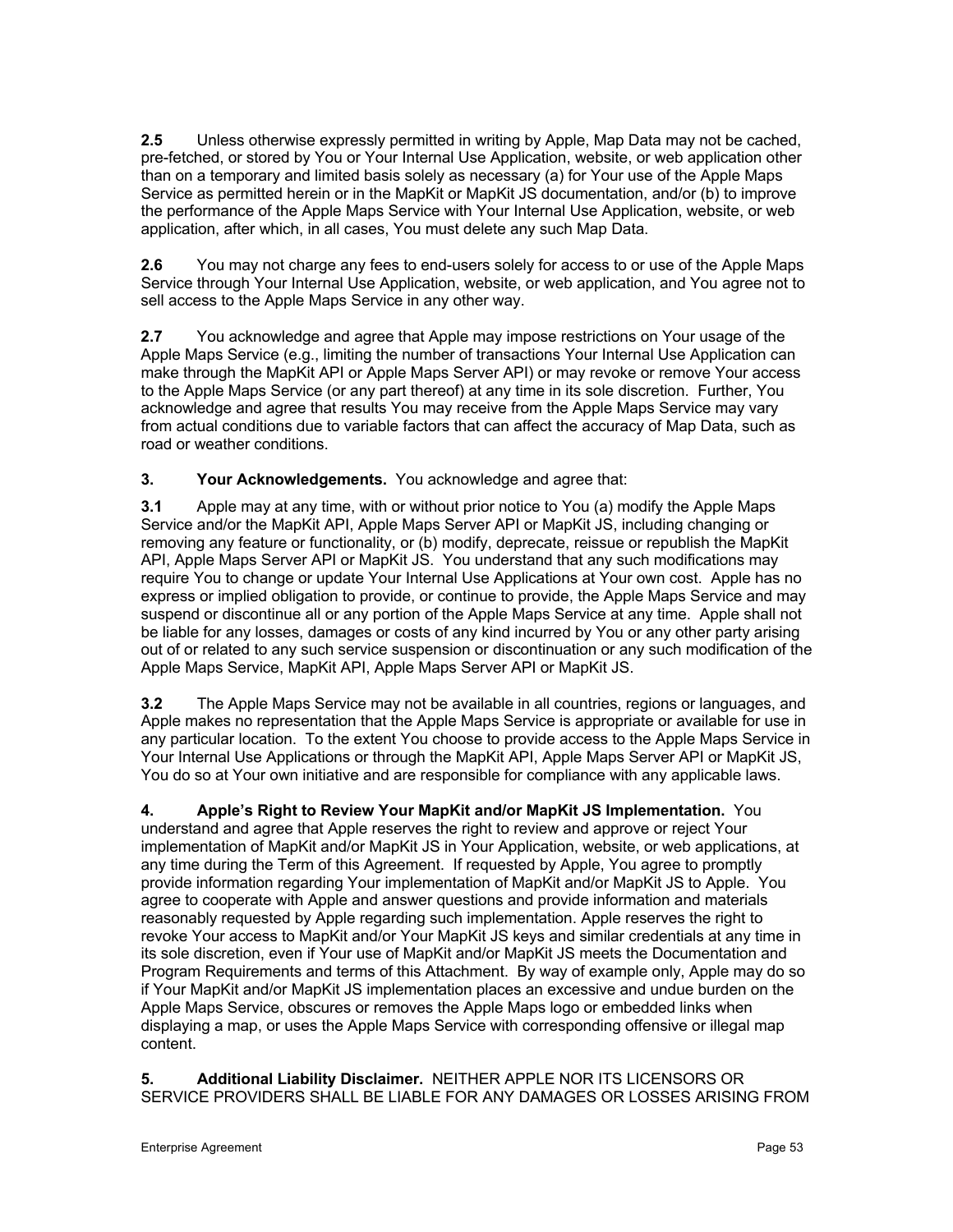**2.5** Unless otherwise expressly permitted in writing by Apple, Map Data may not be cached, pre-fetched, or stored by You or Your Internal Use Application, website, or web application other than on a temporary and limited basis solely as necessary (a) for Your use of the Apple Maps Service as permitted herein or in the MapKit or MapKit JS documentation, and/or (b) to improve the performance of the Apple Maps Service with Your Internal Use Application, website, or web application, after which, in all cases, You must delete any such Map Data.

**2.6** You may not charge any fees to end-users solely for access to or use of the Apple Maps Service through Your Internal Use Application, website, or web application, and You agree not to sell access to the Apple Maps Service in any other way.

**2.7** You acknowledge and agree that Apple may impose restrictions on Your usage of the Apple Maps Service (e.g., limiting the number of transactions Your Internal Use Application can make through the MapKit API or Apple Maps Server API) or may revoke or remove Your access to the Apple Maps Service (or any part thereof) at any time in its sole discretion. Further, You acknowledge and agree that results You may receive from the Apple Maps Service may vary from actual conditions due to variable factors that can affect the accuracy of Map Data, such as road or weather conditions.

**3. Your Acknowledgements.** You acknowledge and agree that:

**3.1** Apple may at any time, with or without prior notice to You (a) modify the Apple Maps Service and/or the MapKit API, Apple Maps Server API or MapKit JS, including changing or removing any feature or functionality, or (b) modify, deprecate, reissue or republish the MapKit API, Apple Maps Server API or MapKit JS. You understand that any such modifications may require You to change or update Your Internal Use Applications at Your own cost. Apple has no express or implied obligation to provide, or continue to provide, the Apple Maps Service and may suspend or discontinue all or any portion of the Apple Maps Service at any time. Apple shall not be liable for any losses, damages or costs of any kind incurred by You or any other party arising out of or related to any such service suspension or discontinuation or any such modification of the Apple Maps Service, MapKit API, Apple Maps Server API or MapKit JS.

**3.2** The Apple Maps Service may not be available in all countries, regions or languages, and Apple makes no representation that the Apple Maps Service is appropriate or available for use in any particular location. To the extent You choose to provide access to the Apple Maps Service in Your Internal Use Applications or through the MapKit API, Apple Maps Server API or MapKit JS, You do so at Your own initiative and are responsible for compliance with any applicable laws.

**4. Apple's Right to Review Your MapKit and/or MapKit JS Implementation.** You understand and agree that Apple reserves the right to review and approve or reject Your implementation of MapKit and/or MapKit JS in Your Application, website, or web applications, at any time during the Term of this Agreement. If requested by Apple, You agree to promptly provide information regarding Your implementation of MapKit and/or MapKit JS to Apple. You agree to cooperate with Apple and answer questions and provide information and materials reasonably requested by Apple regarding such implementation. Apple reserves the right to revoke Your access to MapKit and/or Your MapKit JS keys and similar credentials at any time in its sole discretion, even if Your use of MapKit and/or MapKit JS meets the Documentation and Program Requirements and terms of this Attachment. By way of example only, Apple may do so if Your MapKit and/or MapKit JS implementation places an excessive and undue burden on the Apple Maps Service, obscures or removes the Apple Maps logo or embedded links when displaying a map, or uses the Apple Maps Service with corresponding offensive or illegal map content.

**5. Additional Liability Disclaimer.** NEITHER APPLE NOR ITS LICENSORS OR SERVICE PROVIDERS SHALL BE LIABLE FOR ANY DAMAGES OR LOSSES ARISING FROM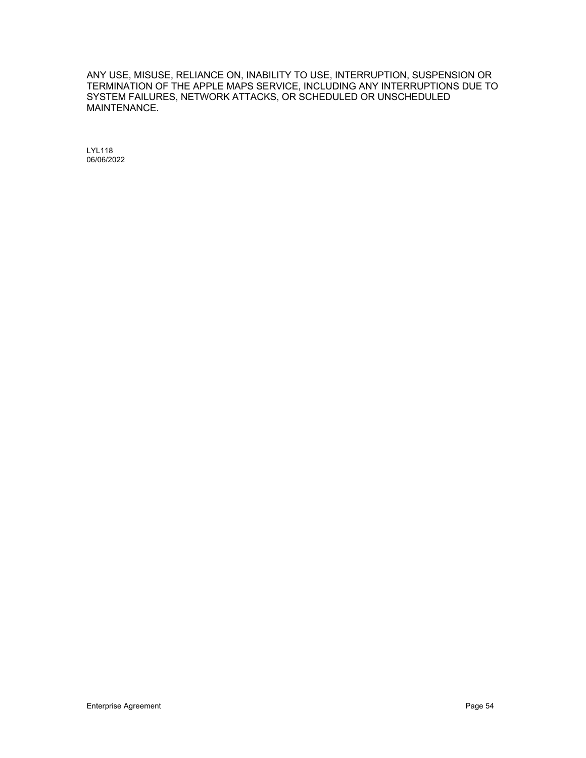ANY USE, MISUSE, RELIANCE ON, INABILITY TO USE, INTERRUPTION, SUSPENSION OR TERMINATION OF THE APPLE MAPS SERVICE, INCLUDING ANY INTERRUPTIONS DUE TO SYSTEM FAILURES, NETWORK ATTACKS, OR SCHEDULED OR UNSCHEDULED MAINTENANCE.

LYL118
06/06/2022